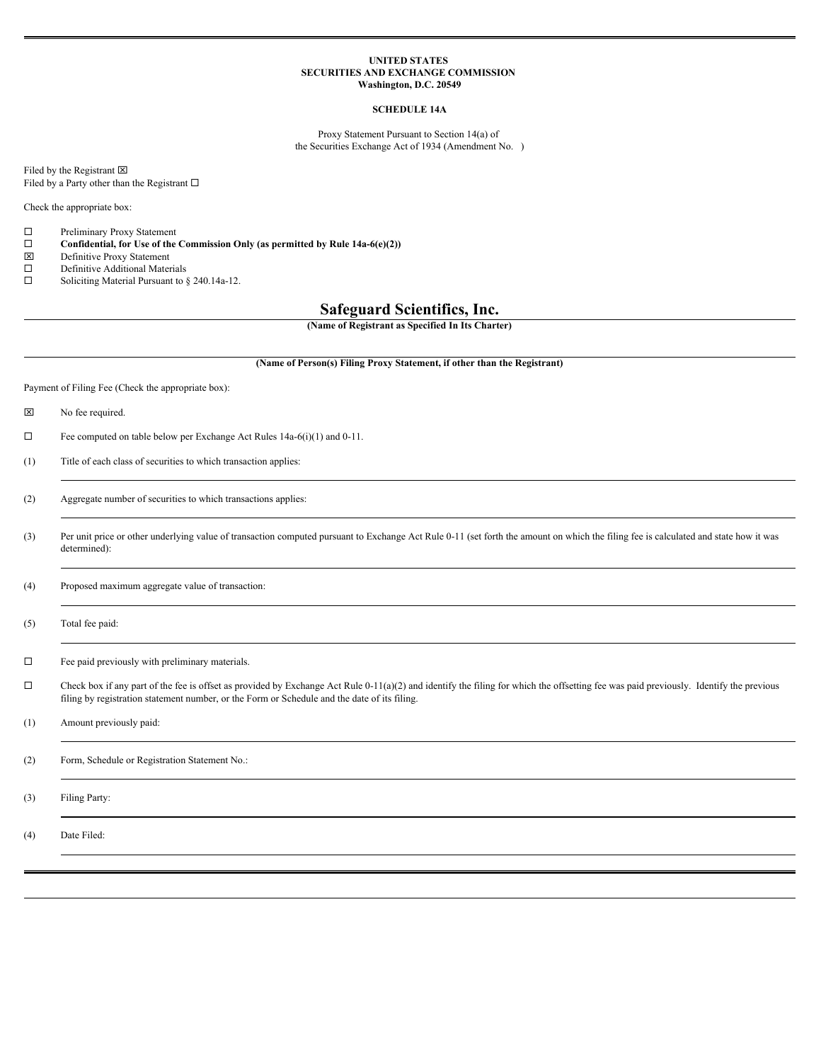**UNITED STATES**
**SECURITIES AND EXCHANGE COMMISSION**
**Washington, D.C. 20549**

**SCHEDULE 14A**

Proxy Statement Pursuant to Section 14(a) of
the Securities Exchange Act of 1934 (Amendment No. )

Filed by the Registrant ☒
Filed by a Party other than the Registrant ☐

Check the appropriate box:

☐ Preliminary Proxy Statement
☐ **Confidential, for Use of the Commission Only (as permitted by Rule 14a-6(e)(2))**
☒ Definitive Proxy Statement
☐ Definitive Additional Materials
☐ Soliciting Material Pursuant to § 240.14a-12.

# Safeguard Scientifics, Inc.

**(Name of Registrant as Specified In Its Charter)**

**(Name of Person(s) Filing Proxy Statement, if other than the Registrant)**

Payment of Filing Fee (Check the appropriate box):

☒ No fee required.

☐ Fee computed on table below per Exchange Act Rules 14a-6(i)(1) and 0-11.

(1) Title of each class of securities to which transaction applies:

(2) Aggregate number of securities to which transactions applies:

(3) Per unit price or other underlying value of transaction computed pursuant to Exchange Act Rule 0-11 (set forth the amount on which the filing fee is calculated and state how it was determined):

(4) Proposed maximum aggregate value of transaction:

(5) Total fee paid:

☐ Fee paid previously with preliminary materials.

☐ Check box if any part of the fee is offset as provided by Exchange Act Rule 0-11(a)(2) and identify the filing for which the offsetting fee was paid previously. Identify the previous filing by registration statement number, or the Form or Schedule and the date of its filing.

(1) Amount previously paid:

(2) Form, Schedule or Registration Statement No.:

(3) Filing Party:

(4) Date Filed: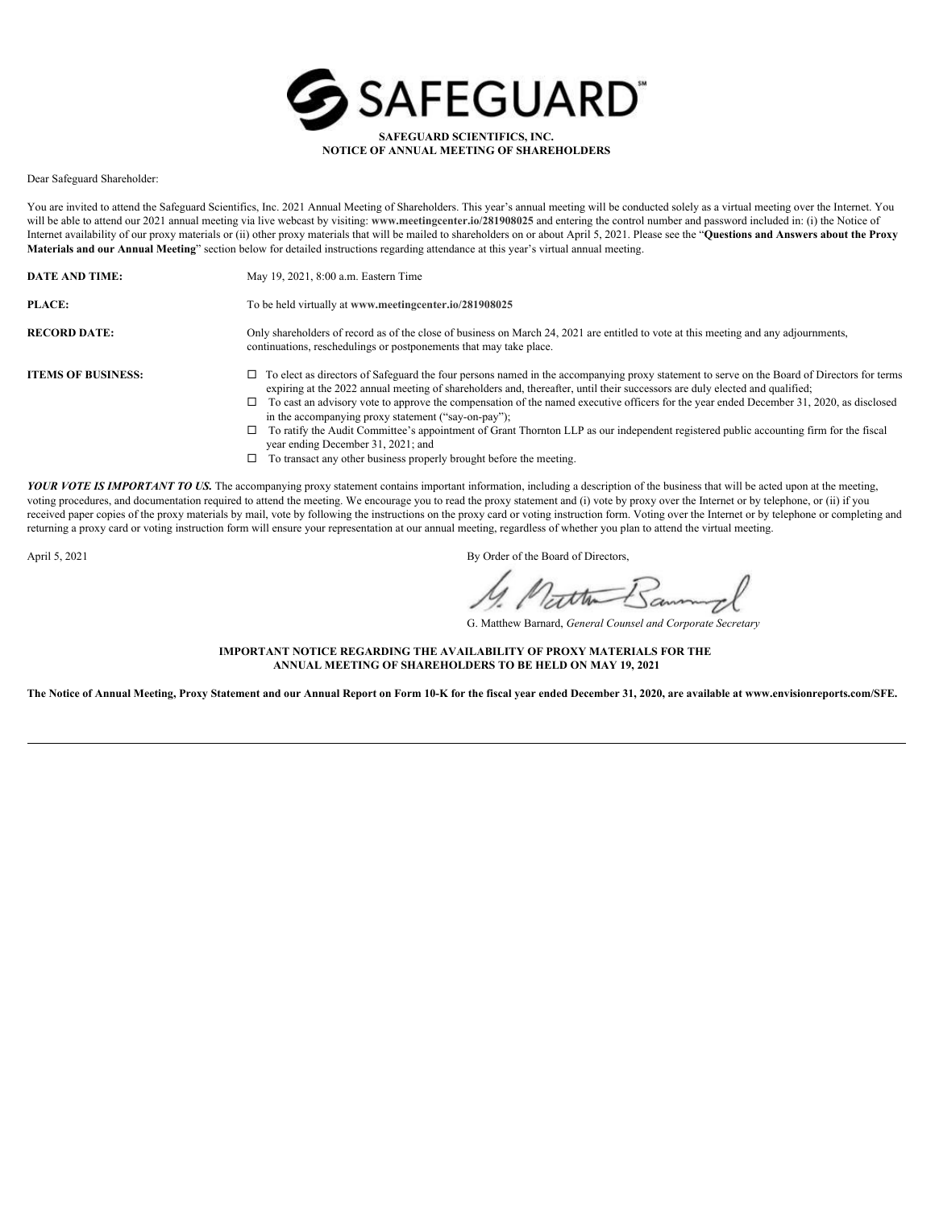**SAFEGUARD SCIENTIFICS, INC.**
**NOTICE OF ANNUAL MEETING OF SHAREHOLDERS**

Dear Safeguard Shareholder:

You are invited to attend the Safeguard Scientifics, Inc. 2021 Annual Meeting of Shareholders. This year's annual meeting will be conducted solely as a virtual meeting over the Internet. You will be able to attend our 2021 annual meeting via live webcast by visiting: **www.meetingcenter.io/281908025** and entering the control number and password included in: (i) the Notice of Internet availability of our proxy materials or (ii) other proxy materials that will be mailed to shareholders on or about April 5, 2021. Please see the "**Questions and Answers about the Proxy Materials and our Annual Meeting**" section below for detailed instructions regarding attendance at this year's virtual annual meeting.

| | |
|---|---|
| **DATE AND TIME:** | May 19, 2021, 8:00 a.m. Eastern Time |
| **PLACE:** | To be held virtually at **www.meetingcenter.io/281908025** |
| **RECORD DATE:** | Only shareholders of record as of the close of business on March 24, 2021 are entitled to vote at this meeting and any adjournments, continuations, reschedulings or postponements that may take place. |
| **ITEMS OF BUSINESS:** | ☐ To elect as directors of Safeguard the four persons named in the accompanying proxy statement to serve on the Board of Directors for terms expiring at the 2022 annual meeting of shareholders and, thereafter, until their successors are duly elected and qualified; ☐ To cast an advisory vote to approve the compensation of the named executive officers for the year ended December 31, 2020, as disclosed in the accompanying proxy statement ("say-on-pay"); ☐ To ratify the Audit Committee's appointment of Grant Thornton LLP as our independent registered public accounting firm for the fiscal year ending December 31, 2021; and ☐ To transact any other business properly brought before the meeting. |

***YOUR VOTE IS IMPORTANT TO US.*** The accompanying proxy statement contains important information, including a description of the business that will be acted upon at the meeting, voting procedures, and documentation required to attend the meeting. We encourage you to read the proxy statement and (i) vote by proxy over the Internet or by telephone, or (ii) if you received paper copies of the proxy materials by mail, vote by following the instructions on the proxy card or voting instruction form. Voting over the Internet or by telephone or completing and returning a proxy card or voting instruction form will ensure your representation at our annual meeting, regardless of whether you plan to attend the virtual meeting.

April 5, 2021

By Order of the Board of Directors,

G. Matthew Barnard, *General Counsel and Corporate Secretary*

**IMPORTANT NOTICE REGARDING THE AVAILABILITY OF PROXY MATERIALS FOR THE ANNUAL MEETING OF SHAREHOLDERS TO BE HELD ON MAY 19, 2021**

**The Notice of Annual Meeting, Proxy Statement and our Annual Report on Form 10-K for the fiscal year ended December 31, 2020, are available at www.envisionreports.com/SFE.**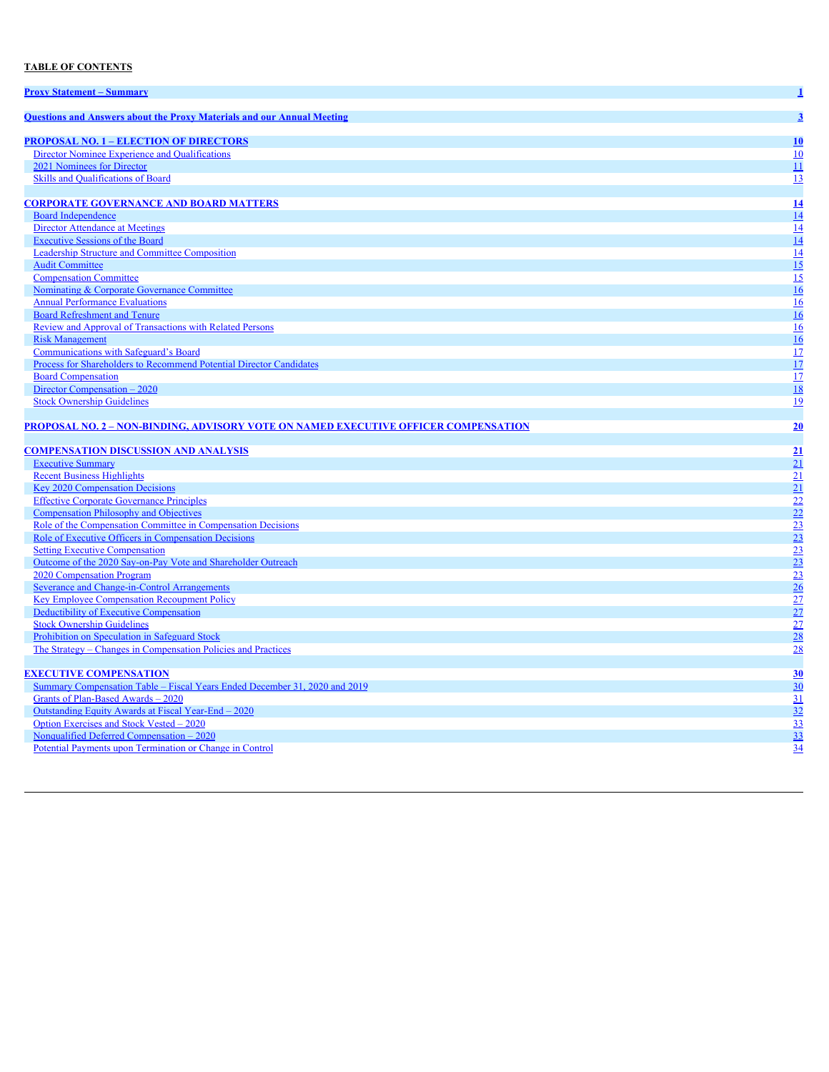**TABLE OF CONTENTS**

| | |
|---|---|
| **Proxy Statement – Summary** | **1** |
| **Questions and Answers about the Proxy Materials and our Annual Meeting** | **3** |
| **PROPOSAL NO. 1 – ELECTION OF DIRECTORS** | **10** |
| Director Nominee Experience and Qualifications | 10 |
| 2021 Nominees for Director | 11 |
| Skills and Qualifications of Board | 13 |
| **CORPORATE GOVERNANCE AND BOARD MATTERS** | **14** |
| Board Independence | 14 |
| Director Attendance at Meetings | 14 |
| Executive Sessions of the Board | 14 |
| Leadership Structure and Committee Composition | 14 |
| Audit Committee | 15 |
| Compensation Committee | 15 |
| Nominating & Corporate Governance Committee | 16 |
| Annual Performance Evaluations | 16 |
| Board Refreshment and Tenure | 16 |
| Review and Approval of Transactions with Related Persons | 16 |
| Risk Management | 16 |
| Communications with Safeguard's Board | 17 |
| Process for Shareholders to Recommend Potential Director Candidates | 17 |
| Board Compensation | 17 |
| Director Compensation – 2020 | 18 |
| Stock Ownership Guidelines | 19 |
| **PROPOSAL NO. 2 – NON-BINDING, ADVISORY VOTE ON NAMED EXECUTIVE OFFICER COMPENSATION** | **20** |
| **COMPENSATION DISCUSSION AND ANALYSIS** | **21** |
| Executive Summary | 21 |
| Recent Business Highlights | 21 |
| Key 2020 Compensation Decisions | 21 |
| Effective Corporate Governance Principles | 22 |
| Compensation Philosophy and Objectives | 22 |
| Role of the Compensation Committee in Compensation Decisions | 23 |
| Role of Executive Officers in Compensation Decisions | 23 |
| Setting Executive Compensation | 23 |
| Outcome of the 2020 Say-on-Pay Vote and Shareholder Outreach | 23 |
| 2020 Compensation Program | 23 |
| Severance and Change-in-Control Arrangements | 26 |
| Key Employee Compensation Recoupment Policy | 27 |
| Deductibility of Executive Compensation | 27 |
| Stock Ownership Guidelines | 27 |
| Prohibition on Speculation in Safeguard Stock | 28 |
| The Strategy – Changes in Compensation Policies and Practices | 28 |
| **EXECUTIVE COMPENSATION** | **30** |
| Summary Compensation Table – Fiscal Years Ended December 31, 2020 and 2019 | 30 |
| Grants of Plan-Based Awards – 2020 | 31 |
| Outstanding Equity Awards at Fiscal Year-End – 2020 | 32 |
| Option Exercises and Stock Vested – 2020 | 33 |
| Nonqualified Deferred Compensation – 2020 | 33 |
| Potential Payments upon Termination or Change in Control | 34 |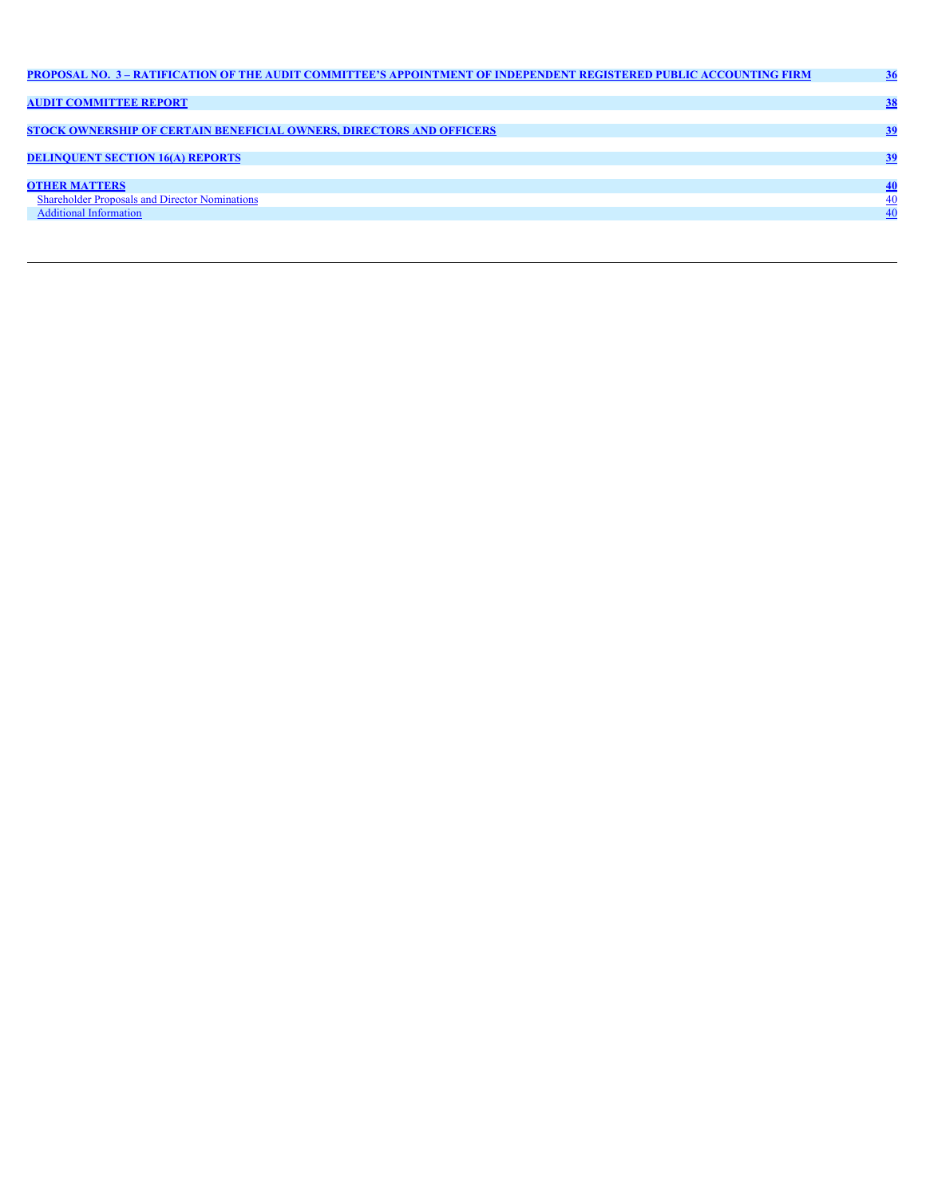| | |
|---|---|
| **PROPOSAL NO. 3 – RATIFICATION OF THE AUDIT COMMITTEE’S APPOINTMENT OF INDEPENDENT REGISTERED PUBLIC ACCOUNTING FIRM** | **36** |
| **AUDIT COMMITTEE REPORT** | **38** |
| **STOCK OWNERSHIP OF CERTAIN BENEFICIAL OWNERS, DIRECTORS AND OFFICERS** | **39** |
| **DELINQUENT SECTION 16(A) REPORTS** | **39** |
| **OTHER MATTERS** | **40** |
| Shareholder Proposals and Director Nominations | 40 |
| Additional Information | 40 |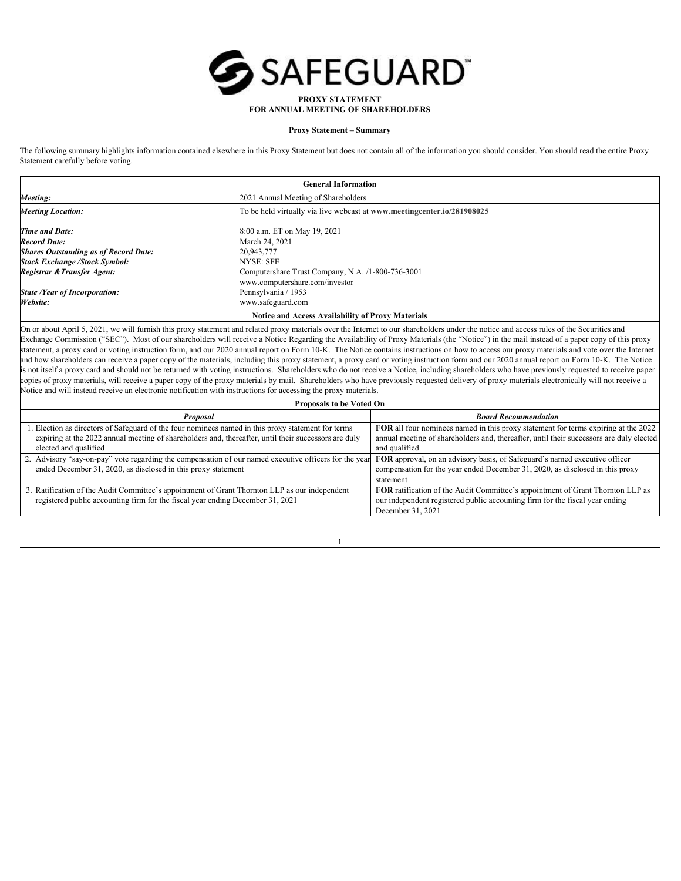# SAFEGUARD℠

**PROXY STATEMENT**
**FOR ANNUAL MEETING OF SHAREHOLDERS**

**Proxy Statement – Summary**

The following summary highlights information contained elsewhere in this Proxy Statement but does not contain all of the information you should consider. You should read the entire Proxy Statement carefully before voting.

| **General Information** | |
|---|---|
| ***Meeting:*** | 2021 Annual Meeting of Shareholders |
| ***Meeting Location:*** | To be held virtually via live webcast at **www.meetingcenter.io/281908025** |
| ***Time and Date:*** | 8:00 a.m. ET on May 19, 2021 |
| ***Record Date:*** | March 24, 2021 |
| ***Shares Outstanding as of Record Date:*** | 20,943,777 |
| ***Stock Exchange /Stock Symbol:*** | NYSE: SFE |
| ***Registrar &Transfer Agent:*** | Computershare Trust Company, N.A. /1-800-736-3001<br>www.computershare.com/investor |
| ***State /Year of Incorporation:*** | Pennsylvania / 1953 |
| ***Website:*** | www.safeguard.com |

**Notice and Access Availability of Proxy Materials**

On or about April 5, 2021, we will furnish this proxy statement and related proxy materials over the Internet to our shareholders under the notice and access rules of the Securities and Exchange Commission ("SEC"). Most of our shareholders will receive a Notice Regarding the Availability of Proxy Materials (the "Notice") in the mail instead of a paper copy of this proxy statement, a proxy card or voting instruction form, and our 2020 annual report on Form 10-K. The Notice contains instructions on how to access our proxy materials and vote over the Internet and how shareholders can receive a paper copy of the materials, including this proxy statement, a proxy card or voting instruction form and our 2020 annual report on Form 10-K. The Notice is not itself a proxy card and should not be returned with voting instructions. Shareholders who do not receive a Notice, including shareholders who have previously requested to receive paper copies of proxy materials, will receive a paper copy of the proxy materials by mail. Shareholders who have previously requested delivery of proxy materials electronically will not receive a Notice and will instead receive an electronic notification with instructions for accessing the proxy materials.

**Proposals to be Voted On**

| ***Proposal*** | ***Board Recommendation*** |
|---|---|
| 1. Election as directors of Safeguard of the four nominees named in this proxy statement for terms expiring at the 2022 annual meeting of shareholders and, thereafter, until their successors are duly elected and qualified | **FOR** all four nominees named in this proxy statement for terms expiring at the 2022 annual meeting of shareholders and, thereafter, until their successors are duly elected and qualified |
| 2. Advisory "say-on-pay" vote regarding the compensation of our named executive officers for the year ended December 31, 2020, as disclosed in this proxy statement | **FOR** approval, on an advisory basis, of Safeguard's named executive officer compensation for the year ended December 31, 2020, as disclosed in this proxy statement |
| 3. Ratification of the Audit Committee's appointment of Grant Thornton LLP as our independent registered public accounting firm for the fiscal year ending December 31, 2021 | **FOR** ratification of the Audit Committee's appointment of Grant Thornton LLP as our independent registered public accounting firm for the fiscal year ending December 31, 2021 |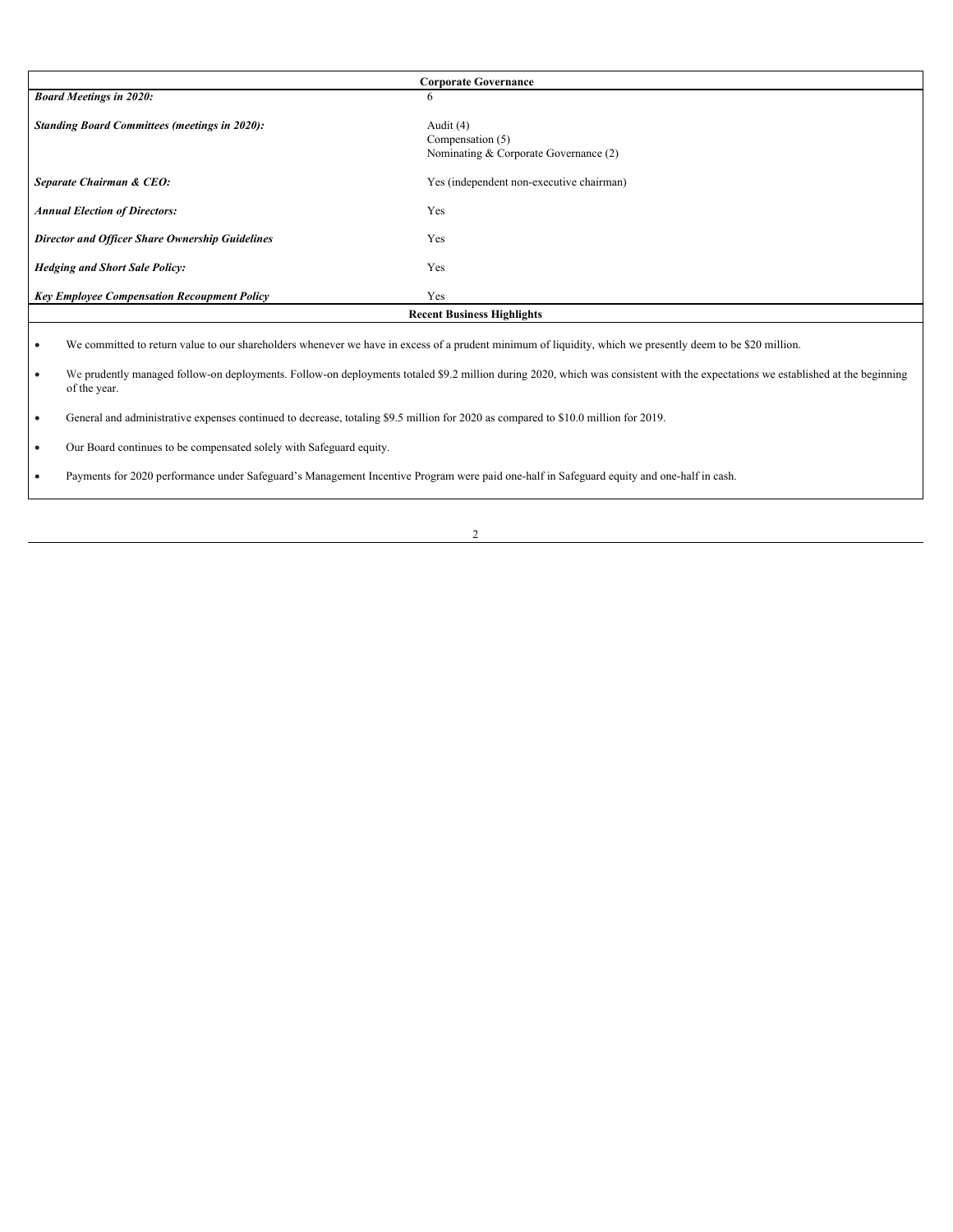| Corporate Governance | |
|---|---|
| ***Board Meetings in 2020:*** | 6 |
| ***Standing Board Committees (meetings in 2020):*** | Audit (4)<br>Compensation (5)<br>Nominating & Corporate Governance (2) |
| ***Separate Chairman & CEO:*** | Yes (independent non-executive chairman) |
| ***Annual Election of Directors:*** | Yes |
| ***Director and Officer Share Ownership Guidelines*** | Yes |
| ***Hedging and Short Sale Policy:*** | Yes |
| ***Key Employee Compensation Recoupment Policy*** | Yes |

**Recent Business Highlights**

- We committed to return value to our shareholders whenever we have in excess of a prudent minimum of liquidity, which we presently deem to be $20 million.
- We prudently managed follow-on deployments. Follow-on deployments totaled $9.2 million during 2020, which was consistent with the expectations we established at the beginning of the year.
- General and administrative expenses continued to decrease, totaling $9.5 million for 2020 as compared to $10.0 million for 2019.
- Our Board continues to be compensated solely with Safeguard equity.
- Payments for 2020 performance under Safeguard's Management Incentive Program were paid one-half in Safeguard equity and one-half in cash.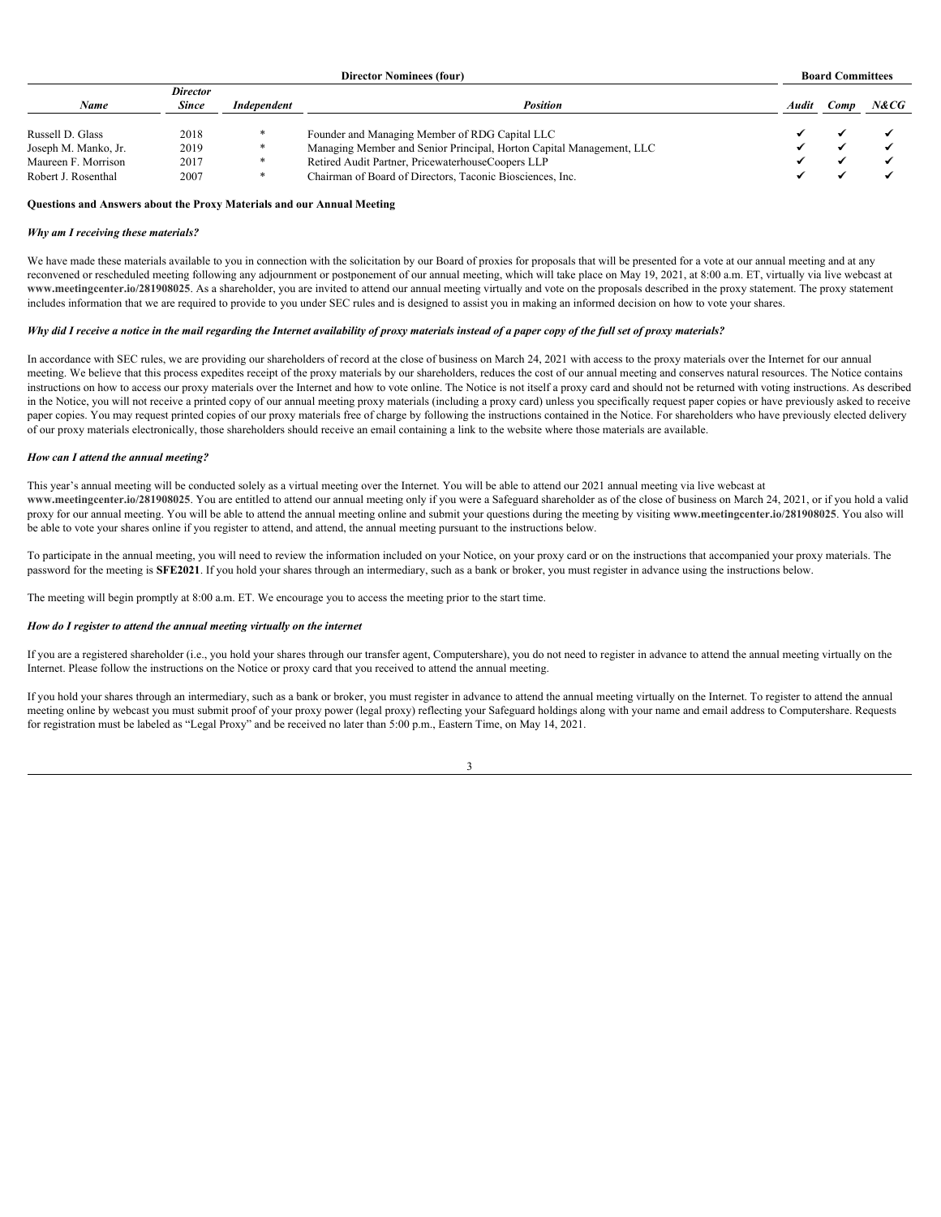| Director Nominees (four) | | | | Board Committees | | |
|---|---|---|---|---|---|---|
| *Name* | *Director Since* | *Independent* | *Position* | *Audit* | *Comp* | *N&CG* |
| Russell D. Glass | 2018 | * | Founder and Managing Member of RDG Capital LLC | ✔ | ✔ | ✔ |
| Joseph M. Manko, Jr. | 2019 | * | Managing Member and Senior Principal, Horton Capital Management, LLC | ✔ | ✔ | ✔ |
| Maureen F. Morrison | 2017 | * | Retired Audit Partner, PricewaterhouseCoopers LLP | ✔ | ✔ | ✔ |
| Robert J. Rosenthal | 2007 | * | Chairman of Board of Directors, Taconic Biosciences, Inc. | ✔ | ✔ | ✔ |

**Questions and Answers about the Proxy Materials and our Annual Meeting**

***Why am I receiving these materials?***

We have made these materials available to you in connection with the solicitation by our Board of proxies for proposals that will be presented for a vote at our annual meeting and at any reconvened or rescheduled meeting following any adjournment or postponement of our annual meeting, which will take place on May 19, 2021, at 8:00 a.m. ET, virtually via live webcast at **www.meetingcenter.io/281908025**. As a shareholder, you are invited to attend our annual meeting virtually and vote on the proposals described in the proxy statement. The proxy statement includes information that we are required to provide to you under SEC rules and is designed to assist you in making an informed decision on how to vote your shares.

***Why did I receive a notice in the mail regarding the Internet availability of proxy materials instead of a paper copy of the full set of proxy materials?***

In accordance with SEC rules, we are providing our shareholders of record at the close of business on March 24, 2021 with access to the proxy materials over the Internet for our annual meeting. We believe that this process expedites receipt of the proxy materials by our shareholders, reduces the cost of our annual meeting and conserves natural resources. The Notice contains instructions on how to access our proxy materials over the Internet and how to vote online. The Notice is not itself a proxy card and should not be returned with voting instructions. As described in the Notice, you will not receive a printed copy of our annual meeting proxy materials (including a proxy card) unless you specifically request paper copies or have previously asked to receive paper copies. You may request printed copies of our proxy materials free of charge by following the instructions contained in the Notice. For shareholders who have previously elected delivery of our proxy materials electronically, those shareholders should receive an email containing a link to the website where those materials are available.

***How can I attend the annual meeting?***

This year's annual meeting will be conducted solely as a virtual meeting over the Internet. You will be able to attend our 2021 annual meeting via live webcast at **www.meetingcenter.io/281908025**. You are entitled to attend our annual meeting only if you were a Safeguard shareholder as of the close of business on March 24, 2021, or if you hold a valid proxy for our annual meeting. You will be able to attend the annual meeting online and submit your questions during the meeting by visiting **www.meetingcenter.io/281908025**. You also will be able to vote your shares online if you register to attend, and attend, the annual meeting pursuant to the instructions below.

To participate in the annual meeting, you will need to review the information included on your Notice, on your proxy card or on the instructions that accompanied your proxy materials. The password for the meeting is **SFE2021**. If you hold your shares through an intermediary, such as a bank or broker, you must register in advance using the instructions below.

The meeting will begin promptly at 8:00 a.m. ET. We encourage you to access the meeting prior to the start time.

***How do I register to attend the annual meeting virtually on the internet***

If you are a registered shareholder (i.e., you hold your shares through our transfer agent, Computershare), you do not need to register in advance to attend the annual meeting virtually on the Internet. Please follow the instructions on the Notice or proxy card that you received to attend the annual meeting.

If you hold your shares through an intermediary, such as a bank or broker, you must register in advance to attend the annual meeting virtually on the Internet. To register to attend the annual meeting online by webcast you must submit proof of your proxy power (legal proxy) reflecting your Safeguard holdings along with your name and email address to Computershare. Requests for registration must be labeled as "Legal Proxy" and be received no later than 5:00 p.m., Eastern Time, on May 14, 2021.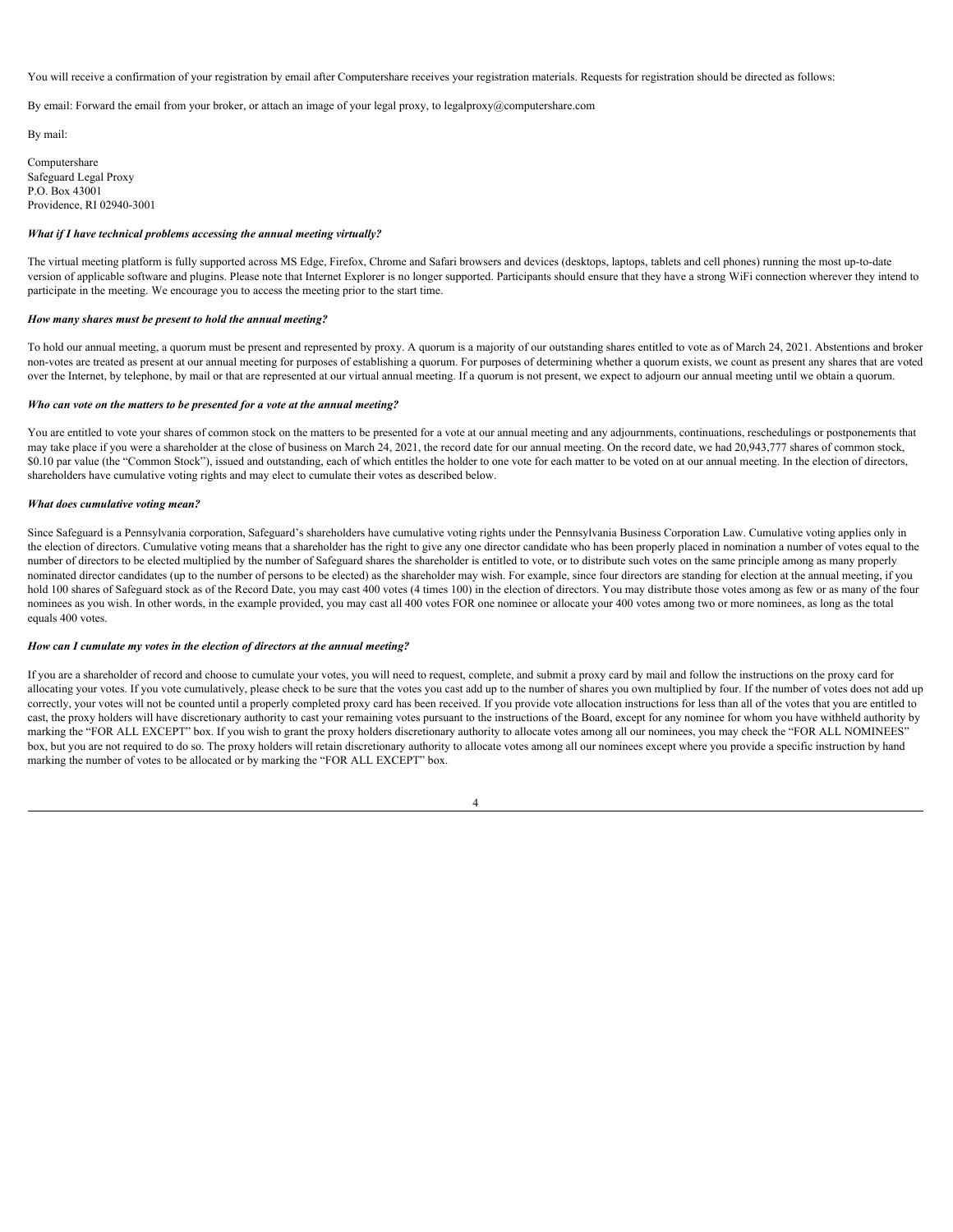You will receive a confirmation of your registration by email after Computershare receives your registration materials. Requests for registration should be directed as follows:

By email: Forward the email from your broker, or attach an image of your legal proxy, to legalproxy@computershare.com

By mail:

Computershare
Safeguard Legal Proxy
P.O. Box 43001
Providence, RI 02940-3001

***What if I have technical problems accessing the annual meeting virtually?***

The virtual meeting platform is fully supported across MS Edge, Firefox, Chrome and Safari browsers and devices (desktops, laptops, tablets and cell phones) running the most up-to-date version of applicable software and plugins. Please note that Internet Explorer is no longer supported. Participants should ensure that they have a strong WiFi connection wherever they intend to participate in the meeting. We encourage you to access the meeting prior to the start time.

***How many shares must be present to hold the annual meeting?***

To hold our annual meeting, a quorum must be present and represented by proxy. A quorum is a majority of our outstanding shares entitled to vote as of March 24, 2021. Abstentions and broker non-votes are treated as present at our annual meeting for purposes of establishing a quorum. For purposes of determining whether a quorum exists, we count as present any shares that are voted over the Internet, by telephone, by mail or that are represented at our virtual annual meeting. If a quorum is not present, we expect to adjourn our annual meeting until we obtain a quorum.

***Who can vote on the matters to be presented for a vote at the annual meeting?***

You are entitled to vote your shares of common stock on the matters to be presented for a vote at our annual meeting and any adjournments, continuations, reschedulings or postponements that may take place if you were a shareholder at the close of business on March 24, 2021, the record date for our annual meeting. On the record date, we had 20,943,777 shares of common stock, $0.10 par value (the "Common Stock"), issued and outstanding, each of which entitles the holder to one vote for each matter to be voted on at our annual meeting. In the election of directors, shareholders have cumulative voting rights and may elect to cumulate their votes as described below.

***What does cumulative voting mean?***

Since Safeguard is a Pennsylvania corporation, Safeguard's shareholders have cumulative voting rights under the Pennsylvania Business Corporation Law. Cumulative voting applies only in the election of directors. Cumulative voting means that a shareholder has the right to give any one director candidate who has been properly placed in nomination a number of votes equal to the number of directors to be elected multiplied by the number of Safeguard shares the shareholder is entitled to vote, or to distribute such votes on the same principle among as many properly nominated director candidates (up to the number of persons to be elected) as the shareholder may wish. For example, since four directors are standing for election at the annual meeting, if you hold 100 shares of Safeguard stock as of the Record Date, you may cast 400 votes (4 times 100) in the election of directors. You may distribute those votes among as few or as many of the four nominees as you wish. In other words, in the example provided, you may cast all 400 votes FOR one nominee or allocate your 400 votes among two or more nominees, as long as the total equals 400 votes.

***How can I cumulate my votes in the election of directors at the annual meeting?***

If you are a shareholder of record and choose to cumulate your votes, you will need to request, complete, and submit a proxy card by mail and follow the instructions on the proxy card for allocating your votes. If you vote cumulatively, please check to be sure that the votes you cast add up to the number of shares you own multiplied by four. If the number of votes does not add up correctly, your votes will not be counted until a properly completed proxy card has been received. If you provide vote allocation instructions for less than all of the votes that you are entitled to cast, the proxy holders will have discretionary authority to cast your remaining votes pursuant to the instructions of the Board, except for any nominee for whom you have withheld authority by marking the "FOR ALL EXCEPT" box. If you wish to grant the proxy holders discretionary authority to allocate votes among all our nominees, you may check the "FOR ALL NOMINEES" box, but you are not required to do so. The proxy holders will retain discretionary authority to allocate votes among all our nominees except where you provide a specific instruction by hand marking the number of votes to be allocated or by marking the "FOR ALL EXCEPT" box.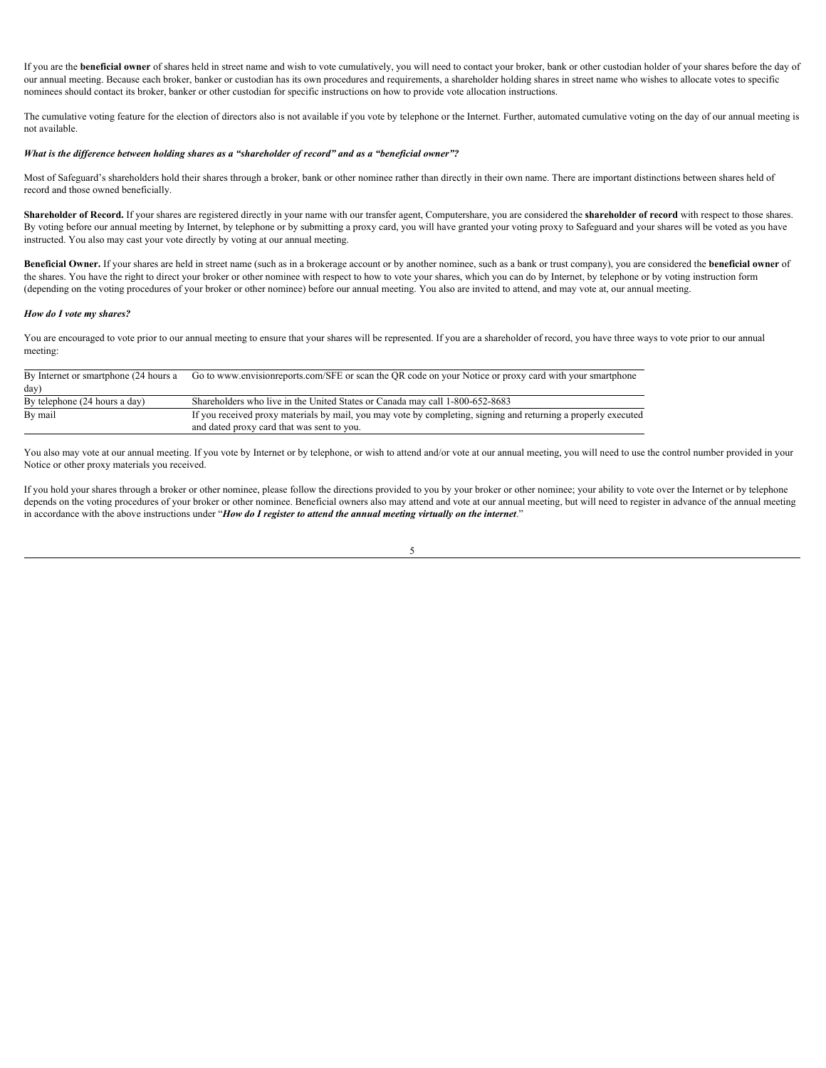If you are the **beneficial owner** of shares held in street name and wish to vote cumulatively, you will need to contact your broker, bank or other custodian holder of your shares before the day of our annual meeting. Because each broker, banker or custodian has its own procedures and requirements, a shareholder holding shares in street name who wishes to allocate votes to specific nominees should contact its broker, banker or other custodian for specific instructions on how to provide vote allocation instructions.

The cumulative voting feature for the election of directors also is not available if you vote by telephone or the Internet. Further, automated cumulative voting on the day of our annual meeting is not available.

***What is the difference between holding shares as a "shareholder of record" and as a "beneficial owner"?***

Most of Safeguard's shareholders hold their shares through a broker, bank or other nominee rather than directly in their own name. There are important distinctions between shares held of record and those owned beneficially.

**Shareholder of Record.** If your shares are registered directly in your name with our transfer agent, Computershare, you are considered the **shareholder of record** with respect to those shares. By voting before our annual meeting by Internet, by telephone or by submitting a proxy card, you will have granted your voting proxy to Safeguard and your shares will be voted as you have instructed. You also may cast your vote directly by voting at our annual meeting.

**Beneficial Owner.** If your shares are held in street name (such as in a brokerage account or by another nominee, such as a bank or trust company), you are considered the **beneficial owner** of the shares. You have the right to direct your broker or other nominee with respect to how to vote your shares, which you can do by Internet, by telephone or by voting instruction form (depending on the voting procedures of your broker or other nominee) before our annual meeting. You also are invited to attend, and may vote at, our annual meeting.

***How do I vote my shares?***

You are encouraged to vote prior to our annual meeting to ensure that your shares will be represented. If you are a shareholder of record, you have three ways to vote prior to our annual meeting:

| | |
|---|---|
| By Internet or smartphone (24 hours a day) | Go to www.envisionreports.com/SFE or scan the QR code on your Notice or proxy card with your smartphone |
| By telephone (24 hours a day) | Shareholders who live in the United States or Canada may call 1-800-652-8683 |
| By mail | If you received proxy materials by mail, you may vote by completing, signing and returning a properly executed and dated proxy card that was sent to you. |

You also may vote at our annual meeting. If you vote by Internet or by telephone, or wish to attend and/or vote at our annual meeting, you will need to use the control number provided in your Notice or other proxy materials you received.

If you hold your shares through a broker or other nominee, please follow the directions provided to you by your broker or other nominee; your ability to vote over the Internet or by telephone depends on the voting procedures of your broker or other nominee. Beneficial owners also may attend and vote at our annual meeting, but will need to register in advance of the annual meeting in accordance with the above instructions under "***How do I register to attend the annual meeting virtually on the internet***."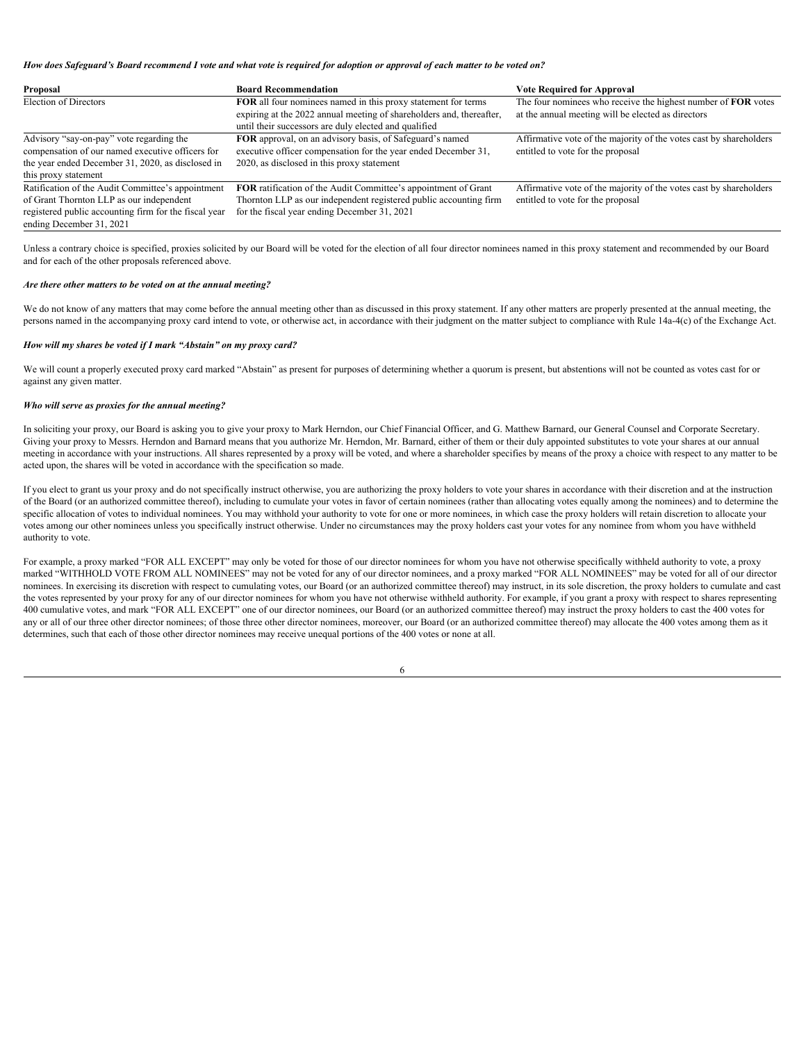***How does Safeguard's Board recommend I vote and what vote is required for adoption or approval of each matter to be voted on?***

| **Proposal** | **Board Recommendation** | **Vote Required for Approval** |
| --- | --- | --- |
| Election of Directors | **FOR** all four nominees named in this proxy statement for terms expiring at the 2022 annual meeting of shareholders and, thereafter, until their successors are duly elected and qualified | The four nominees who receive the highest number of **FOR** votes at the annual meeting will be elected as directors |
| Advisory "say-on-pay" vote regarding the compensation of our named executive officers for the year ended December 31, 2020, as disclosed in this proxy statement | **FOR** approval, on an advisory basis, of Safeguard's named executive officer compensation for the year ended December 31, 2020, as disclosed in this proxy statement | Affirmative vote of the majority of the votes cast by shareholders entitled to vote for the proposal |
| Ratification of the Audit Committee's appointment of Grant Thornton LLP as our independent registered public accounting firm for the fiscal year ending December 31, 2021 | **FOR** ratification of the Audit Committee's appointment of Grant Thornton LLP as our independent registered public accounting firm for the fiscal year ending December 31, 2021 | Affirmative vote of the majority of the votes cast by shareholders entitled to vote for the proposal |

Unless a contrary choice is specified, proxies solicited by our Board will be voted for the election of all four director nominees named in this proxy statement and recommended by our Board and for each of the other proposals referenced above.

***Are there other matters to be voted on at the annual meeting?***

We do not know of any matters that may come before the annual meeting other than as discussed in this proxy statement. If any other matters are properly presented at the annual meeting, the persons named in the accompanying proxy card intend to vote, or otherwise act, in accordance with their judgment on the matter subject to compliance with Rule 14a-4(c) of the Exchange Act.

***How will my shares be voted if I mark "Abstain" on my proxy card?***

We will count a properly executed proxy card marked "Abstain" as present for purposes of determining whether a quorum is present, but abstentions will not be counted as votes cast for or against any given matter.

***Who will serve as proxies for the annual meeting?***

In soliciting your proxy, our Board is asking you to give your proxy to Mark Herndon, our Chief Financial Officer, and G. Matthew Barnard, our General Counsel and Corporate Secretary. Giving your proxy to Messrs. Herndon and Barnard means that you authorize Mr. Herndon, Mr. Barnard, either of them or their duly appointed substitutes to vote your shares at our annual meeting in accordance with your instructions. All shares represented by a proxy will be voted, and where a shareholder specifies by means of the proxy a choice with respect to any matter to be acted upon, the shares will be voted in accordance with the specification so made.

If you elect to grant us your proxy and do not specifically instruct otherwise, you are authorizing the proxy holders to vote your shares in accordance with their discretion and at the instruction of the Board (or an authorized committee thereof), including to cumulate your votes in favor of certain nominees (rather than allocating votes equally among the nominees) and to determine the specific allocation of votes to individual nominees. You may withhold your authority to vote for one or more nominees, in which case the proxy holders will retain discretion to allocate your votes among our other nominees unless you specifically instruct otherwise. Under no circumstances may the proxy holders cast your votes for any nominee from whom you have withheld authority to vote.

For example, a proxy marked "FOR ALL EXCEPT" may only be voted for those of our director nominees for whom you have not otherwise specifically withheld authority to vote, a proxy marked "WITHHOLD VOTE FROM ALL NOMINEES" may not be voted for any of our director nominees, and a proxy marked "FOR ALL NOMINEES" may be voted for all of our director nominees. In exercising its discretion with respect to cumulating votes, our Board (or an authorized committee thereof) may instruct, in its sole discretion, the proxy holders to cumulate and cast the votes represented by your proxy for any of our director nominees for whom you have not otherwise withheld authority. For example, if you grant a proxy with respect to shares representing 400 cumulative votes, and mark "FOR ALL EXCEPT" one of our director nominees, our Board (or an authorized committee thereof) may instruct the proxy holders to cast the 400 votes for any or all of our three other director nominees; of those three other director nominees, moreover, our Board (or an authorized committee thereof) may allocate the 400 votes among them as it determines, such that each of those other director nominees may receive unequal portions of the 400 votes or none at all.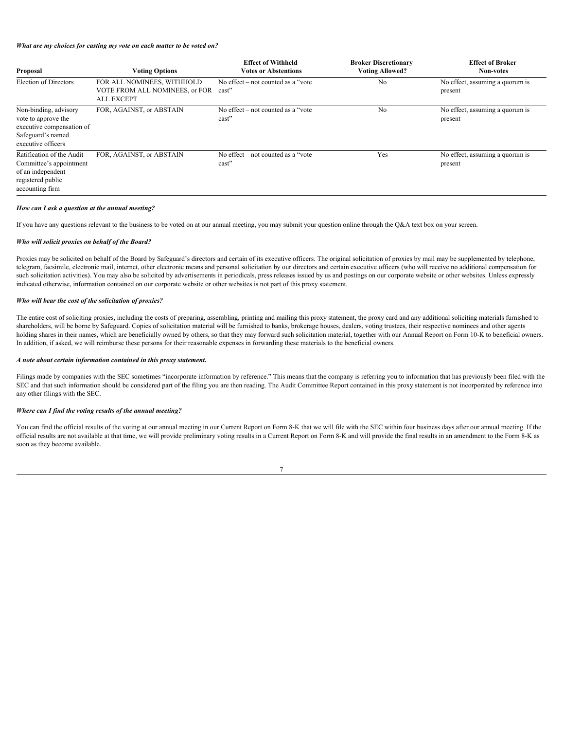***What are my choices for casting my vote on each matter to be voted on?***

| Proposal | Voting Options | Effect of Withheld Votes or Abstentions | Broker Discretionary Voting Allowed? | Effect of Broker Non-votes |
|---|---|---|---|---|
| Election of Directors | FOR ALL NOMINEES, WITHHOLD VOTE FROM ALL NOMINEES, or FOR ALL EXCEPT | No effect – not counted as a "vote cast" | No | No effect, assuming a quorum is present |
| Non-binding, advisory vote to approve the executive compensation of Safeguard's named executive officers | FOR, AGAINST, or ABSTAIN | No effect – not counted as a "vote cast" | No | No effect, assuming a quorum is present |
| Ratification of the Audit Committee's appointment of an independent registered public accounting firm | FOR, AGAINST, or ABSTAIN | No effect – not counted as a "vote cast" | Yes | No effect, assuming a quorum is present |

***How can I ask a question at the annual meeting?***

If you have any questions relevant to the business to be voted on at our annual meeting, you may submit your question online through the Q&A text box on your screen.

***Who will solicit proxies on behalf of the Board?***

Proxies may be solicited on behalf of the Board by Safeguard's directors and certain of its executive officers. The original solicitation of proxies by mail may be supplemented by telephone, telegram, facsimile, electronic mail, internet, other electronic means and personal solicitation by our directors and certain executive officers (who will receive no additional compensation for such solicitation activities). You may also be solicited by advertisements in periodicals, press releases issued by us and postings on our corporate website or other websites. Unless expressly indicated otherwise, information contained on our corporate website or other websites is not part of this proxy statement.

***Who will bear the cost of the solicitation of proxies?***

The entire cost of soliciting proxies, including the costs of preparing, assembling, printing and mailing this proxy statement, the proxy card and any additional soliciting materials furnished to shareholders, will be borne by Safeguard. Copies of solicitation material will be furnished to banks, brokerage houses, dealers, voting trustees, their respective nominees and other agents holding shares in their names, which are beneficially owned by others, so that they may forward such solicitation material, together with our Annual Report on Form 10-K to beneficial owners. In addition, if asked, we will reimburse these persons for their reasonable expenses in forwarding these materials to the beneficial owners.

***A note about certain information contained in this proxy statement.***

Filings made by companies with the SEC sometimes "incorporate information by reference." This means that the company is referring you to information that has previously been filed with the SEC and that such information should be considered part of the filing you are then reading. The Audit Committee Report contained in this proxy statement is not incorporated by reference into any other filings with the SEC.

***Where can I find the voting results of the annual meeting?***

You can find the official results of the voting at our annual meeting in our Current Report on Form 8-K that we will file with the SEC within four business days after our annual meeting. If the official results are not available at that time, we will provide preliminary voting results in a Current Report on Form 8-K and will provide the final results in an amendment to the Form 8-K as soon as they become available.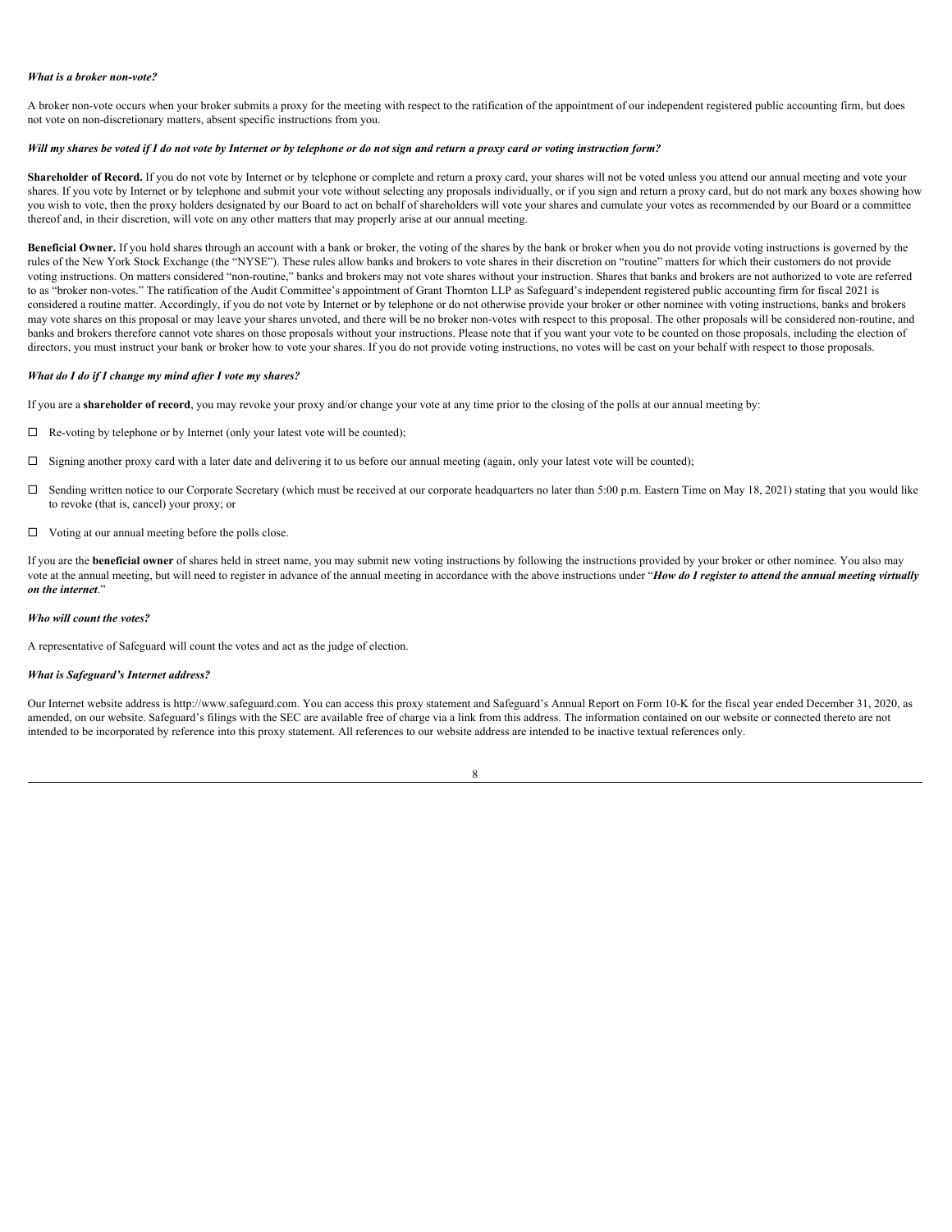***What is a broker non-vote?***

A broker non-vote occurs when your broker submits a proxy for the meeting with respect to the ratification of the appointment of our independent registered public accounting firm, but does not vote on non-discretionary matters, absent specific instructions from you.

***Will my shares be voted if I do not vote by Internet or by telephone or do not sign and return a proxy card or voting instruction form?***

**Shareholder of Record.** If you do not vote by Internet or by telephone or complete and return a proxy card, your shares will not be voted unless you attend our annual meeting and vote your shares. If you vote by Internet or by telephone and submit your vote without selecting any proposals individually, or if you sign and return a proxy card, but do not mark any boxes showing how you wish to vote, then the proxy holders designated by our Board to act on behalf of shareholders will vote your shares and cumulate your votes as recommended by our Board or a committee thereof and, in their discretion, will vote on any other matters that may properly arise at our annual meeting.

**Beneficial Owner.** If you hold shares through an account with a bank or broker, the voting of the shares by the bank or broker when you do not provide voting instructions is governed by the rules of the New York Stock Exchange (the "NYSE"). These rules allow banks and brokers to vote shares in their discretion on "routine" matters for which their customers do not provide voting instructions. On matters considered "non-routine," banks and brokers may not vote shares without your instruction. Shares that banks and brokers are not authorized to vote are referred to as "broker non-votes." The ratification of the Audit Committee's appointment of Grant Thornton LLP as Safeguard's independent registered public accounting firm for fiscal 2021 is considered a routine matter. Accordingly, if you do not vote by Internet or by telephone or do not otherwise provide your broker or other nominee with voting instructions, banks and brokers may vote shares on this proposal or may leave your shares unvoted, and there will be no broker non-votes with respect to this proposal. The other proposals will be considered non-routine, and banks and brokers therefore cannot vote shares on those proposals without your instructions. Please note that if you want your vote to be counted on those proposals, including the election of directors, you must instruct your bank or broker how to vote your shares. If you do not provide voting instructions, no votes will be cast on your behalf with respect to those proposals.

***What do I do if I change my mind after I vote my shares?***

If you are a **shareholder of record**, you may revoke your proxy and/or change your vote at any time prior to the closing of the polls at our annual meeting by:

- Re-voting by telephone or by Internet (only your latest vote will be counted);
- Signing another proxy card with a later date and delivering it to us before our annual meeting (again, only your latest vote will be counted);
- Sending written notice to our Corporate Secretary (which must be received at our corporate headquarters no later than 5:00 p.m. Eastern Time on May 18, 2021) stating that you would like to revoke (that is, cancel) your proxy; or
- Voting at our annual meeting before the polls close.

If you are the **beneficial owner** of shares held in street name, you may submit new voting instructions by following the instructions provided by your broker or other nominee. You also may vote at the annual meeting, but will need to register in advance of the annual meeting in accordance with the above instructions under "***How do I register to attend the annual meeting virtually on the internet***."

***Who will count the votes?***

A representative of Safeguard will count the votes and act as the judge of election.

***What is Safeguard's Internet address?***

Our Internet website address is http://www.safeguard.com. You can access this proxy statement and Safeguard's Annual Report on Form 10-K for the fiscal year ended December 31, 2020, as amended, on our website. Safeguard's filings with the SEC are available free of charge via a link from this address. The information contained on our website or connected thereto are not intended to be incorporated by reference into this proxy statement. All references to our website address are intended to be inactive textual references only.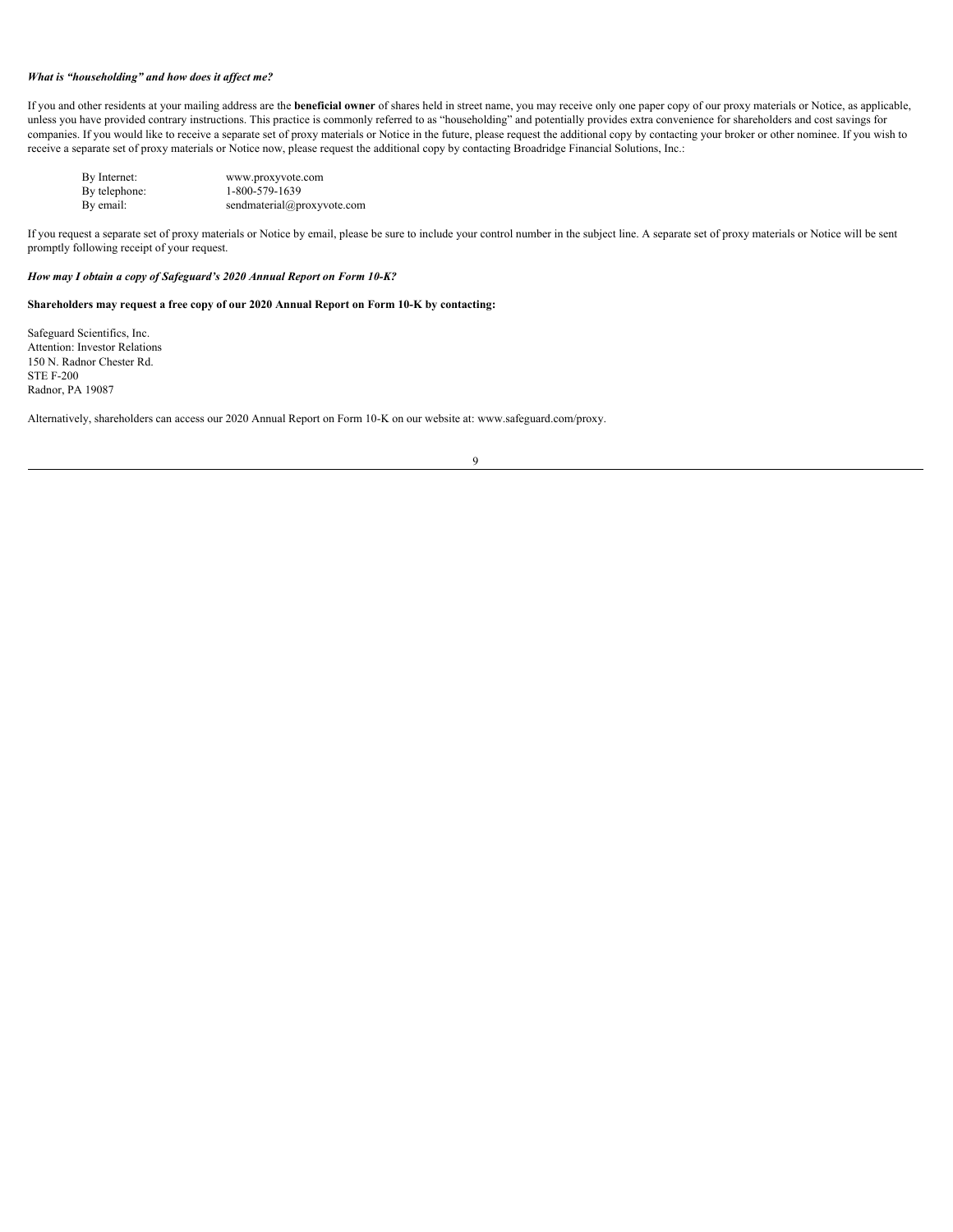***What is "householding" and how does it affect me?***

If you and other residents at your mailing address are the **beneficial owner** of shares held in street name, you may receive only one paper copy of our proxy materials or Notice, as applicable, unless you have provided contrary instructions. This practice is commonly referred to as "householding" and potentially provides extra convenience for shareholders and cost savings for companies. If you would like to receive a separate set of proxy materials or Notice in the future, please request the additional copy by contacting your broker or other nominee. If you wish to receive a separate set of proxy materials or Notice now, please request the additional copy by contacting Broadridge Financial Solutions, Inc.:

| | |
|---|---|
| By Internet: | www.proxyvote.com |
| By telephone: | 1-800-579-1639 |
| By email: | sendmaterial@proxyvote.com |

If you request a separate set of proxy materials or Notice by email, please be sure to include your control number in the subject line. A separate set of proxy materials or Notice will be sent promptly following receipt of your request.

***How may I obtain a copy of Safeguard's 2020 Annual Report on Form 10-K?***

**Shareholders may request a free copy of our 2020 Annual Report on Form 10-K by contacting:**

Safeguard Scientifics, Inc.
Attention: Investor Relations
150 N. Radnor Chester Rd.
STE F-200
Radnor, PA 19087

Alternatively, shareholders can access our 2020 Annual Report on Form 10-K on our website at: www.safeguard.com/proxy.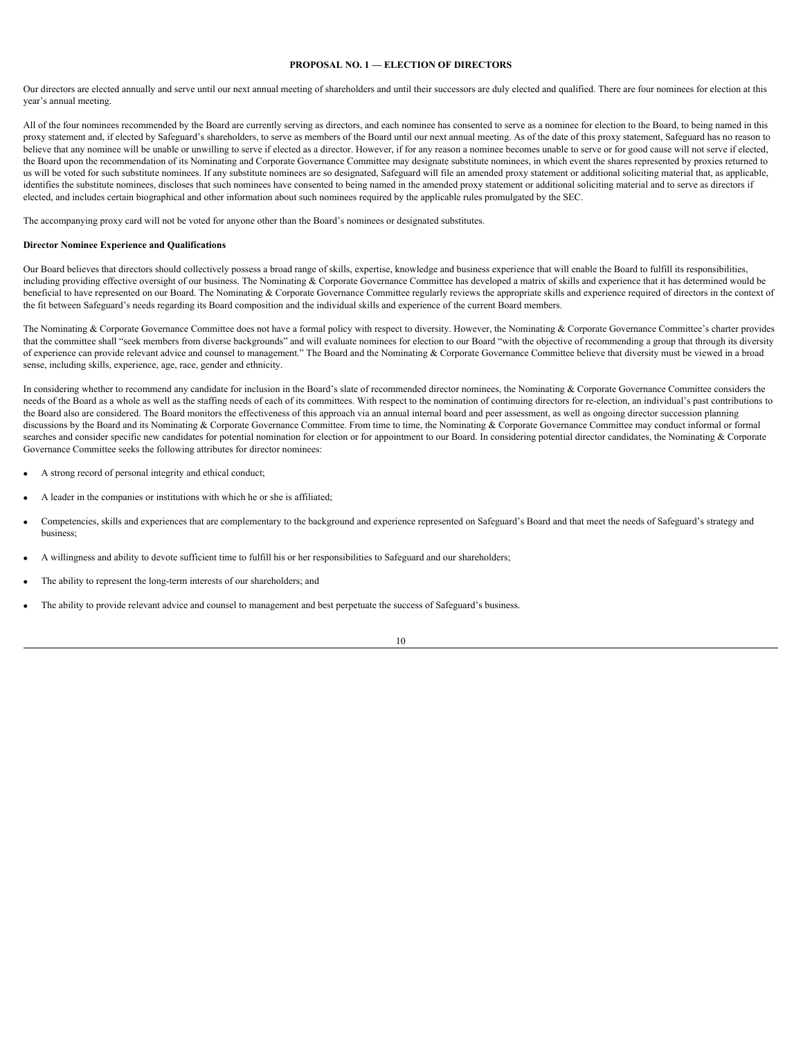## PROPOSAL NO. 1 — ELECTION OF DIRECTORS

Our directors are elected annually and serve until our next annual meeting of shareholders and until their successors are duly elected and qualified. There are four nominees for election at this year's annual meeting.

All of the four nominees recommended by the Board are currently serving as directors, and each nominee has consented to serve as a nominee for election to the Board, to being named in this proxy statement and, if elected by Safeguard's shareholders, to serve as members of the Board until our next annual meeting. As of the date of this proxy statement, Safeguard has no reason to believe that any nominee will be unable or unwilling to serve if elected as a director. However, if for any reason a nominee becomes unable to serve or for good cause will not serve if elected, the Board upon the recommendation of its Nominating and Corporate Governance Committee may designate substitute nominees, in which event the shares represented by proxies returned to us will be voted for such substitute nominees. If any substitute nominees are so designated, Safeguard will file an amended proxy statement or additional soliciting material that, as applicable, identifies the substitute nominees, discloses that such nominees have consented to being named in the amended proxy statement or additional soliciting material and to serve as directors if elected, and includes certain biographical and other information about such nominees required by the applicable rules promulgated by the SEC.

The accompanying proxy card will not be voted for anyone other than the Board's nominees or designated substitutes.

**Director Nominee Experience and Qualifications**

Our Board believes that directors should collectively possess a broad range of skills, expertise, knowledge and business experience that will enable the Board to fulfill its responsibilities, including providing effective oversight of our business. The Nominating & Corporate Governance Committee has developed a matrix of skills and experience that it has determined would be beneficial to have represented on our Board. The Nominating & Corporate Governance Committee regularly reviews the appropriate skills and experience required of directors in the context of the fit between Safeguard's needs regarding its Board composition and the individual skills and experience of the current Board members.

The Nominating & Corporate Governance Committee does not have a formal policy with respect to diversity. However, the Nominating & Corporate Governance Committee's charter provides that the committee shall "seek members from diverse backgrounds" and will evaluate nominees for election to our Board "with the objective of recommending a group that through its diversity of experience can provide relevant advice and counsel to management." The Board and the Nominating & Corporate Governance Committee believe that diversity must be viewed in a broad sense, including skills, experience, age, race, gender and ethnicity.

In considering whether to recommend any candidate for inclusion in the Board's slate of recommended director nominees, the Nominating & Corporate Governance Committee considers the needs of the Board as a whole as well as the staffing needs of each of its committees. With respect to the nomination of continuing directors for re-election, an individual's past contributions to the Board also are considered. The Board monitors the effectiveness of this approach via an annual internal board and peer assessment, as well as ongoing director succession planning discussions by the Board and its Nominating & Corporate Governance Committee. From time to time, the Nominating & Corporate Governance Committee may conduct informal or formal searches and consider specific new candidates for potential nomination for election or for appointment to our Board. In considering potential director candidates, the Nominating & Corporate Governance Committee seeks the following attributes for director nominees:

- A strong record of personal integrity and ethical conduct;
- A leader in the companies or institutions with which he or she is affiliated;
- Competencies, skills and experiences that are complementary to the background and experience represented on Safeguard's Board and that meet the needs of Safeguard's strategy and business;
- A willingness and ability to devote sufficient time to fulfill his or her responsibilities to Safeguard and our shareholders;
- The ability to represent the long-term interests of our shareholders; and
- The ability to provide relevant advice and counsel to management and best perpetuate the success of Safeguard's business.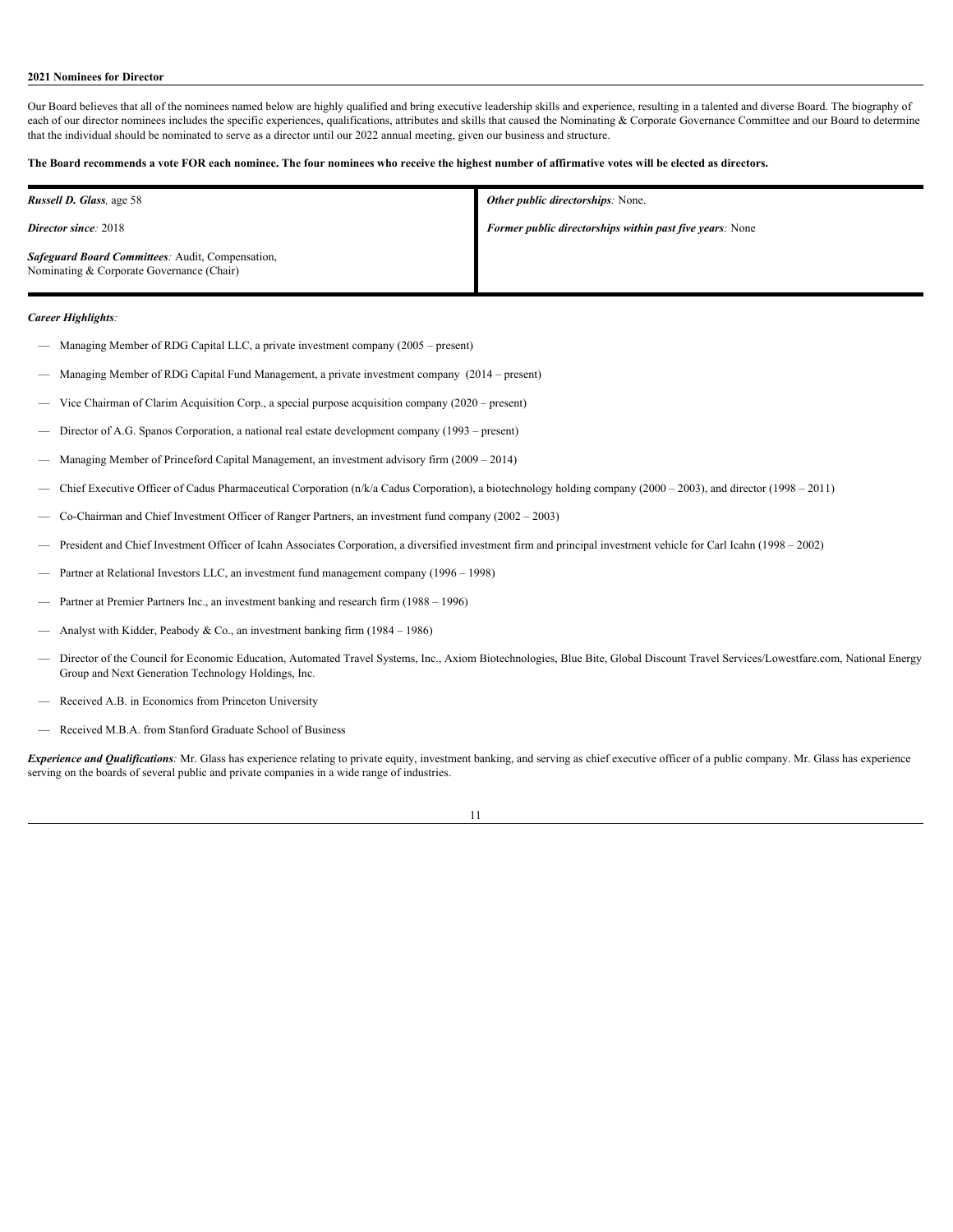**2021 Nominees for Director**

Our Board believes that all of the nominees named below are highly qualified and bring executive leadership skills and experience, resulting in a talented and diverse Board. The biography of each of our director nominees includes the specific experiences, qualifications, attributes and skills that caused the Nominating & Corporate Governance Committee and our Board to determine that the individual should be nominated to serve as a director until our 2022 annual meeting, given our business and structure.

**The Board recommends a vote FOR each nominee. The four nominees who receive the highest number of affirmative votes will be elected as directors.**

| | |
|---|---|
| ***Russell D. Glass****,* age 58 | ***Other public directorships****:* None. |
| ***Director since****:* 2018 | ***Former public directorships within past five years****:* None |
| ***Safeguard Board Committees****:* Audit, Compensation, Nominating & Corporate Governance (Chair) | |

***Career Highlights****:*

- Managing Member of RDG Capital LLC, a private investment company (2005 – present)
- Managing Member of RDG Capital Fund Management, a private investment company (2014 – present)
- Vice Chairman of Clarim Acquisition Corp., a special purpose acquisition company (2020 – present)
- Director of A.G. Spanos Corporation, a national real estate development company (1993 – present)
- Managing Member of Princeford Capital Management, an investment advisory firm (2009 – 2014)
- Chief Executive Officer of Cadus Pharmaceutical Corporation (n/k/a Cadus Corporation), a biotechnology holding company (2000 – 2003), and director (1998 – 2011)
- Co-Chairman and Chief Investment Officer of Ranger Partners, an investment fund company (2002 – 2003)
- President and Chief Investment Officer of Icahn Associates Corporation, a diversified investment firm and principal investment vehicle for Carl Icahn (1998 – 2002)
- Partner at Relational Investors LLC, an investment fund management company (1996 – 1998)
- Partner at Premier Partners Inc., an investment banking and research firm (1988 – 1996)
- Analyst with Kidder, Peabody & Co., an investment banking firm (1984 – 1986)
- Director of the Council for Economic Education, Automated Travel Systems, Inc., Axiom Biotechnologies, Blue Bite, Global Discount Travel Services/Lowestfare.com, National Energy Group and Next Generation Technology Holdings, Inc.
- Received A.B. in Economics from Princeton University
- Received M.B.A. from Stanford Graduate School of Business

***Experience and Qualifications****:* Mr. Glass has experience relating to private equity, investment banking, and serving as chief executive officer of a public company. Mr. Glass has experience serving on the boards of several public and private companies in a wide range of industries.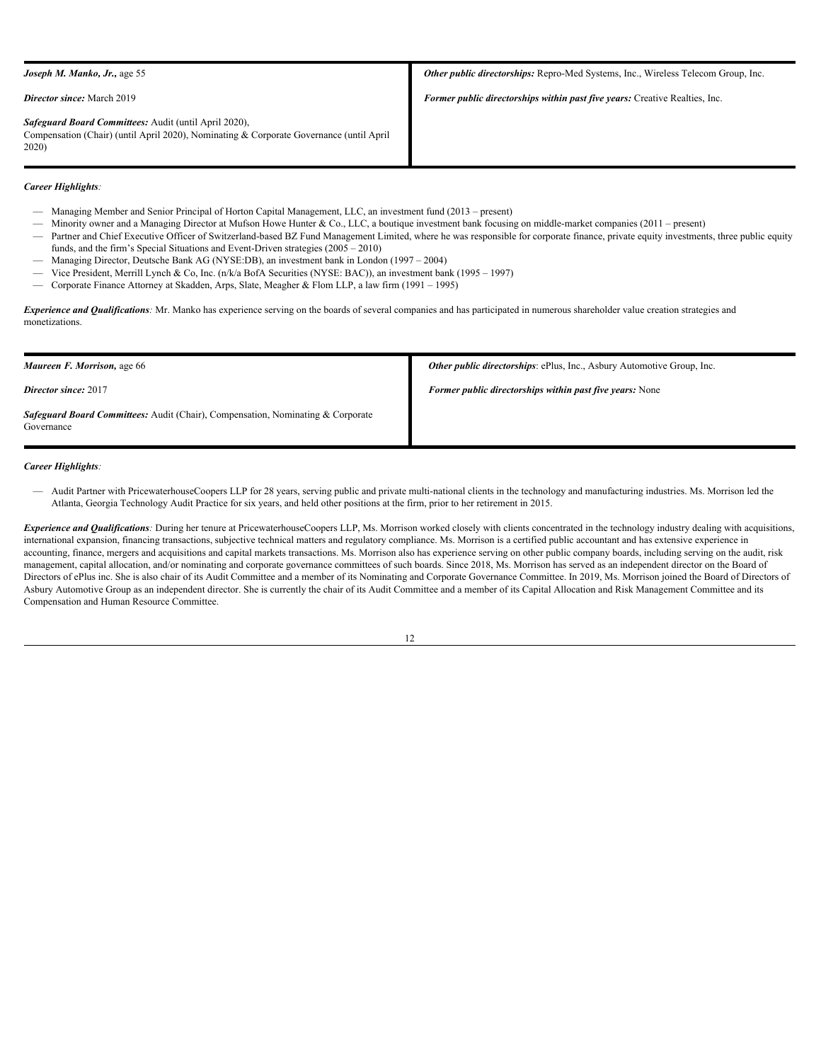| ***Joseph M. Manko, Jr.,*** age 55 | ***Other public directorships:*** Repro-Med Systems, Inc., Wireless Telecom Group, Inc. |
|---|---|
| ***Director since:*** March 2019 | ***Former public directorships within past five years:*** Creative Realties, Inc. |
| ***Safeguard Board Committees:*** Audit (until April 2020), Compensation (Chair) (until April 2020), Nominating & Corporate Governance (until April 2020) | |

***Career Highlights:***

- Managing Member and Senior Principal of Horton Capital Management, LLC, an investment fund (2013 – present)
- Minority owner and a Managing Director at Mufson Howe Hunter & Co., LLC, a boutique investment bank focusing on middle-market companies (2011 – present)
- Partner and Chief Executive Officer of Switzerland-based BZ Fund Management Limited, where he was responsible for corporate finance, private equity investments, three public equity funds, and the firm's Special Situations and Event-Driven strategies (2005 – 2010)
- Managing Director, Deutsche Bank AG (NYSE:DB), an investment bank in London (1997 – 2004)
- Vice President, Merrill Lynch & Co, Inc. (n/k/a BofA Securities (NYSE: BAC)), an investment bank (1995 – 1997)
- Corporate Finance Attorney at Skadden, Arps, Slate, Meagher & Flom LLP, a law firm (1991 – 1995)

***Experience and Qualifications:*** Mr. Manko has experience serving on the boards of several companies and has participated in numerous shareholder value creation strategies and monetizations.

| ***Maureen F. Morrison,*** age 66 | ***Other public directorships***: ePlus, Inc., Asbury Automotive Group, Inc. |
|---|---|
| ***Director since:*** 2017 | ***Former public directorships within past five years:*** None |
| ***Safeguard Board Committees:*** Audit (Chair), Compensation, Nominating & Corporate Governance | |

***Career Highlights:***

- Audit Partner with PricewaterhouseCoopers LLP for 28 years, serving public and private multi-national clients in the technology and manufacturing industries. Ms. Morrison led the Atlanta, Georgia Technology Audit Practice for six years, and held other positions at the firm, prior to her retirement in 2015.

***Experience and Qualifications:*** During her tenure at PricewaterhouseCoopers LLP, Ms. Morrison worked closely with clients concentrated in the technology industry dealing with acquisitions, international expansion, financing transactions, subjective technical matters and regulatory compliance. Ms. Morrison is a certified public accountant and has extensive experience in accounting, finance, mergers and acquisitions and capital markets transactions. Ms. Morrison also has experience serving on other public company boards, including serving on the audit, risk management, capital allocation, and/or nominating and corporate governance committees of such boards. Since 2018, Ms. Morrison has served as an independent director on the Board of Directors of ePlus inc. She is also chair of its Audit Committee and a member of its Nominating and Corporate Governance Committee. In 2019, Ms. Morrison joined the Board of Directors of Asbury Automotive Group as an independent director. She is currently the chair of its Audit Committee and a member of its Capital Allocation and Risk Management Committee and its Compensation and Human Resource Committee.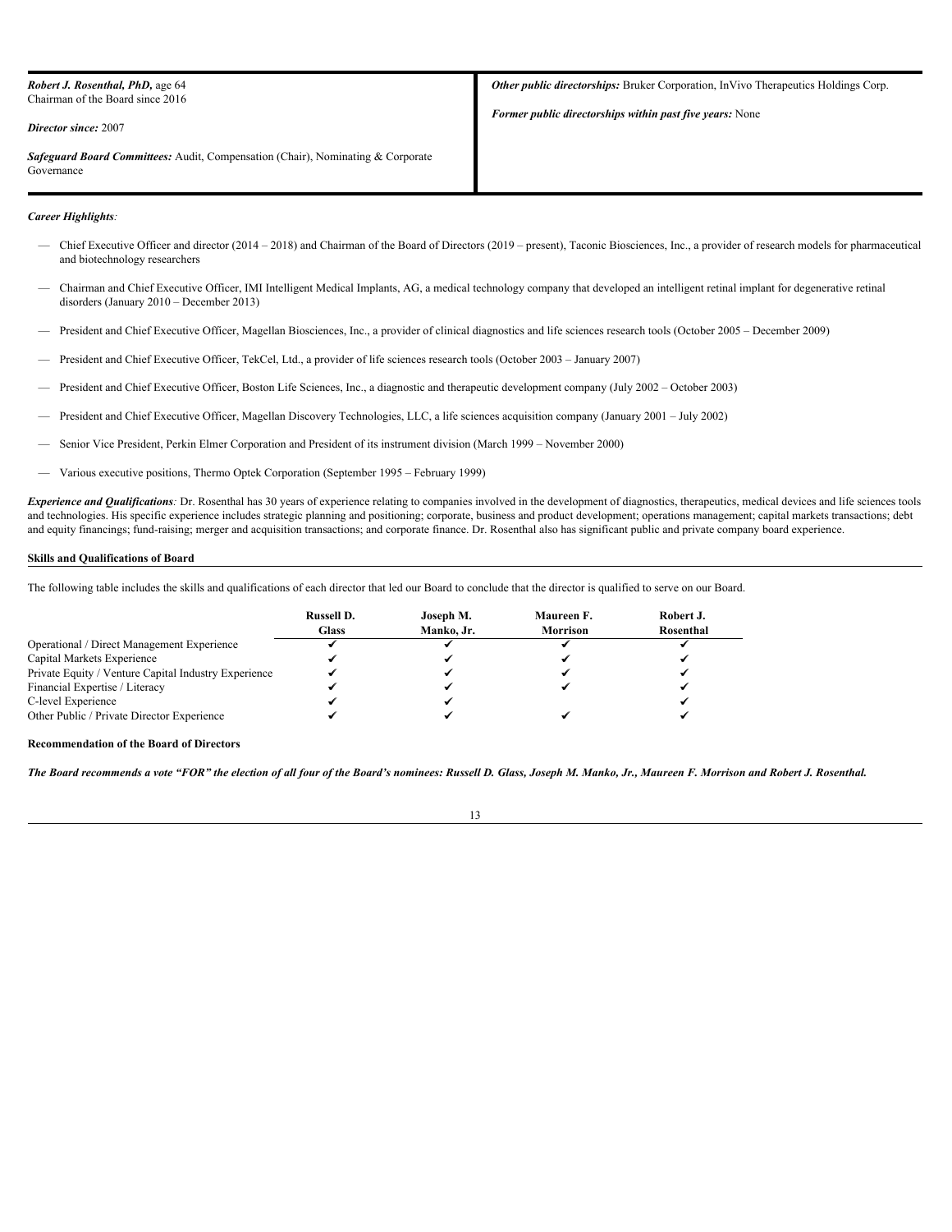***Robert J. Rosenthal, PhD,*** age 64
Chairman of the Board since 2016

***Director since:*** 2007

***Safeguard Board Committees:*** Audit, Compensation (Chair), Nominating & Corporate Governance

***Other public directorships:*** Bruker Corporation, InVivo Therapeutics Holdings Corp.

***Former public directorships within past five years:*** None

***Career Highlights****:*

- Chief Executive Officer and director (2014 – 2018) and Chairman of the Board of Directors (2019 – present), Taconic Biosciences, Inc., a provider of research models for pharmaceutical and biotechnology researchers
- Chairman and Chief Executive Officer, IMI Intelligent Medical Implants, AG, a medical technology company that developed an intelligent retinal implant for degenerative retinal disorders (January 2010 – December 2013)
- President and Chief Executive Officer, Magellan Biosciences, Inc., a provider of clinical diagnostics and life sciences research tools (October 2005 – December 2009)
- President and Chief Executive Officer, TekCel, Ltd., a provider of life sciences research tools (October 2003 – January 2007)
- President and Chief Executive Officer, Boston Life Sciences, Inc., a diagnostic and therapeutic development company (July 2002 – October 2003)
- President and Chief Executive Officer, Magellan Discovery Technologies, LLC, a life sciences acquisition company (January 2001 – July 2002)
- Senior Vice President, Perkin Elmer Corporation and President of its instrument division (March 1999 – November 2000)
- Various executive positions, Thermo Optek Corporation (September 1995 – February 1999)

***Experience and Qualifications****:* Dr. Rosenthal has 30 years of experience relating to companies involved in the development of diagnostics, therapeutics, medical devices and life sciences tools and technologies. His specific experience includes strategic planning and positioning; corporate, business and product development; operations management; capital markets transactions; debt and equity financings; fund-raising; merger and acquisition transactions; and corporate finance. Dr. Rosenthal also has significant public and private company board experience.

**Skills and Qualifications of Board**

The following table includes the skills and qualifications of each director that led our Board to conclude that the director is qualified to serve on our Board.

| | Russell D. Glass | Joseph M. Manko, Jr. | Maureen F. Morrison | Robert J. Rosenthal |
|---|---|---|---|---|
| Operational / Direct Management Experience | ✔ | ✔ | ✔ | ✔ |
| Capital Markets Experience | ✔ | ✔ | ✔ | ✔ |
| Private Equity / Venture Capital Industry Experience | ✔ | ✔ | ✔ | ✔ |
| Financial Expertise / Literacy | ✔ | ✔ | ✔ | ✔ |
| C-level Experience | ✔ | ✔ | | ✔ |
| Other Public / Private Director Experience | ✔ | ✔ | ✔ | ✔ |

**Recommendation of the Board of Directors**

***The Board recommends a vote "FOR" the election of all four of the Board's nominees: Russell D. Glass, Joseph M. Manko, Jr., Maureen F. Morrison and Robert J. Rosenthal.***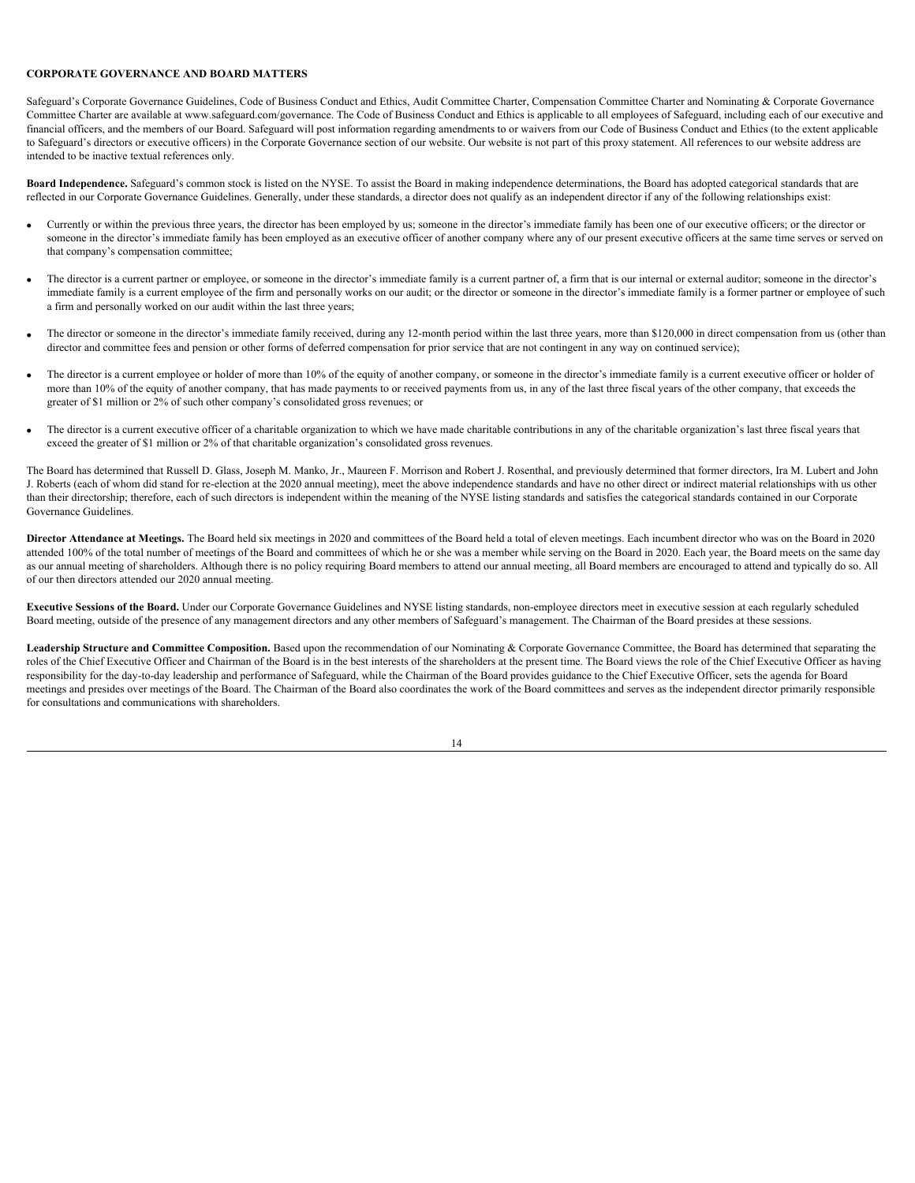## CORPORATE GOVERNANCE AND BOARD MATTERS

Safeguard's Corporate Governance Guidelines, Code of Business Conduct and Ethics, Audit Committee Charter, Compensation Committee Charter and Nominating & Corporate Governance Committee Charter are available at www.safeguard.com/governance. The Code of Business Conduct and Ethics is applicable to all employees of Safeguard, including each of our executive and financial officers, and the members of our Board. Safeguard will post information regarding amendments to or waivers from our Code of Business Conduct and Ethics (to the extent applicable to Safeguard's directors or executive officers) in the Corporate Governance section of our website. Our website is not part of this proxy statement. All references to our website address are intended to be inactive textual references only.

**Board Independence.** Safeguard's common stock is listed on the NYSE. To assist the Board in making independence determinations, the Board has adopted categorical standards that are reflected in our Corporate Governance Guidelines. Generally, under these standards, a director does not qualify as an independent director if any of the following relationships exist:

- Currently or within the previous three years, the director has been employed by us; someone in the director's immediate family has been one of our executive officers; or the director or someone in the director's immediate family has been employed as an executive officer of another company where any of our present executive officers at the same time serves or served on that company's compensation committee;
- The director is a current partner or employee, or someone in the director's immediate family is a current partner of, a firm that is our internal or external auditor; someone in the director's immediate family is a current employee of the firm and personally works on our audit; or the director or someone in the director's immediate family is a former partner or employee of such a firm and personally worked on our audit within the last three years;
- The director or someone in the director's immediate family received, during any 12-month period within the last three years, more than $120,000 in direct compensation from us (other than director and committee fees and pension or other forms of deferred compensation for prior service that are not contingent in any way on continued service);
- The director is a current employee or holder of more than 10% of the equity of another company, or someone in the director's immediate family is a current executive officer or holder of more than 10% of the equity of another company, that has made payments to or received payments from us, in any of the last three fiscal years of the other company, that exceeds the greater of $1 million or 2% of such other company's consolidated gross revenues; or
- The director is a current executive officer of a charitable organization to which we have made charitable contributions in any of the charitable organization's last three fiscal years that exceed the greater of $1 million or 2% of that charitable organization's consolidated gross revenues.

The Board has determined that Russell D. Glass, Joseph M. Manko, Jr., Maureen F. Morrison and Robert J. Rosenthal, and previously determined that former directors, Ira M. Lubert and John J. Roberts (each of whom did stand for re-election at the 2020 annual meeting), meet the above independence standards and have no other direct or indirect material relationships with us other than their directorship; therefore, each of such directors is independent within the meaning of the NYSE listing standards and satisfies the categorical standards contained in our Corporate Governance Guidelines.

**Director Attendance at Meetings.** The Board held six meetings in 2020 and committees of the Board held a total of eleven meetings. Each incumbent director who was on the Board in 2020 attended 100% of the total number of meetings of the Board and committees of which he or she was a member while serving on the Board in 2020. Each year, the Board meets on the same day as our annual meeting of shareholders. Although there is no policy requiring Board members to attend our annual meeting, all Board members are encouraged to attend and typically do so. All of our then directors attended our 2020 annual meeting.

**Executive Sessions of the Board.** Under our Corporate Governance Guidelines and NYSE listing standards, non-employee directors meet in executive session at each regularly scheduled Board meeting, outside of the presence of any management directors and any other members of Safeguard's management. The Chairman of the Board presides at these sessions.

**Leadership Structure and Committee Composition.** Based upon the recommendation of our Nominating & Corporate Governance Committee, the Board has determined that separating the roles of the Chief Executive Officer and Chairman of the Board is in the best interests of the shareholders at the present time. The Board views the role of the Chief Executive Officer as having responsibility for the day-to-day leadership and performance of Safeguard, while the Chairman of the Board provides guidance to the Chief Executive Officer, sets the agenda for Board meetings and presides over meetings of the Board. The Chairman of the Board also coordinates the work of the Board committees and serves as the independent director primarily responsible for consultations and communications with shareholders.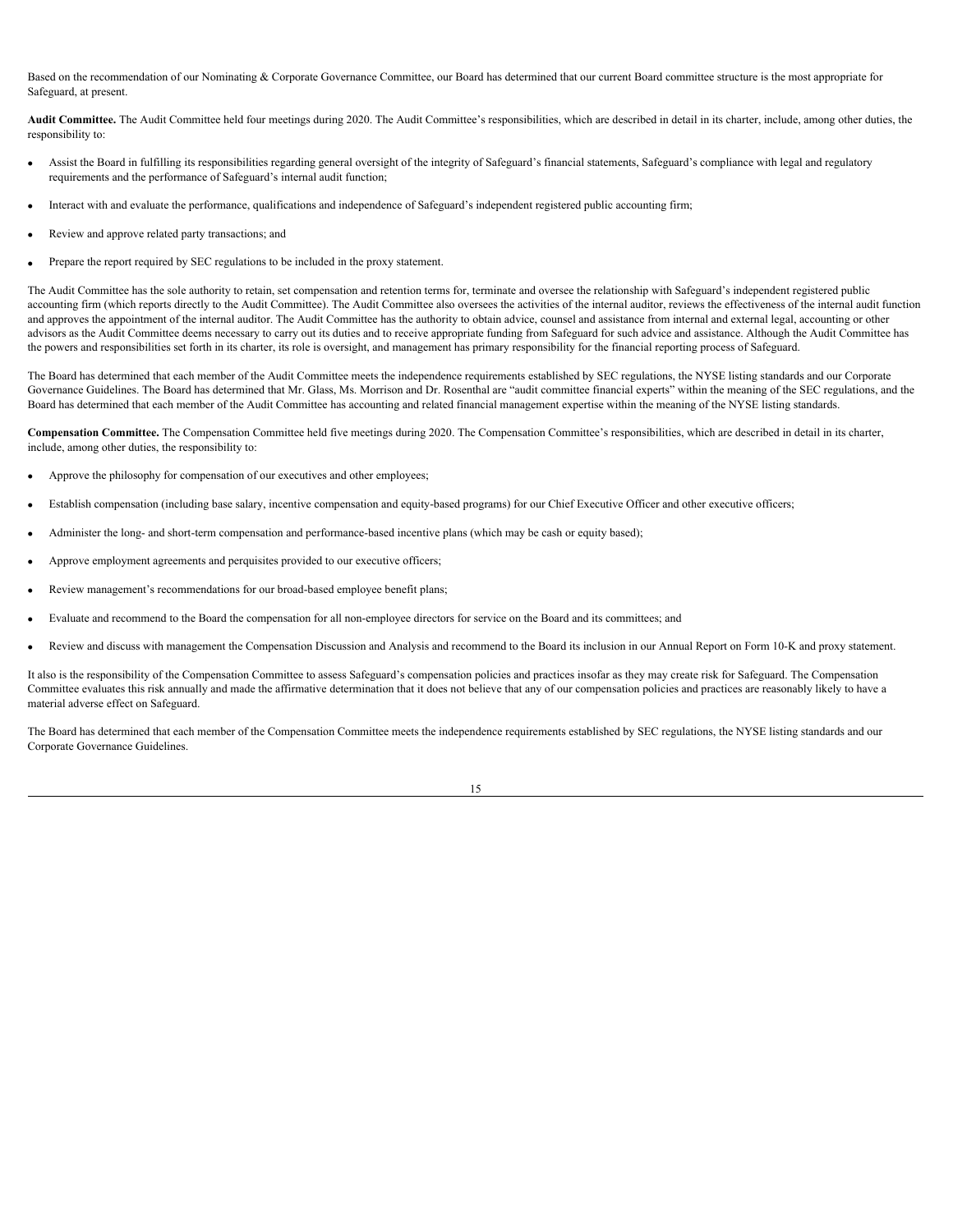Based on the recommendation of our Nominating & Corporate Governance Committee, our Board has determined that our current Board committee structure is the most appropriate for Safeguard, at present.

**Audit Committee.** The Audit Committee held four meetings during 2020. The Audit Committee's responsibilities, which are described in detail in its charter, include, among other duties, the responsibility to:

- Assist the Board in fulfilling its responsibilities regarding general oversight of the integrity of Safeguard's financial statements, Safeguard's compliance with legal and regulatory requirements and the performance of Safeguard's internal audit function;
- Interact with and evaluate the performance, qualifications and independence of Safeguard's independent registered public accounting firm;
- Review and approve related party transactions; and
- Prepare the report required by SEC regulations to be included in the proxy statement.

The Audit Committee has the sole authority to retain, set compensation and retention terms for, terminate and oversee the relationship with Safeguard's independent registered public accounting firm (which reports directly to the Audit Committee). The Audit Committee also oversees the activities of the internal auditor, reviews the effectiveness of the internal audit function and approves the appointment of the internal auditor. The Audit Committee has the authority to obtain advice, counsel and assistance from internal and external legal, accounting or other advisors as the Audit Committee deems necessary to carry out its duties and to receive appropriate funding from Safeguard for such advice and assistance. Although the Audit Committee has the powers and responsibilities set forth in its charter, its role is oversight, and management has primary responsibility for the financial reporting process of Safeguard.

The Board has determined that each member of the Audit Committee meets the independence requirements established by SEC regulations, the NYSE listing standards and our Corporate Governance Guidelines. The Board has determined that Mr. Glass, Ms. Morrison and Dr. Rosenthal are "audit committee financial experts" within the meaning of the SEC regulations, and the Board has determined that each member of the Audit Committee has accounting and related financial management expertise within the meaning of the NYSE listing standards.

**Compensation Committee.** The Compensation Committee held five meetings during 2020. The Compensation Committee's responsibilities, which are described in detail in its charter, include, among other duties, the responsibility to:

- Approve the philosophy for compensation of our executives and other employees;
- Establish compensation (including base salary, incentive compensation and equity-based programs) for our Chief Executive Officer and other executive officers;
- Administer the long- and short-term compensation and performance-based incentive plans (which may be cash or equity based);
- Approve employment agreements and perquisites provided to our executive officers;
- Review management's recommendations for our broad-based employee benefit plans;
- Evaluate and recommend to the Board the compensation for all non-employee directors for service on the Board and its committees; and
- Review and discuss with management the Compensation Discussion and Analysis and recommend to the Board its inclusion in our Annual Report on Form 10-K and proxy statement.

It also is the responsibility of the Compensation Committee to assess Safeguard's compensation policies and practices insofar as they may create risk for Safeguard. The Compensation Committee evaluates this risk annually and made the affirmative determination that it does not believe that any of our compensation policies and practices are reasonably likely to have a material adverse effect on Safeguard.

The Board has determined that each member of the Compensation Committee meets the independence requirements established by SEC regulations, the NYSE listing standards and our Corporate Governance Guidelines.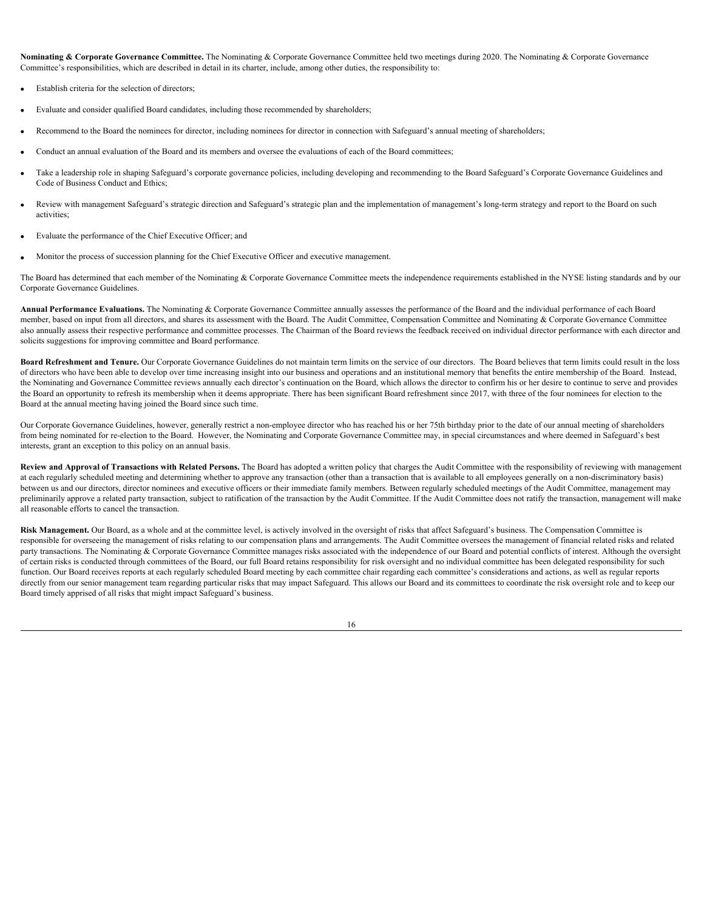**Nominating & Corporate Governance Committee.** The Nominating & Corporate Governance Committee held two meetings during 2020. The Nominating & Corporate Governance Committee's responsibilities, which are described in detail in its charter, include, among other duties, the responsibility to:

- Establish criteria for the selection of directors;
- Evaluate and consider qualified Board candidates, including those recommended by shareholders;
- Recommend to the Board the nominees for director, including nominees for director in connection with Safeguard's annual meeting of shareholders;
- Conduct an annual evaluation of the Board and its members and oversee the evaluations of each of the Board committees;
- Take a leadership role in shaping Safeguard's corporate governance policies, including developing and recommending to the Board Safeguard's Corporate Governance Guidelines and Code of Business Conduct and Ethics;
- Review with management Safeguard's strategic direction and Safeguard's strategic plan and the implementation of management's long-term strategy and report to the Board on such activities;
- Evaluate the performance of the Chief Executive Officer; and
- Monitor the process of succession planning for the Chief Executive Officer and executive management.

The Board has determined that each member of the Nominating & Corporate Governance Committee meets the independence requirements established in the NYSE listing standards and by our Corporate Governance Guidelines.

**Annual Performance Evaluations.** The Nominating & Corporate Governance Committee annually assesses the performance of the Board and the individual performance of each Board member, based on input from all directors, and shares its assessment with the Board. The Audit Committee, Compensation Committee and Nominating & Corporate Governance Committee also annually assess their respective performance and committee processes. The Chairman of the Board reviews the feedback received on individual director performance with each director and solicits suggestions for improving committee and Board performance.

**Board Refreshment and Tenure.** Our Corporate Governance Guidelines do not maintain term limits on the service of our directors. The Board believes that term limits could result in the loss of directors who have been able to develop over time increasing insight into our business and operations and an institutional memory that benefits the entire membership of the Board. Instead, the Nominating and Governance Committee reviews annually each director's continuation on the Board, which allows the director to confirm his or her desire to continue to serve and provides the Board an opportunity to refresh its membership when it deems appropriate. There has been significant Board refreshment since 2017, with three of the four nominees for election to the Board at the annual meeting having joined the Board since such time.

Our Corporate Governance Guidelines, however, generally restrict a non-employee director who has reached his or her 75th birthday prior to the date of our annual meeting of shareholders from being nominated for re-election to the Board. However, the Nominating and Corporate Governance Committee may, in special circumstances and where deemed in Safeguard's best interests, grant an exception to this policy on an annual basis.

**Review and Approval of Transactions with Related Persons.** The Board has adopted a written policy that charges the Audit Committee with the responsibility of reviewing with management at each regularly scheduled meeting and determining whether to approve any transaction (other than a transaction that is available to all employees generally on a non-discriminatory basis) between us and our directors, director nominees and executive officers or their immediate family members. Between regularly scheduled meetings of the Audit Committee, management may preliminarily approve a related party transaction, subject to ratification of the transaction by the Audit Committee. If the Audit Committee does not ratify the transaction, management will make all reasonable efforts to cancel the transaction.

**Risk Management.** Our Board, as a whole and at the committee level, is actively involved in the oversight of risks that affect Safeguard's business. The Compensation Committee is responsible for overseeing the management of risks relating to our compensation plans and arrangements. The Audit Committee oversees the management of financial related risks and related party transactions. The Nominating & Corporate Governance Committee manages risks associated with the independence of our Board and potential conflicts of interest. Although the oversight of certain risks is conducted through committees of the Board, our full Board retains responsibility for risk oversight and no individual committee has been delegated responsibility for such function. Our Board receives reports at each regularly scheduled Board meeting by each committee chair regarding each committee's considerations and actions, as well as regular reports directly from our senior management team regarding particular risks that may impact Safeguard. This allows our Board and its committees to coordinate the risk oversight role and to keep our Board timely apprised of all risks that might impact Safeguard's business.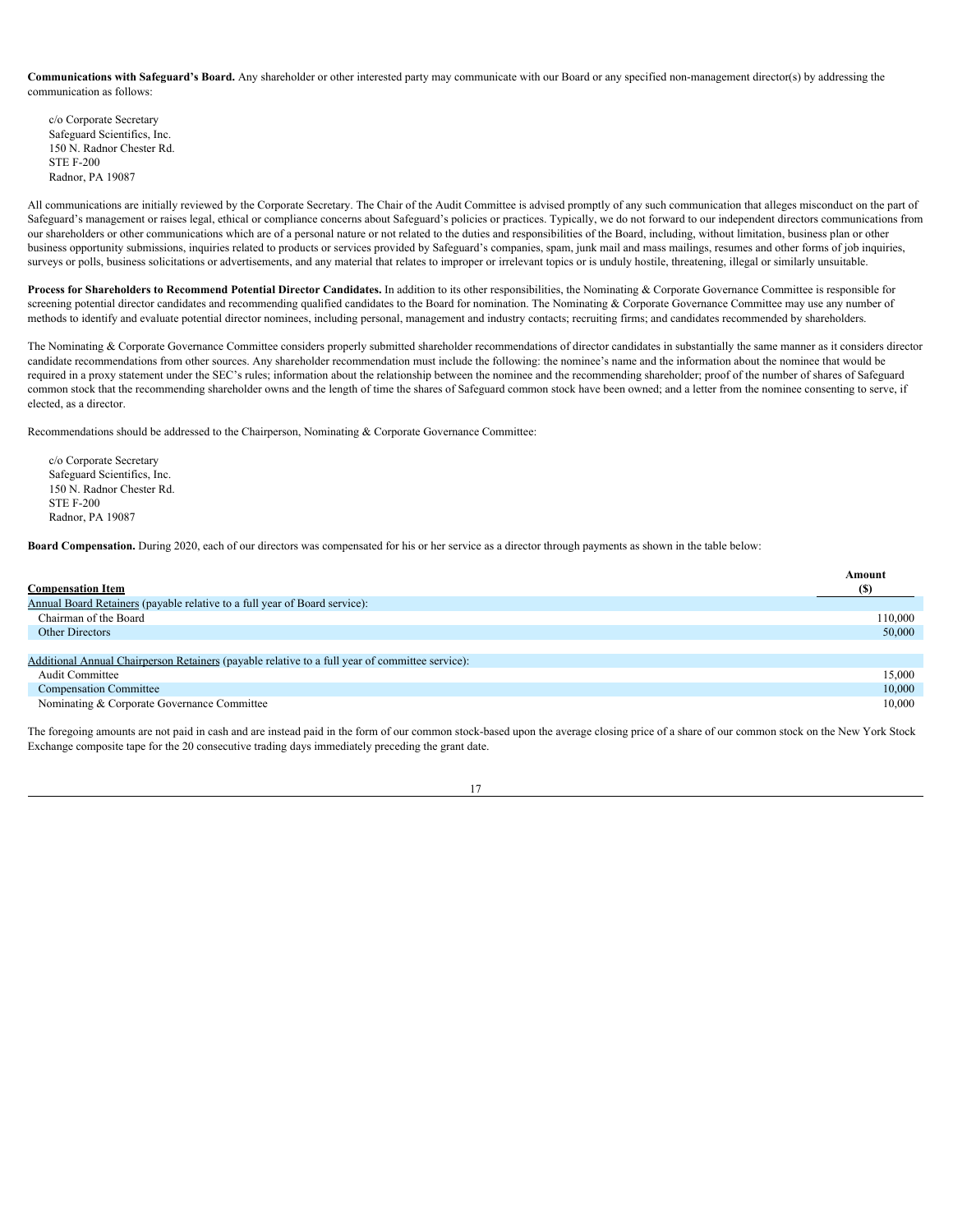**Communications with Safeguard's Board.** Any shareholder or other interested party may communicate with our Board or any specified non-management director(s) by addressing the communication as follows:

c/o Corporate Secretary
Safeguard Scientifics, Inc.
150 N. Radnor Chester Rd.
STE F-200
Radnor, PA 19087

All communications are initially reviewed by the Corporate Secretary. The Chair of the Audit Committee is advised promptly of any such communication that alleges misconduct on the part of Safeguard's management or raises legal, ethical or compliance concerns about Safeguard's policies or practices. Typically, we do not forward to our independent directors communications from our shareholders or other communications which are of a personal nature or not related to the duties and responsibilities of the Board, including, without limitation, business plan or other business opportunity submissions, inquiries related to products or services provided by Safeguard's companies, spam, junk mail and mass mailings, resumes and other forms of job inquiries, surveys or polls, business solicitations or advertisements, and any material that relates to improper or irrelevant topics or is unduly hostile, threatening, illegal or similarly unsuitable.

**Process for Shareholders to Recommend Potential Director Candidates.** In addition to its other responsibilities, the Nominating & Corporate Governance Committee is responsible for screening potential director candidates and recommending qualified candidates to the Board for nomination. The Nominating & Corporate Governance Committee may use any number of methods to identify and evaluate potential director nominees, including personal, management and industry contacts; recruiting firms; and candidates recommended by shareholders.

The Nominating & Corporate Governance Committee considers properly submitted shareholder recommendations of director candidates in substantially the same manner as it considers director candidate recommendations from other sources. Any shareholder recommendation must include the following: the nominee's name and the information about the nominee that would be required in a proxy statement under the SEC's rules; information about the relationship between the nominee and the recommending shareholder; proof of the number of shares of Safeguard common stock that the recommending shareholder owns and the length of time the shares of Safeguard common stock have been owned; and a letter from the nominee consenting to serve, if elected, as a director.

Recommendations should be addressed to the Chairperson, Nominating & Corporate Governance Committee:

c/o Corporate Secretary
Safeguard Scientifics, Inc.
150 N. Radnor Chester Rd.
STE F-200
Radnor, PA 19087

**Board Compensation.** During 2020, each of our directors was compensated for his or her service as a director through payments as shown in the table below:

| Compensation Item | Amount ($) |
|---|---|
| Annual Board Retainers (payable relative to a full year of Board service): | |
| Chairman of the Board | 110,000 |
| Other Directors | 50,000 |
| | |
| Additional Annual Chairperson Retainers (payable relative to a full year of committee service): | |
| Audit Committee | 15,000 |
| Compensation Committee | 10,000 |
| Nominating & Corporate Governance Committee | 10,000 |

The foregoing amounts are not paid in cash and are instead paid in the form of our common stock-based upon the average closing price of a share of our common stock on the New York Stock Exchange composite tape for the 20 consecutive trading days immediately preceding the grant date.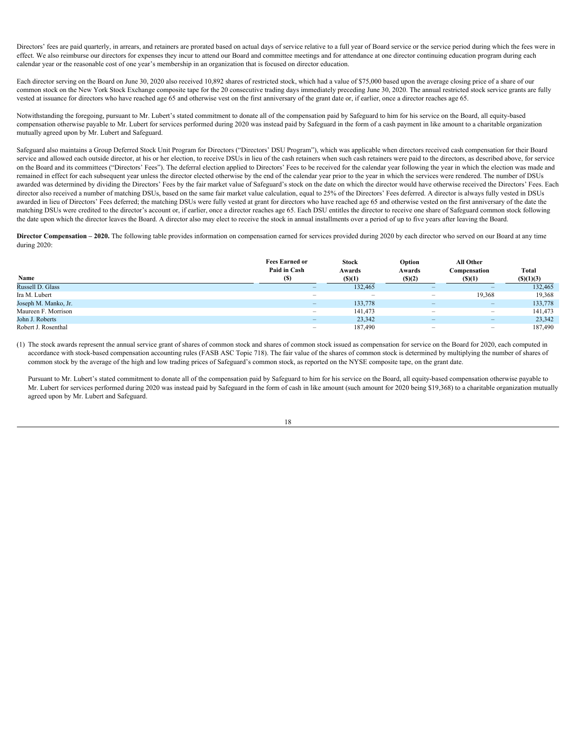Directors' fees are paid quarterly, in arrears, and retainers are prorated based on actual days of service relative to a full year of Board service or the service period during which the fees were in effect. We also reimburse our directors for expenses they incur to attend our Board and committee meetings and for attendance at one director continuing education program during each calendar year or the reasonable cost of one year's membership in an organization that is focused on director education.

Each director serving on the Board on June 30, 2020 also received 10,892 shares of restricted stock, which had a value of $75,000 based upon the average closing price of a share of our common stock on the New York Stock Exchange composite tape for the 20 consecutive trading days immediately preceding June 30, 2020. The annual restricted stock service grants are fully vested at issuance for directors who have reached age 65 and otherwise vest on the first anniversary of the grant date or, if earlier, once a director reaches age 65.

Notwithstanding the foregoing, pursuant to Mr. Lubert's stated commitment to donate all of the compensation paid by Safeguard to him for his service on the Board, all equity-based compensation otherwise payable to Mr. Lubert for services performed during 2020 was instead paid by Safeguard in the form of a cash payment in like amount to a charitable organization mutually agreed upon by Mr. Lubert and Safeguard.

Safeguard also maintains a Group Deferred Stock Unit Program for Directors ("Directors' DSU Program"), which was applicable when directors received cash compensation for their Board service and allowed each outside director, at his or her election, to receive DSUs in lieu of the cash retainers when such cash retainers were paid to the directors, as described above, for service on the Board and its committees ("Directors' Fees"). The deferral election applied to Directors' Fees to be received for the calendar year following the year in which the election was made and remained in effect for each subsequent year unless the director elected otherwise by the end of the calendar year prior to the year in which the services were rendered. The number of DSUs awarded was determined by dividing the Directors' Fees by the fair market value of Safeguard's stock on the date on which the director would have otherwise received the Directors' Fees. Each director also received a number of matching DSUs, based on the same fair market value calculation, equal to 25% of the Directors' Fees deferred. A director is always fully vested in DSUs awarded in lieu of Directors' Fees deferred; the matching DSUs were fully vested at grant for directors who have reached age 65 and otherwise vested on the first anniversary of the date the matching DSUs were credited to the director's account or, if earlier, once a director reaches age 65. Each DSU entitles the director to receive one share of Safeguard common stock following the date upon which the director leaves the Board. A director also may elect to receive the stock in annual installments over a period of up to five years after leaving the Board.

**Director Compensation – 2020.** The following table provides information on compensation earned for services provided during 2020 by each director who served on our Board at any time during 2020:

| Name | Fees Earned or Paid in Cash ($) | Stock Awards ($)(1) | Option Awards ($)(2) | All Other Compensation ($)(1) | Total ($)(1)(3) |
|---|---|---|---|---|---|
| Russell D. Glass | – | 132,465 | – | – | 132,465 |
| Ira M. Lubert | – | – | – | 19,368 | 19,368 |
| Joseph M. Manko, Jr. | – | 133,778 | – | – | 133,778 |
| Maureen F. Morrison | – | 141,473 | – | – | 141,473 |
| John J. Roberts | – | 23,342 | – | – | 23,342 |
| Robert J. Rosenthal | – | 187,490 | – | – | 187,490 |

(1) The stock awards represent the annual service grant of shares of common stock and shares of common stock issued as compensation for service on the Board for 2020, each computed in accordance with stock-based compensation accounting rules (FASB ASC Topic 718). The fair value of the shares of common stock is determined by multiplying the number of shares of common stock by the average of the high and low trading prices of Safeguard's common stock, as reported on the NYSE composite tape, on the grant date.

Pursuant to Mr. Lubert's stated commitment to donate all of the compensation paid by Safeguard to him for his service on the Board, all equity-based compensation otherwise payable to Mr. Lubert for services performed during 2020 was instead paid by Safeguard in the form of cash in like amount (such amount for 2020 being $19,368) to a charitable organization mutually agreed upon by Mr. Lubert and Safeguard.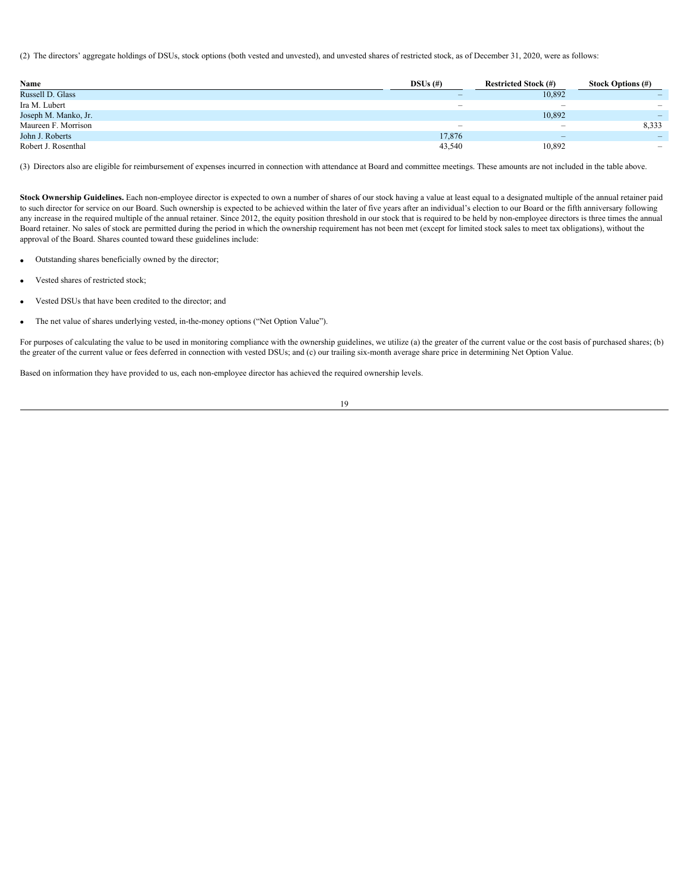(2) The directors' aggregate holdings of DSUs, stock options (both vested and unvested), and unvested shares of restricted stock, as of December 31, 2020, were as follows:

| Name | DSUs (#) | Restricted Stock (#) | Stock Options (#) |
| --- | --- | --- | --- |
| Russell D. Glass | – | 10,892 | – |
| Ira M. Lubert | – | – | – |
| Joseph M. Manko, Jr. | | 10,892 | – |
| Maureen F. Morrison | – | – | 8,333 |
| John J. Roberts | 17,876 | – | – |
| Robert J. Rosenthal | 43,540 | 10,892 | – |

(3) Directors also are eligible for reimbursement of expenses incurred in connection with attendance at Board and committee meetings. These amounts are not included in the table above.

**Stock Ownership Guidelines.** Each non-employee director is expected to own a number of shares of our stock having a value at least equal to a designated multiple of the annual retainer paid to such director for service on our Board. Such ownership is expected to be achieved within the later of five years after an individual's election to our Board or the fifth anniversary following any increase in the required multiple of the annual retainer. Since 2012, the equity position threshold in our stock that is required to be held by non-employee directors is three times the annual Board retainer. No sales of stock are permitted during the period in which the ownership requirement has not been met (except for limited stock sales to meet tax obligations), without the approval of the Board. Shares counted toward these guidelines include:

- Outstanding shares beneficially owned by the director;
- Vested shares of restricted stock;
- Vested DSUs that have been credited to the director; and
- The net value of shares underlying vested, in-the-money options ("Net Option Value").

For purposes of calculating the value to be used in monitoring compliance with the ownership guidelines, we utilize (a) the greater of the current value or the cost basis of purchased shares; (b) the greater of the current value or fees deferred in connection with vested DSUs; and (c) our trailing six-month average share price in determining Net Option Value.

Based on information they have provided to us, each non-employee director has achieved the required ownership levels.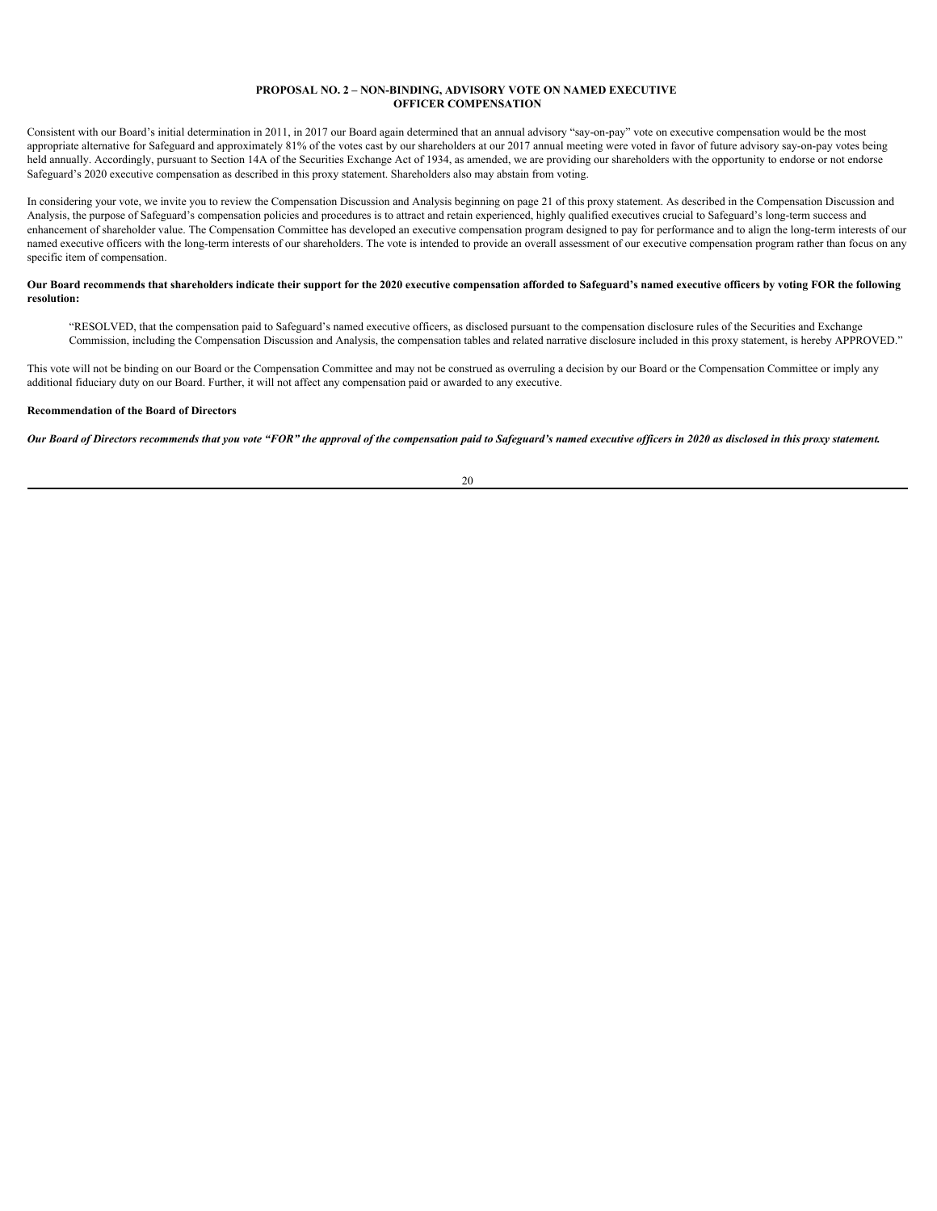## PROPOSAL NO. 2 – NON-BINDING, ADVISORY VOTE ON NAMED EXECUTIVE OFFICER COMPENSATION

Consistent with our Board's initial determination in 2011, in 2017 our Board again determined that an annual advisory "say-on-pay" vote on executive compensation would be the most appropriate alternative for Safeguard and approximately 81% of the votes cast by our shareholders at our 2017 annual meeting were voted in favor of future advisory say-on-pay votes being held annually. Accordingly, pursuant to Section 14A of the Securities Exchange Act of 1934, as amended, we are providing our shareholders with the opportunity to endorse or not endorse Safeguard's 2020 executive compensation as described in this proxy statement. Shareholders also may abstain from voting.

In considering your vote, we invite you to review the Compensation Discussion and Analysis beginning on page 21 of this proxy statement. As described in the Compensation Discussion and Analysis, the purpose of Safeguard's compensation policies and procedures is to attract and retain experienced, highly qualified executives crucial to Safeguard's long-term success and enhancement of shareholder value. The Compensation Committee has developed an executive compensation program designed to pay for performance and to align the long-term interests of our named executive officers with the long-term interests of our shareholders. The vote is intended to provide an overall assessment of our executive compensation program rather than focus on any specific item of compensation.

**Our Board recommends that shareholders indicate their support for the 2020 executive compensation afforded to Safeguard's named executive officers by voting FOR the following resolution:**

> "RESOLVED, that the compensation paid to Safeguard's named executive officers, as disclosed pursuant to the compensation disclosure rules of the Securities and Exchange Commission, including the Compensation Discussion and Analysis, the compensation tables and related narrative disclosure included in this proxy statement, is hereby APPROVED."

This vote will not be binding on our Board or the Compensation Committee and may not be construed as overruling a decision by our Board or the Compensation Committee or imply any additional fiduciary duty on our Board. Further, it will not affect any compensation paid or awarded to any executive.

**Recommendation of the Board of Directors**

***Our Board of Directors recommends that you vote "FOR" the approval of the compensation paid to Safeguard's named executive officers in 2020 as disclosed in this proxy statement.***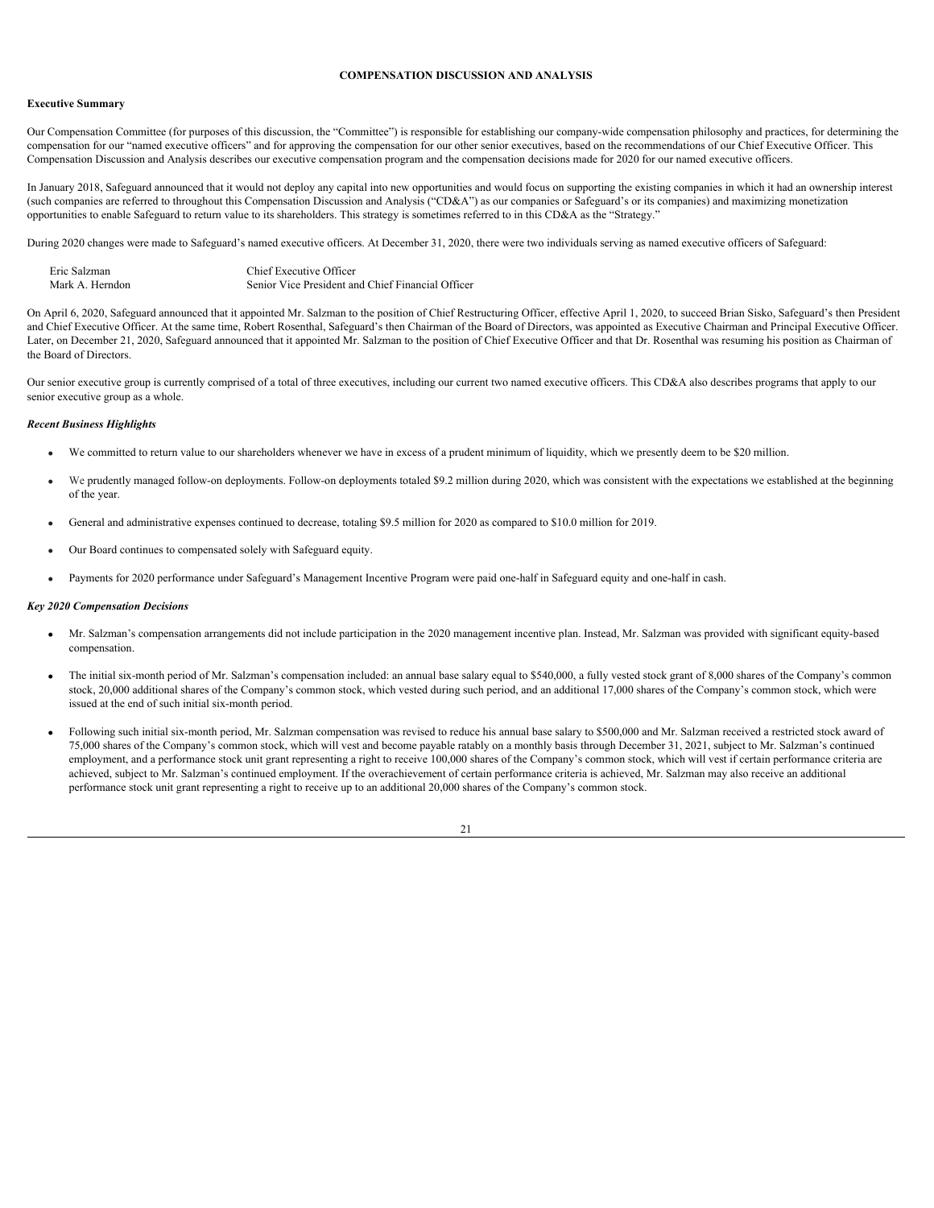## COMPENSATION DISCUSSION AND ANALYSIS

**Executive Summary**

Our Compensation Committee (for purposes of this discussion, the "Committee") is responsible for establishing our company-wide compensation philosophy and practices, for determining the compensation for our "named executive officers" and for approving the compensation for our other senior executives, based on the recommendations of our Chief Executive Officer. This Compensation Discussion and Analysis describes our executive compensation program and the compensation decisions made for 2020 for our named executive officers.

In January 2018, Safeguard announced that it would not deploy any capital into new opportunities and would focus on supporting the existing companies in which it had an ownership interest (such companies are referred to throughout this Compensation Discussion and Analysis ("CD&A") as our companies or Safeguard's or its companies) and maximizing monetization opportunities to enable Safeguard to return value to its shareholders. This strategy is sometimes referred to in this CD&A as the "Strategy."

During 2020 changes were made to Safeguard's named executive officers. At December 31, 2020, there were two individuals serving as named executive officers of Safeguard:

| | |
|---|---|
| Eric Salzman | Chief Executive Officer |
| Mark A. Herndon | Senior Vice President and Chief Financial Officer |

On April 6, 2020, Safeguard announced that it appointed Mr. Salzman to the position of Chief Restructuring Officer, effective April 1, 2020, to succeed Brian Sisko, Safeguard's then President and Chief Executive Officer. At the same time, Robert Rosenthal, Safeguard's then Chairman of the Board of Directors, was appointed as Executive Chairman and Principal Executive Officer. Later, on December 21, 2020, Safeguard announced that it appointed Mr. Salzman to the position of Chief Executive Officer and that Dr. Rosenthal was resuming his position as Chairman of the Board of Directors.

Our senior executive group is currently comprised of a total of three executives, including our current two named executive officers. This CD&A also describes programs that apply to our senior executive group as a whole.

***Recent Business Highlights***

- We committed to return value to our shareholders whenever we have in excess of a prudent minimum of liquidity, which we presently deem to be $20 million.
- We prudently managed follow-on deployments. Follow-on deployments totaled $9.2 million during 2020, which was consistent with the expectations we established at the beginning of the year.
- General and administrative expenses continued to decrease, totaling $9.5 million for 2020 as compared to $10.0 million for 2019.
- Our Board continues to compensated solely with Safeguard equity.
- Payments for 2020 performance under Safeguard's Management Incentive Program were paid one-half in Safeguard equity and one-half in cash.

***Key 2020 Compensation Decisions***

- Mr. Salzman's compensation arrangements did not include participation in the 2020 management incentive plan. Instead, Mr. Salzman was provided with significant equity-based compensation.
- The initial six-month period of Mr. Salzman's compensation included: an annual base salary equal to $540,000, a fully vested stock grant of 8,000 shares of the Company's common stock, 20,000 additional shares of the Company's common stock, which vested during such period, and an additional 17,000 shares of the Company's common stock, which were issued at the end of such initial six-month period.
- Following such initial six-month period, Mr. Salzman compensation was revised to reduce his annual base salary to $500,000 and Mr. Salzman received a restricted stock award of 75,000 shares of the Company's common stock, which will vest and become payable ratably on a monthly basis through December 31, 2021, subject to Mr. Salzman's continued employment, and a performance stock unit grant representing a right to receive 100,000 shares of the Company's common stock, which will vest if certain performance criteria are achieved, subject to Mr. Salzman's continued employment. If the overachievement of certain performance criteria is achieved, Mr. Salzman may also receive an additional performance stock unit grant representing a right to receive up to an additional 20,000 shares of the Company's common stock.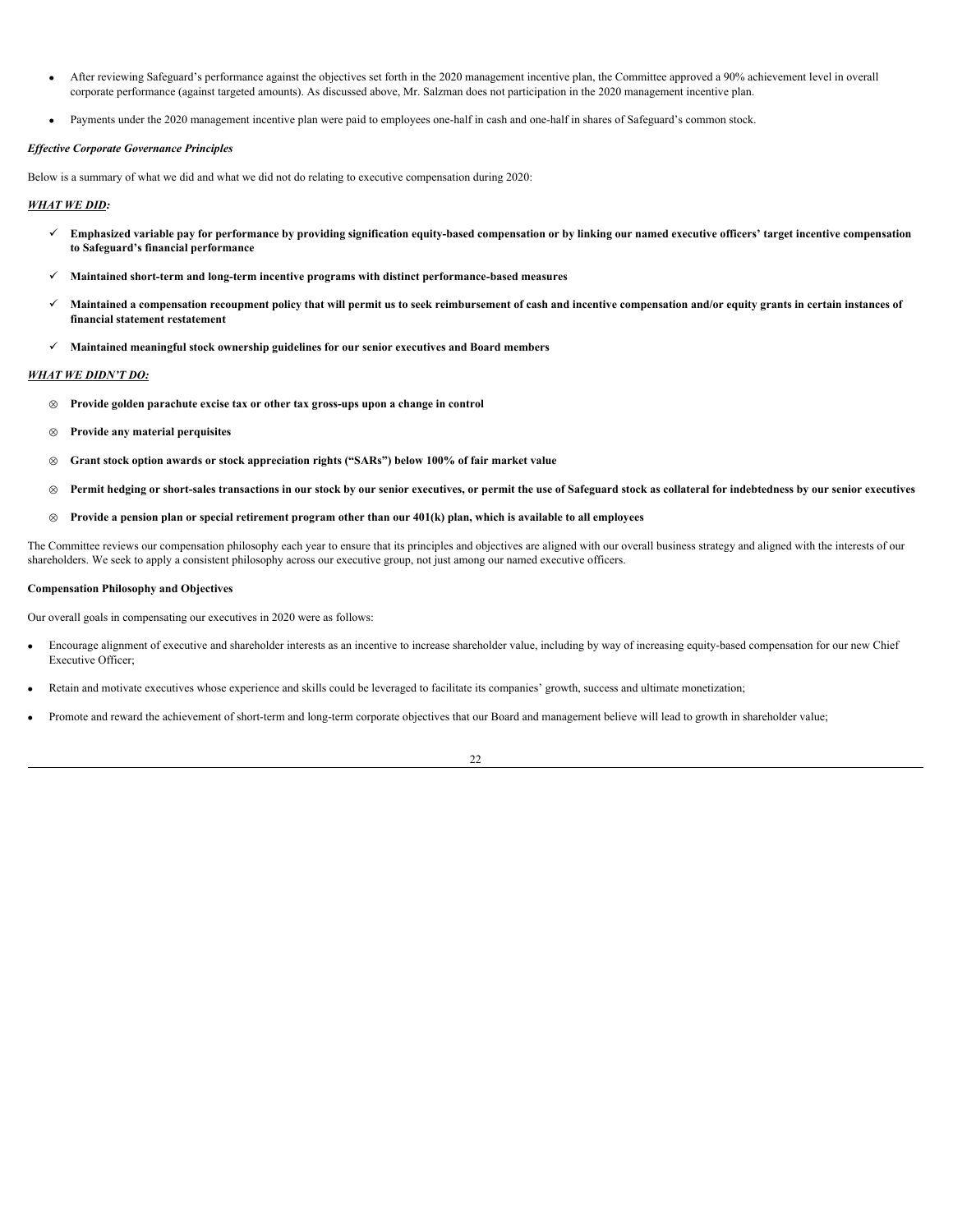- After reviewing Safeguard's performance against the objectives set forth in the 2020 management incentive plan, the Committee approved a 90% achievement level in overall corporate performance (against targeted amounts). As discussed above, Mr. Salzman does not participation in the 2020 management incentive plan.
- Payments under the 2020 management incentive plan were paid to employees one-half in cash and one-half in shares of Safeguard's common stock.

***Effective Corporate Governance Principles***

Below is a summary of what we did and what we did not do relating to executive compensation during 2020:

***WHAT WE DID:***

- ✓ **Emphasized variable pay for performance by providing signification equity-based compensation or by linking our named executive officers' target incentive compensation to Safeguard's financial performance**
- ✓ **Maintained short-term and long-term incentive programs with distinct performance-based measures**
- ✓ **Maintained a compensation recoupment policy that will permit us to seek reimbursement of cash and incentive compensation and/or equity grants in certain instances of financial statement restatement**
- ✓ **Maintained meaningful stock ownership guidelines for our senior executives and Board members**

***WHAT WE DIDN'T DO:***

- ⊗ **Provide golden parachute excise tax or other tax gross-ups upon a change in control**
- ⊗ **Provide any material perquisites**
- ⊗ **Grant stock option awards or stock appreciation rights ("SARs") below 100% of fair market value**
- ⊗ **Permit hedging or short-sales transactions in our stock by our senior executives, or permit the use of Safeguard stock as collateral for indebtedness by our senior executives**
- ⊗ **Provide a pension plan or special retirement program other than our 401(k) plan, which is available to all employees**

The Committee reviews our compensation philosophy each year to ensure that its principles and objectives are aligned with our overall business strategy and aligned with the interests of our shareholders. We seek to apply a consistent philosophy across our executive group, not just among our named executive officers.

**Compensation Philosophy and Objectives**

Our overall goals in compensating our executives in 2020 were as follows:

- Encourage alignment of executive and shareholder interests as an incentive to increase shareholder value, including by way of increasing equity-based compensation for our new Chief Executive Officer;
- Retain and motivate executives whose experience and skills could be leveraged to facilitate its companies' growth, success and ultimate monetization;
- Promote and reward the achievement of short-term and long-term corporate objectives that our Board and management believe will lead to growth in shareholder value;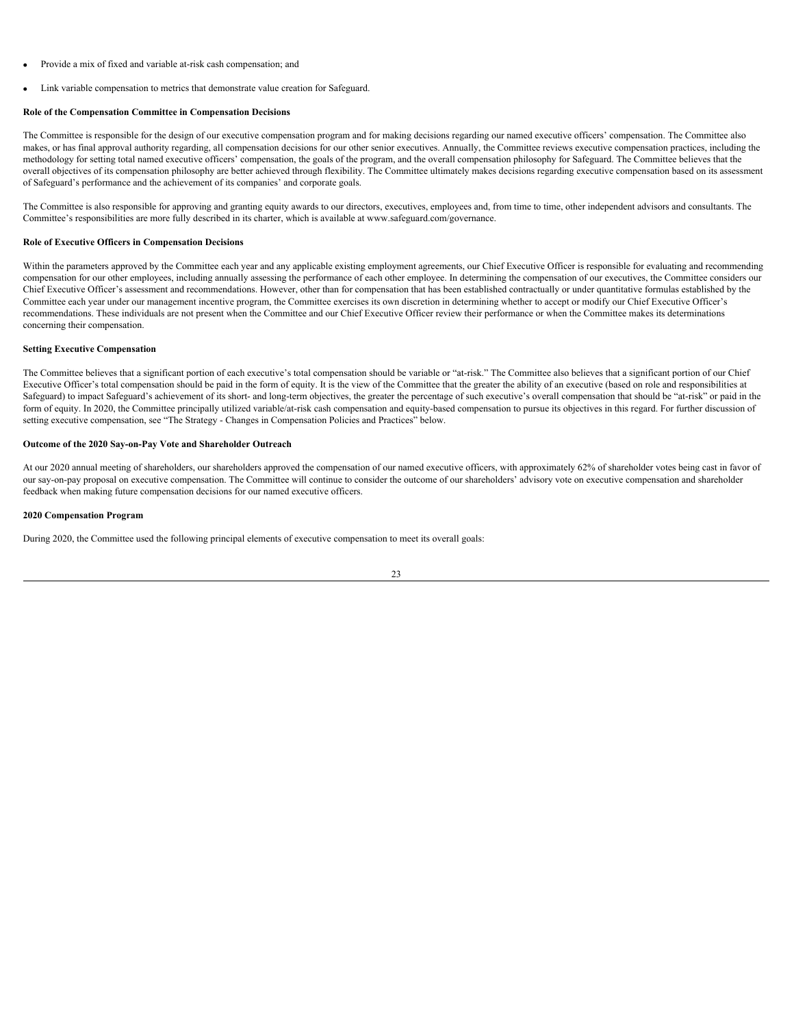- Provide a mix of fixed and variable at-risk cash compensation; and
- Link variable compensation to metrics that demonstrate value creation for Safeguard.

**Role of the Compensation Committee in Compensation Decisions**

The Committee is responsible for the design of our executive compensation program and for making decisions regarding our named executive officers' compensation. The Committee also makes, or has final approval authority regarding, all compensation decisions for our other senior executives. Annually, the Committee reviews executive compensation practices, including the methodology for setting total named executive officers' compensation, the goals of the program, and the overall compensation philosophy for Safeguard. The Committee believes that the overall objectives of its compensation philosophy are better achieved through flexibility. The Committee ultimately makes decisions regarding executive compensation based on its assessment of Safeguard's performance and the achievement of its companies' and corporate goals.

The Committee is also responsible for approving and granting equity awards to our directors, executives, employees and, from time to time, other independent advisors and consultants. The Committee's responsibilities are more fully described in its charter, which is available at www.safeguard.com/governance.

**Role of Executive Officers in Compensation Decisions**

Within the parameters approved by the Committee each year and any applicable existing employment agreements, our Chief Executive Officer is responsible for evaluating and recommending compensation for our other employees, including annually assessing the performance of each other employee. In determining the compensation of our executives, the Committee considers our Chief Executive Officer's assessment and recommendations. However, other than for compensation that has been established contractually or under quantitative formulas established by the Committee each year under our management incentive program, the Committee exercises its own discretion in determining whether to accept or modify our Chief Executive Officer's recommendations. These individuals are not present when the Committee and our Chief Executive Officer review their performance or when the Committee makes its determinations concerning their compensation.

**Setting Executive Compensation**

The Committee believes that a significant portion of each executive's total compensation should be variable or "at-risk." The Committee also believes that a significant portion of our Chief Executive Officer's total compensation should be paid in the form of equity. It is the view of the Committee that the greater the ability of an executive (based on role and responsibilities at Safeguard) to impact Safeguard's achievement of its short- and long-term objectives, the greater the percentage of such executive's overall compensation that should be "at-risk" or paid in the form of equity. In 2020, the Committee principally utilized variable/at-risk cash compensation and equity-based compensation to pursue its objectives in this regard. For further discussion of setting executive compensation, see "The Strategy - Changes in Compensation Policies and Practices" below.

**Outcome of the 2020 Say-on-Pay Vote and Shareholder Outreach**

At our 2020 annual meeting of shareholders, our shareholders approved the compensation of our named executive officers, with approximately 62% of shareholder votes being cast in favor of our say-on-pay proposal on executive compensation. The Committee will continue to consider the outcome of our shareholders' advisory vote on executive compensation and shareholder feedback when making future compensation decisions for our named executive officers.

**2020 Compensation Program**

During 2020, the Committee used the following principal elements of executive compensation to meet its overall goals: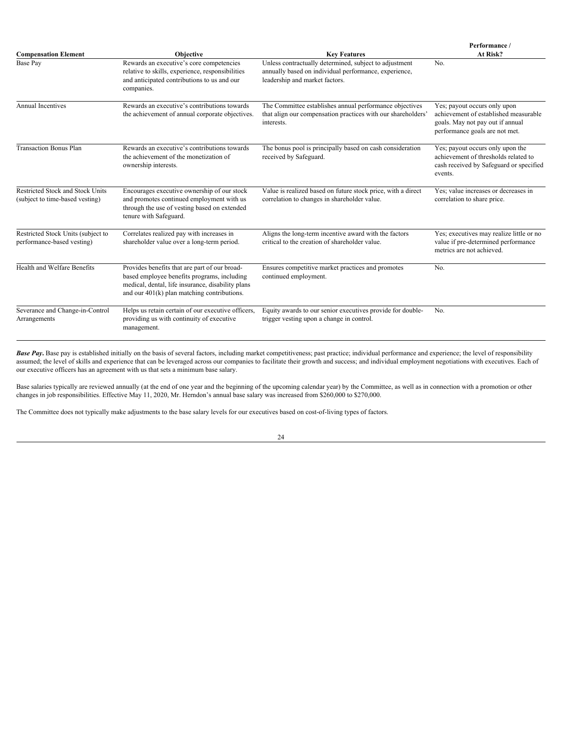| Compensation Element | Objective | Key Features | Performance / At Risk? |
|---|---|---|---|
| Base Pay | Rewards an executive's core competencies relative to skills, experience, responsibilities and anticipated contributions to us and our companies. | Unless contractually determined, subject to adjustment annually based on individual performance, experience, leadership and market factors. | No. |
| Annual Incentives | Rewards an executive's contributions towards the achievement of annual corporate objectives. | The Committee establishes annual performance objectives that align our compensation practices with our shareholders' interests. | Yes; payout occurs only upon achievement of established measurable goals. May not pay out if annual performance goals are not met. |
| Transaction Bonus Plan | Rewards an executive's contributions towards the achievement of the monetization of ownership interests. | The bonus pool is principally based on cash consideration received by Safeguard. | Yes; payout occurs only upon the achievement of thresholds related to cash received by Safeguard or specified events. |
| Restricted Stock and Stock Units (subject to time-based vesting) | Encourages executive ownership of our stock and promotes continued employment with us through the use of vesting based on extended tenure with Safeguard. | Value is realized based on future stock price, with a direct correlation to changes in shareholder value. | Yes; value increases or decreases in correlation to share price. |
| Restricted Stock Units (subject to performance-based vesting) | Correlates realized pay with increases in shareholder value over a long-term period. | Aligns the long-term incentive award with the factors critical to the creation of shareholder value. | Yes; executives may realize little or no value if pre-determined performance metrics are not achieved. |
| Health and Welfare Benefits | Provides benefits that are part of our broad-based employee benefits programs, including medical, dental, life insurance, disability plans and our 401(k) plan matching contributions. | Ensures competitive market practices and promotes continued employment. | No. |
| Severance and Change-in-Control Arrangements | Helps us retain certain of our executive officers, providing us with continuity of executive management. | Equity awards to our senior executives provide for double-trigger vesting upon a change in control. | No. |

***Base Pay*.** Base pay is established initially on the basis of several factors, including market competitiveness; past practice; individual performance and experience; the level of responsibility assumed; the level of skills and experience that can be leveraged across our companies to facilitate their growth and success; and individual employment negotiations with executives. Each of our executive officers has an agreement with us that sets a minimum base salary.

Base salaries typically are reviewed annually (at the end of one year and the beginning of the upcoming calendar year) by the Committee, as well as in connection with a promotion or other changes in job responsibilities. Effective May 11, 2020, Mr. Herndon's annual base salary was increased from $260,000 to $270,000.

The Committee does not typically make adjustments to the base salary levels for our executives based on cost-of-living types of factors.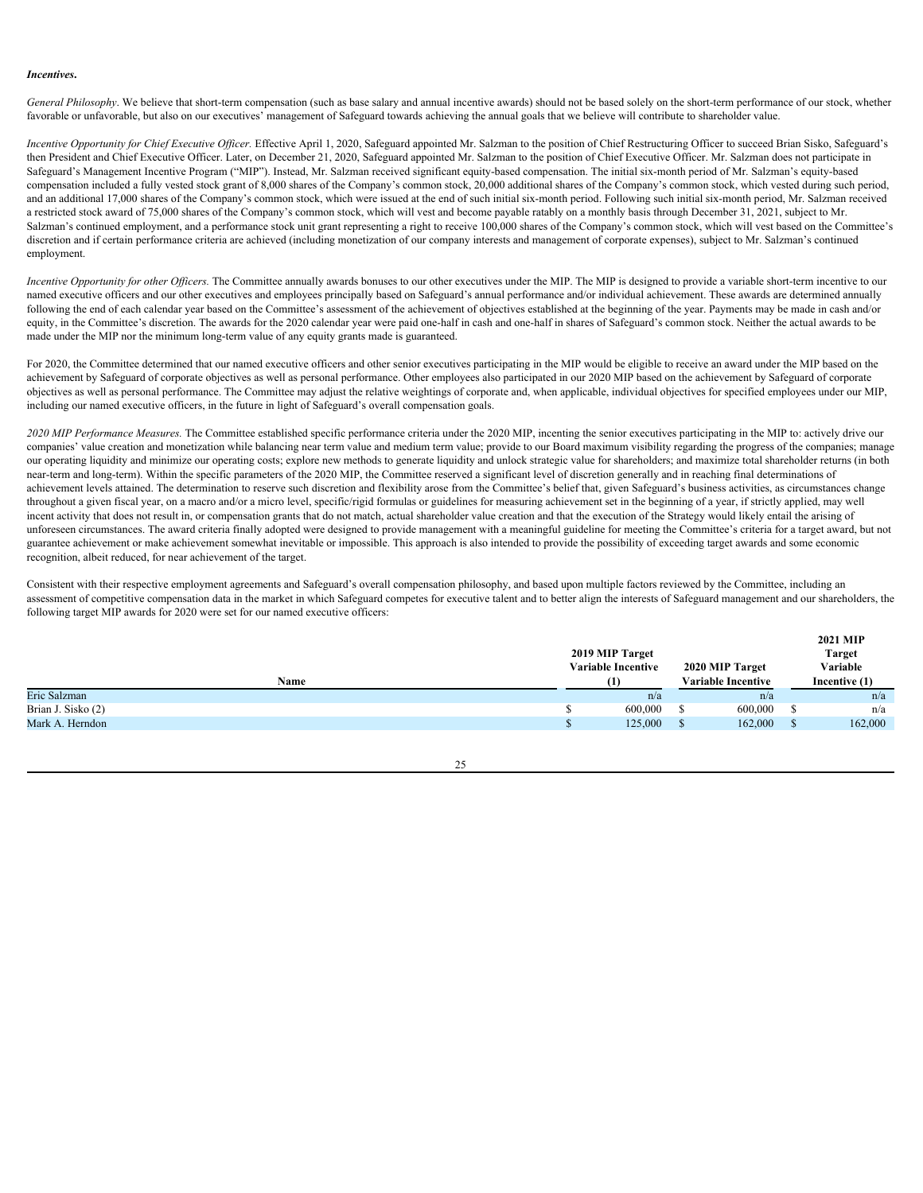***Incentives.***

*General Philosophy*. We believe that short-term compensation (such as base salary and annual incentive awards) should not be based solely on the short-term performance of our stock, whether favorable or unfavorable, but also on our executives' management of Safeguard towards achieving the annual goals that we believe will contribute to shareholder value.

*Incentive Opportunity for Chief Executive Officer.* Effective April 1, 2020, Safeguard appointed Mr. Salzman to the position of Chief Restructuring Officer to succeed Brian Sisko, Safeguard's then President and Chief Executive Officer. Later, on December 21, 2020, Safeguard appointed Mr. Salzman to the position of Chief Executive Officer. Mr. Salzman does not participate in Safeguard's Management Incentive Program ("MIP"). Instead, Mr. Salzman received significant equity-based compensation. The initial six-month period of Mr. Salzman's equity-based compensation included a fully vested stock grant of 8,000 shares of the Company's common stock, 20,000 additional shares of the Company's common stock, which vested during such period, and an additional 17,000 shares of the Company's common stock, which were issued at the end of such initial six-month period. Following such initial six-month period, Mr. Salzman received a restricted stock award of 75,000 shares of the Company's common stock, which will vest and become payable ratably on a monthly basis through December 31, 2021, subject to Mr. Salzman's continued employment, and a performance stock unit grant representing a right to receive 100,000 shares of the Company's common stock, which will vest based on the Committee's discretion and if certain performance criteria are achieved (including monetization of our company interests and management of corporate expenses), subject to Mr. Salzman's continued employment.

*Incentive Opportunity for other Officers.* The Committee annually awards bonuses to our other executives under the MIP. The MIP is designed to provide a variable short-term incentive to our named executive officers and our other executives and employees principally based on Safeguard's annual performance and/or individual achievement. These awards are determined annually following the end of each calendar year based on the Committee's assessment of the achievement of objectives established at the beginning of the year. Payments may be made in cash and/or equity, in the Committee's discretion. The awards for the 2020 calendar year were paid one-half in cash and one-half in shares of Safeguard's common stock. Neither the actual awards to be made under the MIP nor the minimum long-term value of any equity grants made is guaranteed.

For 2020, the Committee determined that our named executive officers and other senior executives participating in the MIP would be eligible to receive an award under the MIP based on the achievement by Safeguard of corporate objectives as well as personal performance. Other employees also participated in our 2020 MIP based on the achievement by Safeguard of corporate objectives as well as personal performance. The Committee may adjust the relative weightings of corporate and, when applicable, individual objectives for specified employees under our MIP, including our named executive officers, in the future in light of Safeguard's overall compensation goals.

*2020 MIP Performance Measures.* The Committee established specific performance criteria under the 2020 MIP, incenting the senior executives participating in the MIP to: actively drive our companies' value creation and monetization while balancing near term value and medium term value; provide to our Board maximum visibility regarding the progress of the companies; manage our operating liquidity and minimize our operating costs; explore new methods to generate liquidity and unlock strategic value for shareholders; and maximize total shareholder returns (in both near-term and long-term). Within the specific parameters of the 2020 MIP, the Committee reserved a significant level of discretion generally and in reaching final determinations of achievement levels attained. The determination to reserve such discretion and flexibility arose from the Committee's belief that, given Safeguard's business activities, as circumstances change throughout a given fiscal year, on a macro and/or a micro level, specific/rigid formulas or guidelines for measuring achievement set in the beginning of a year, if strictly applied, may well incent activity that does not result in, or compensation grants that do not match, actual shareholder value creation and that the execution of the Strategy would likely entail the arising of unforeseen circumstances. The award criteria finally adopted were designed to provide management with a meaningful guideline for meeting the Committee's criteria for a target award, but not guarantee achievement or make achievement somewhat inevitable or impossible. This approach is also intended to provide the possibility of exceeding target awards and some economic recognition, albeit reduced, for near achievement of the target.

Consistent with their respective employment agreements and Safeguard's overall compensation philosophy, and based upon multiple factors reviewed by the Committee, including an assessment of competitive compensation data in the market in which Safeguard competes for executive talent and to better align the interests of Safeguard management and our shareholders, the following target MIP awards for 2020 were set for our named executive officers:

| Name | 2019 MIP Target Variable Incentive (1) | 2020 MIP Target Variable Incentive | 2021 MIP Target Variable Incentive (1) |
|---|---|---|---|
| Eric Salzman | n/a | n/a | n/a |
| Brian J. Sisko (2) | $ 600,000 | $ 600,000 | $ n/a |
| Mark A. Herndon | $ 125,000 | $ 162,000 | $ 162,000 |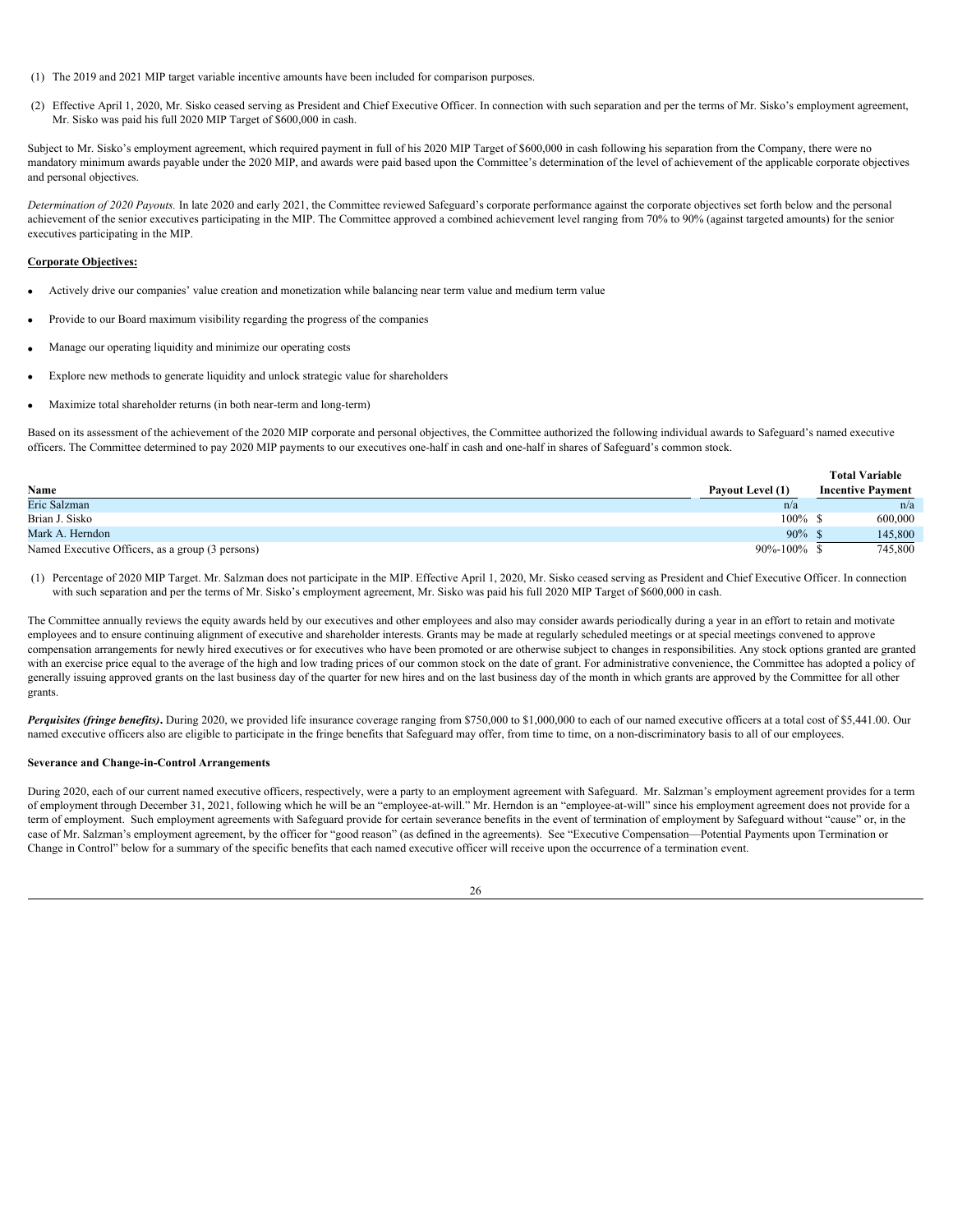(1) The 2019 and 2021 MIP target variable incentive amounts have been included for comparison purposes.

(2) Effective April 1, 2020, Mr. Sisko ceased serving as President and Chief Executive Officer. In connection with such separation and per the terms of Mr. Sisko's employment agreement, Mr. Sisko was paid his full 2020 MIP Target of $600,000 in cash.

Subject to Mr. Sisko's employment agreement, which required payment in full of his 2020 MIP Target of $600,000 in cash following his separation from the Company, there were no mandatory minimum awards payable under the 2020 MIP, and awards were paid based upon the Committee's determination of the level of achievement of the applicable corporate objectives and personal objectives.

*Determination of 2020 Payouts.* In late 2020 and early 2021, the Committee reviewed Safeguard's corporate performance against the corporate objectives set forth below and the personal achievement of the senior executives participating in the MIP. The Committee approved a combined achievement level ranging from 70% to 90% (against targeted amounts) for the senior executives participating in the MIP.

**Corporate Objectives:**

- Actively drive our companies' value creation and monetization while balancing near term value and medium term value
- Provide to our Board maximum visibility regarding the progress of the companies
- Manage our operating liquidity and minimize our operating costs
- Explore new methods to generate liquidity and unlock strategic value for shareholders
- Maximize total shareholder returns (in both near-term and long-term)

Based on its assessment of the achievement of the 2020 MIP corporate and personal objectives, the Committee authorized the following individual awards to Safeguard's named executive officers. The Committee determined to pay 2020 MIP payments to our executives one-half in cash and one-half in shares of Safeguard's common stock.

| Name | Payout Level (1) | Total Variable Incentive Payment |
|---|---|---|
| Eric Salzman | n/a | n/a |
| Brian J. Sisko | 100% | $ 600,000 |
| Mark A. Herndon | 90% | $ 145,800 |
| Named Executive Officers, as a group (3 persons) | 90%-100% | $ 745,800 |

(1) Percentage of 2020 MIP Target. Mr. Salzman does not participate in the MIP. Effective April 1, 2020, Mr. Sisko ceased serving as President and Chief Executive Officer. In connection with such separation and per the terms of Mr. Sisko's employment agreement, Mr. Sisko was paid his full 2020 MIP Target of $600,000 in cash.

The Committee annually reviews the equity awards held by our executives and other employees and also may consider awards periodically during a year in an effort to retain and motivate employees and to ensure continuing alignment of executive and shareholder interests. Grants may be made at regularly scheduled meetings or at special meetings convened to approve compensation arrangements for newly hired executives or for executives who have been promoted or are otherwise subject to changes in responsibilities. Any stock options granted are granted with an exercise price equal to the average of the high and low trading prices of our common stock on the date of grant. For administrative convenience, the Committee has adopted a policy of generally issuing approved grants on the last business day of the quarter for new hires and on the last business day of the month in which grants are approved by the Committee for all other grants.

***Perquisites (fringe benefits).*** During 2020, we provided life insurance coverage ranging from $750,000 to $1,000,000 to each of our named executive officers at a total cost of $5,441.00. Our named executive officers also are eligible to participate in the fringe benefits that Safeguard may offer, from time to time, on a non-discriminatory basis to all of our employees.

**Severance and Change-in-Control Arrangements**

During 2020, each of our current named executive officers, respectively, were a party to an employment agreement with Safeguard. Mr. Salzman's employment agreement provides for a term of employment through December 31, 2021, following which he will be an "employee-at-will." Mr. Herndon is an "employee-at-will" since his employment agreement does not provide for a term of employment. Such employment agreements with Safeguard provide for certain severance benefits in the event of termination of employment by Safeguard without "cause" or, in the case of Mr. Salzman's employment agreement, by the officer for "good reason" (as defined in the agreements). See "Executive Compensation—Potential Payments upon Termination or Change in Control" below for a summary of the specific benefits that each named executive officer will receive upon the occurrence of a termination event.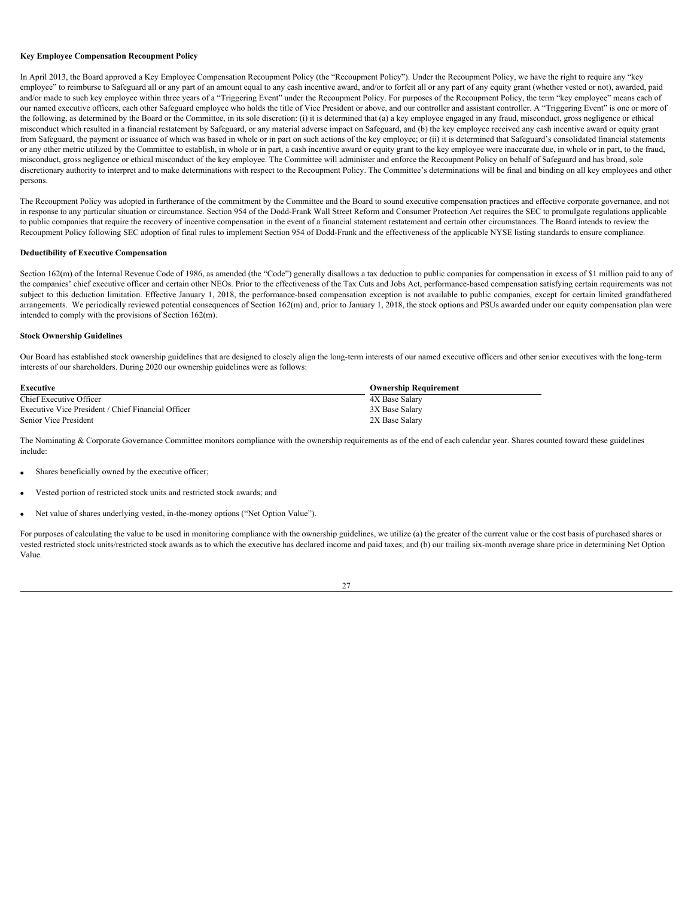**Key Employee Compensation Recoupment Policy**

In April 2013, the Board approved a Key Employee Compensation Recoupment Policy (the "Recoupment Policy"). Under the Recoupment Policy, we have the right to require any "key employee" to reimburse to Safeguard all or any part of an amount equal to any cash incentive award, and/or to forfeit all or any part of any equity grant (whether vested or not), awarded, paid and/or made to such key employee within three years of a "Triggering Event" under the Recoupment Policy. For purposes of the Recoupment Policy, the term "key employee" means each of our named executive officers, each other Safeguard employee who holds the title of Vice President or above, and our controller and assistant controller. A "Triggering Event" is one or more of the following, as determined by the Board or the Committee, in its sole discretion: (i) it is determined that (a) a key employee engaged in any fraud, misconduct, gross negligence or ethical misconduct which resulted in a financial restatement by Safeguard, or any material adverse impact on Safeguard, and (b) the key employee received any cash incentive award or equity grant from Safeguard, the payment or issuance of which was based in whole or in part on such actions of the key employee; or (ii) it is determined that Safeguard's consolidated financial statements or any other metric utilized by the Committee to establish, in whole or in part, a cash incentive award or equity grant to the key employee were inaccurate due, in whole or in part, to the fraud, misconduct, gross negligence or ethical misconduct of the key employee. The Committee will administer and enforce the Recoupment Policy on behalf of Safeguard and has broad, sole discretionary authority to interpret and to make determinations with respect to the Recoupment Policy. The Committee's determinations will be final and binding on all key employees and other persons.

The Recoupment Policy was adopted in furtherance of the commitment by the Committee and the Board to sound executive compensation practices and effective corporate governance, and not in response to any particular situation or circumstance. Section 954 of the Dodd-Frank Wall Street Reform and Consumer Protection Act requires the SEC to promulgate regulations applicable to public companies that require the recovery of incentive compensation in the event of a financial statement restatement and certain other circumstances. The Board intends to review the Recoupment Policy following SEC adoption of final rules to implement Section 954 of Dodd-Frank and the effectiveness of the applicable NYSE listing standards to ensure compliance.

**Deductibility of Executive Compensation**

Section 162(m) of the Internal Revenue Code of 1986, as amended (the "Code") generally disallows a tax deduction to public companies for compensation in excess of $1 million paid to any of the companies' chief executive officer and certain other NEOs. Prior to the effectiveness of the Tax Cuts and Jobs Act, performance-based compensation satisfying certain requirements was not subject to this deduction limitation. Effective January 1, 2018, the performance-based compensation exception is not available to public companies, except for certain limited grandfathered arrangements. We periodically reviewed potential consequences of Section 162(m) and, prior to January 1, 2018, the stock options and PSUs awarded under our equity compensation plan were intended to comply with the provisions of Section 162(m).

**Stock Ownership Guidelines**

Our Board has established stock ownership guidelines that are designed to closely align the long-term interests of our named executive officers and other senior executives with the long-term interests of our shareholders. During 2020 our ownership guidelines were as follows:

| Executive | Ownership Requirement |
|---|---|
| Chief Executive Officer | 4X Base Salary |
| Executive Vice President / Chief Financial Officer | 3X Base Salary |
| Senior Vice President | 2X Base Salary |

The Nominating & Corporate Governance Committee monitors compliance with the ownership requirements as of the end of each calendar year. Shares counted toward these guidelines include:

- Shares beneficially owned by the executive officer;
- Vested portion of restricted stock units and restricted stock awards; and
- Net value of shares underlying vested, in-the-money options ("Net Option Value").

For purposes of calculating the value to be used in monitoring compliance with the ownership guidelines, we utilize (a) the greater of the current value or the cost basis of purchased shares or vested restricted stock units/restricted stock awards as to which the executive has declared income and paid taxes; and (b) our trailing six-month average share price in determining Net Option Value.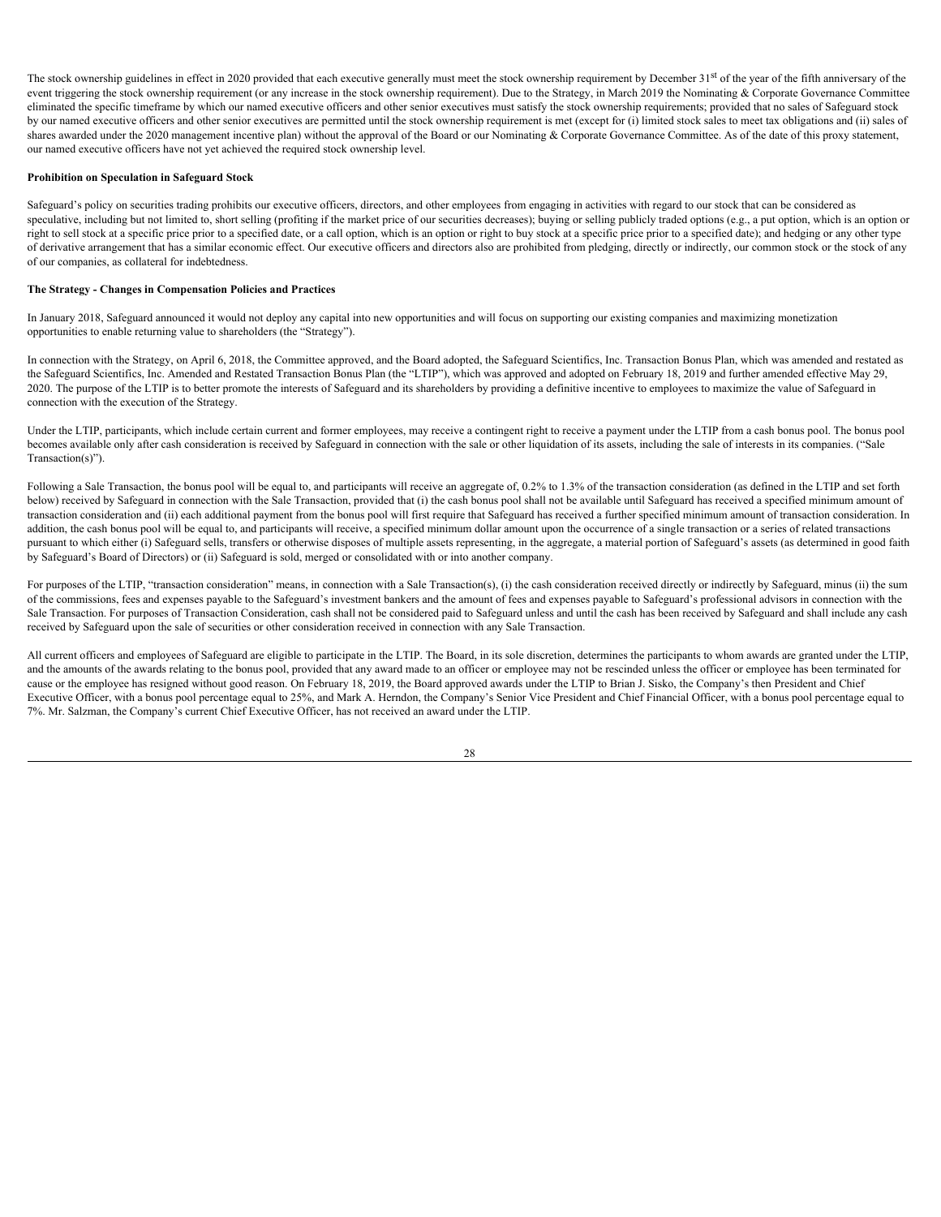The stock ownership guidelines in effect in 2020 provided that each executive generally must meet the stock ownership requirement by December 31$^{st}$ of the year of the fifth anniversary of the event triggering the stock ownership requirement (or any increase in the stock ownership requirement). Due to the Strategy, in March 2019 the Nominating & Corporate Governance Committee eliminated the specific timeframe by which our named executive officers and other senior executives must satisfy the stock ownership requirements; provided that no sales of Safeguard stock by our named executive officers and other senior executives are permitted until the stock ownership requirement is met (except for (i) limited stock sales to meet tax obligations and (ii) sales of shares awarded under the 2020 management incentive plan) without the approval of the Board or our Nominating & Corporate Governance Committee. As of the date of this proxy statement, our named executive officers have not yet achieved the required stock ownership level.

**Prohibition on Speculation in Safeguard Stock**

Safeguard's policy on securities trading prohibits our executive officers, directors, and other employees from engaging in activities with regard to our stock that can be considered as speculative, including but not limited to, short selling (profiting if the market price of our securities decreases); buying or selling publicly traded options (e.g., a put option, which is an option or right to sell stock at a specific price prior to a specified date, or a call option, which is an option or right to buy stock at a specific price prior to a specified date); and hedging or any other type of derivative arrangement that has a similar economic effect. Our executive officers and directors also are prohibited from pledging, directly or indirectly, our common stock or the stock of any of our companies, as collateral for indebtedness.

**The Strategy - Changes in Compensation Policies and Practices**

In January 2018, Safeguard announced it would not deploy any capital into new opportunities and will focus on supporting our existing companies and maximizing monetization opportunities to enable returning value to shareholders (the "Strategy").

In connection with the Strategy, on April 6, 2018, the Committee approved, and the Board adopted, the Safeguard Scientifics, Inc. Transaction Bonus Plan, which was amended and restated as the Safeguard Scientifics, Inc. Amended and Restated Transaction Bonus Plan (the "LTIP"), which was approved and adopted on February 18, 2019 and further amended effective May 29, 2020. The purpose of the LTIP is to better promote the interests of Safeguard and its shareholders by providing a definitive incentive to employees to maximize the value of Safeguard in connection with the execution of the Strategy.

Under the LTIP, participants, which include certain current and former employees, may receive a contingent right to receive a payment under the LTIP from a cash bonus pool. The bonus pool becomes available only after cash consideration is received by Safeguard in connection with the sale or other liquidation of its assets, including the sale of interests in its companies. ("Sale Transaction(s)").

Following a Sale Transaction, the bonus pool will be equal to, and participants will receive an aggregate of, 0.2% to 1.3% of the transaction consideration (as defined in the LTIP and set forth below) received by Safeguard in connection with the Sale Transaction, provided that (i) the cash bonus pool shall not be available until Safeguard has received a specified minimum amount of transaction consideration and (ii) each additional payment from the bonus pool will first require that Safeguard has received a further specified minimum amount of transaction consideration. In addition, the cash bonus pool will be equal to, and participants will receive, a specified minimum dollar amount upon the occurrence of a single transaction or a series of related transactions pursuant to which either (i) Safeguard sells, transfers or otherwise disposes of multiple assets representing, in the aggregate, a material portion of Safeguard's assets (as determined in good faith by Safeguard's Board of Directors) or (ii) Safeguard is sold, merged or consolidated with or into another company.

For purposes of the LTIP, "transaction consideration" means, in connection with a Sale Transaction(s), (i) the cash consideration received directly or indirectly by Safeguard, minus (ii) the sum of the commissions, fees and expenses payable to the Safeguard's investment bankers and the amount of fees and expenses payable to Safeguard's professional advisors in connection with the Sale Transaction. For purposes of Transaction Consideration, cash shall not be considered paid to Safeguard unless and until the cash has been received by Safeguard and shall include any cash received by Safeguard upon the sale of securities or other consideration received in connection with any Sale Transaction.

All current officers and employees of Safeguard are eligible to participate in the LTIP. The Board, in its sole discretion, determines the participants to whom awards are granted under the LTIP, and the amounts of the awards relating to the bonus pool, provided that any award made to an officer or employee may not be rescinded unless the officer or employee has been terminated for cause or the employee has resigned without good reason. On February 18, 2019, the Board approved awards under the LTIP to Brian J. Sisko, the Company's then President and Chief Executive Officer, with a bonus pool percentage equal to 25%, and Mark A. Herndon, the Company's Senior Vice President and Chief Financial Officer, with a bonus pool percentage equal to 7%. Mr. Salzman, the Company's current Chief Executive Officer, has not received an award under the LTIP.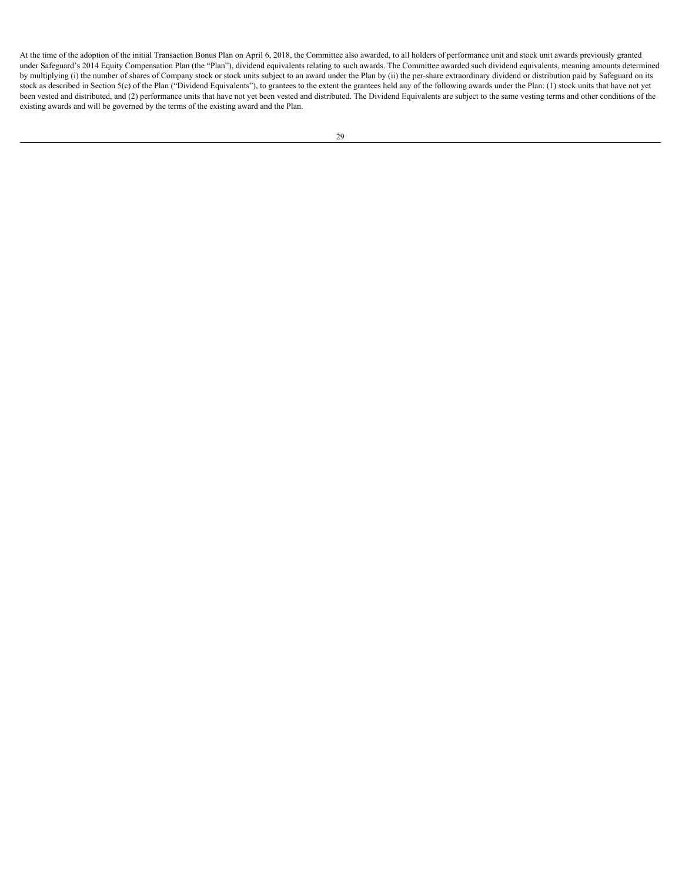At the time of the adoption of the initial Transaction Bonus Plan on April 6, 2018, the Committee also awarded, to all holders of performance unit and stock unit awards previously granted under Safeguard's 2014 Equity Compensation Plan (the "Plan"), dividend equivalents relating to such awards. The Committee awarded such dividend equivalents, meaning amounts determined by multiplying (i) the number of shares of Company stock or stock units subject to an award under the Plan by (ii) the per-share extraordinary dividend or distribution paid by Safeguard on its stock as described in Section 5(c) of the Plan ("Dividend Equivalents"), to grantees to the extent the grantees held any of the following awards under the Plan: (1) stock units that have not yet been vested and distributed, and (2) performance units that have not yet been vested and distributed. The Dividend Equivalents are subject to the same vesting terms and other conditions of the existing awards and will be governed by the terms of the existing award and the Plan.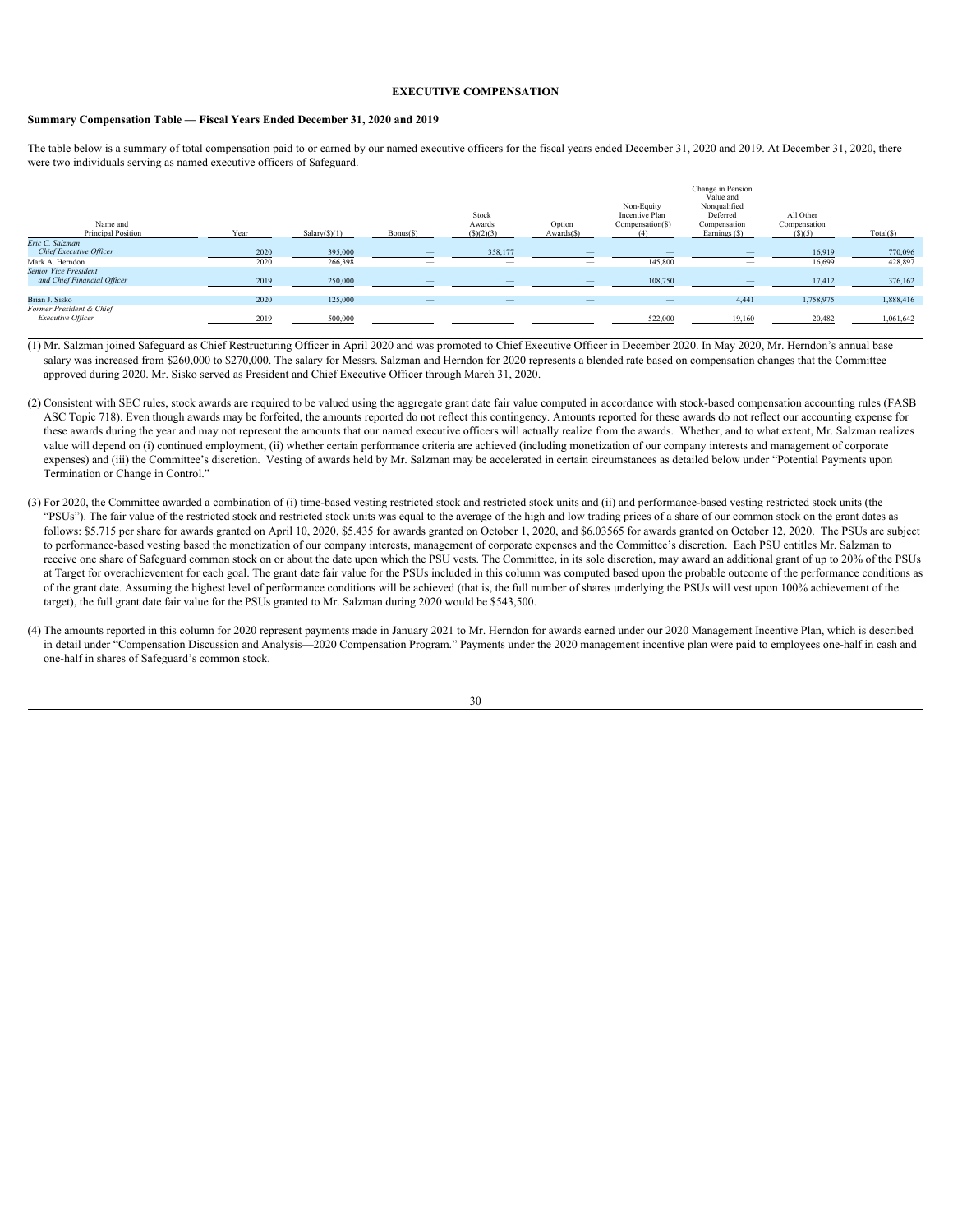# EXECUTIVE COMPENSATION

**Summary Compensation Table — Fiscal Years Ended December 31, 2020 and 2019**

The table below is a summary of total compensation paid to or earned by our named executive officers for the fiscal years ended December 31, 2020 and 2019. At December 31, 2020, there were two individuals serving as named executive officers of Safeguard.

| Name and Principal Position | Year | Salary($)(1) | Bonus($) | Stock Awards ($)(2)(3) | Option Awards($) | Non-Equity Incentive Plan Compensation($) (4) | Change in Pension Value and Nonqualified Deferred Compensation Earnings ($) | All Other Compensation ($)(5) | Total($) |
|---|---|---|---|---|---|---|---|---|---|
| *Eric C. Salzman* *Chief Executive Officer* | 2020 | 395,000 | — | 358,177 | — | — | — | 16,919 | 770,096 |
| Mark A. Herndon | 2020 | 266,398 | — | — | — | 145,800 | — | 16,699 | 428,897 |
| *Senior Vice President and Chief Financial Officer* | 2019 | 250,000 | — | — | — | 108,750 | — | 17,412 | 376,162 |
| Brian J. Sisko | 2020 | 125,000 | — | — | — | — | 4,441 | 1,758,975 | 1,888,416 |
| *Former President & Chief Executive Officer* | 2019 | 500,000 | — | — | — | 522,000 | 19,160 | 20,482 | 1,061,642 |

(1) Mr. Salzman joined Safeguard as Chief Restructuring Officer in April 2020 and was promoted to Chief Executive Officer in December 2020. In May 2020, Mr. Herndon's annual base salary was increased from $260,000 to $270,000. The salary for Messrs. Salzman and Herndon for 2020 represents a blended rate based on compensation changes that the Committee approved during 2020. Mr. Sisko served as President and Chief Executive Officer through March 31, 2020.

(2) Consistent with SEC rules, stock awards are required to be valued using the aggregate grant date fair value computed in accordance with stock-based compensation accounting rules (FASB ASC Topic 718). Even though awards may be forfeited, the amounts reported do not reflect this contingency. Amounts reported for these awards do not reflect our accounting expense for these awards during the year and may not represent the amounts that our named executive officers will actually realize from the awards. Whether, and to what extent, Mr. Salzman realizes value will depend on (i) continued employment, (ii) whether certain performance criteria are achieved (including monetization of our company interests and management of corporate expenses) and (iii) the Committee's discretion. Vesting of awards held by Mr. Salzman may be accelerated in certain circumstances as detailed below under "Potential Payments upon Termination or Change in Control."

(3) For 2020, the Committee awarded a combination of (i) time-based vesting restricted stock and restricted stock units and (ii) and performance-based vesting restricted stock units (the "PSUs"). The fair value of the restricted stock and restricted stock units was equal to the average of the high and low trading prices of a share of our common stock on the grant dates as follows: $5.715 per share for awards granted on April 10, 2020, $5.435 for awards granted on October 1, 2020, and $6.03565 for awards granted on October 12, 2020. The PSUs are subject to performance-based vesting based the monetization of our company interests, management of corporate expenses and the Committee's discretion. Each PSU entitles Mr. Salzman to receive one share of Safeguard common stock on or about the date upon which the PSU vests. The Committee, in its sole discretion, may award an additional grant of up to 20% of the PSUs at Target for overachievement for each goal. The grant date fair value for the PSUs included in this column was computed based upon the probable outcome of the performance conditions as of the grant date. Assuming the highest level of performance conditions will be achieved (that is, the full number of shares underlying the PSUs will vest upon 100% achievement of the target), the full grant date fair value for the PSUs granted to Mr. Salzman during 2020 would be $543,500.

(4) The amounts reported in this column for 2020 represent payments made in January 2021 to Mr. Herndon for awards earned under our 2020 Management Incentive Plan, which is described in detail under "Compensation Discussion and Analysis—2020 Compensation Program." Payments under the 2020 management incentive plan were paid to employees one-half in cash and one-half in shares of Safeguard's common stock.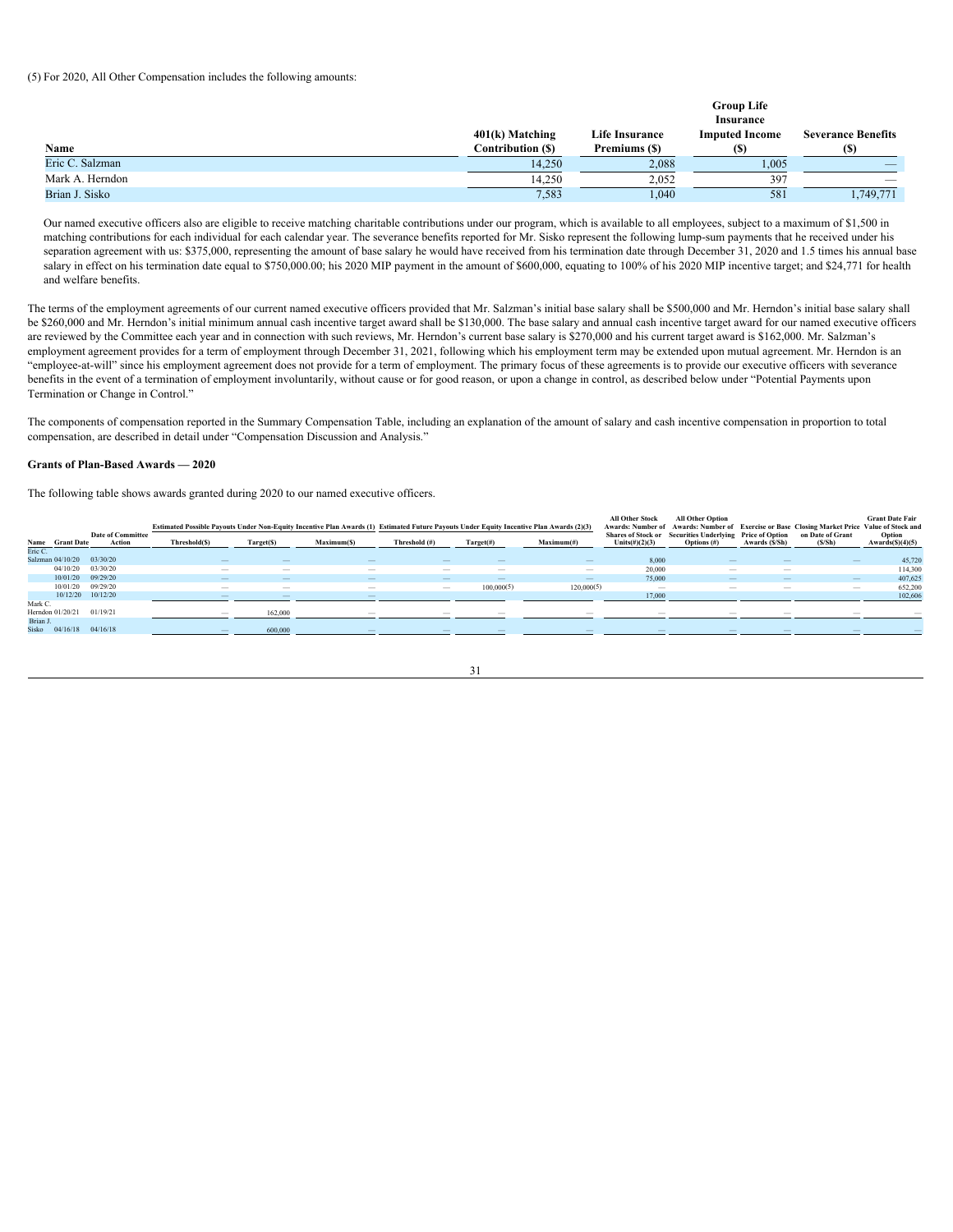(5) For 2020, All Other Compensation includes the following amounts:

| Name | 401(k) Matching Contribution ($) | Life Insurance Premiums ($) | Group Life Insurance Imputed Income ($) | Severance Benefits ($) |
|---|---|---|---|---|
| Eric C. Salzman | 14,250 | 2,088 | 1,005 | — |
| Mark A. Herndon | 14,250 | 2,052 | 397 | — |
| Brian J. Sisko | 7,583 | 1,040 | 581 | 1,749,771 |

Our named executive officers also are eligible to receive matching charitable contributions under our program, which is available to all employees, subject to a maximum of $1,500 in matching contributions for each individual for each calendar year. The severance benefits reported for Mr. Sisko represent the following lump-sum payments that he received under his separation agreement with us: $375,000, representing the amount of base salary he would have received from his termination date through December 31, 2020 and 1.5 times his annual base salary in effect on his termination date equal to $750,000.00; his 2020 MIP payment in the amount of $600,000, equating to 100% of his 2020 MIP incentive target; and $24,771 for health and welfare benefits.

The terms of the employment agreements of our current named executive officers provided that Mr. Salzman's initial base salary shall be $500,000 and Mr. Herndon's initial base salary shall be $260,000 and Mr. Herndon's initial minimum annual cash incentive target award shall be $130,000. The base salary and annual cash incentive target award for our named executive officers are reviewed by the Committee each year and in connection with such reviews, Mr. Herndon's current base salary is $270,000 and his current target award is $162,000. Mr. Salzman's employment agreement provides for a term of employment through December 31, 2021, following which his employment term may be extended upon mutual agreement. Mr. Herndon is an "employee-at-will" since his employment agreement does not provide for a term of employment. The primary focus of these agreements is to provide our executive officers with severance benefits in the event of a termination of employment involuntarily, without cause or for good reason, or upon a change in control, as described below under "Potential Payments upon Termination or Change in Control."

The components of compensation reported in the Summary Compensation Table, including an explanation of the amount of salary and cash incentive compensation in proportion to total compensation, are described in detail under "Compensation Discussion and Analysis."

**Grants of Plan-Based Awards — 2020**

The following table shows awards granted during 2020 to our named executive officers.

| | | | Estimated Possible Payouts Under Non-Equity Incentive Plan Awards (1) | | | Estimated Future Payouts Under Equity Incentive Plan Awards (2)(3) | | | All Other Stock Awards: Number of Shares of Stock or Units(#)(2)(3) | All Other Option Awards: Number of Securities Underlying Options (#) | Exercise or Base Price of Option Awards ($/Sh) | Closing Market Price on Date of Grant ($/Sh) | Grant Date Fair Value of Stock and Option Awards($)(4)(5) |
|---|---|---|---|---|---|---|---|---|---|---|---|---|---|
| Name | Grant Date | Date of Committee Action | Threshold($) | Target($) | Maximum($) | Threshold (#) | Target(#) | Maximum(#) | | | | | |
| Eric C. Salzman | 04/10/20 | 03/30/20 | — | — | — | — | — | — | 8,000 | — | — | — | 45,720 |
| | 04/10/20 | 03/30/20 | — | — | — | — | — | — | 20,000 | — | — | | 114,300 |
| | 10/01/20 | 09/29/20 | — | — | — | — | — | — | 75,000 | — | — | — | 407,625 |
| | 10/01/20 | 09/29/20 | — | — | — | — | 100,000(5) | 120,000(5) | — | — | — | — | 652,200 |
| | 10/12/20 | 10/12/20 | — | — | — | | | | 17,000 | | | | 102,606 |
| Mark C. Herndon | 01/20/21 | 01/19/21 | — | 162,000 | — | — | — | — | — | — | — | — | — |
| Brian J. Sisko | 04/16/18 | 04/16/18 | — | 600,000 | — | — | — | — | — | — | — | — | — |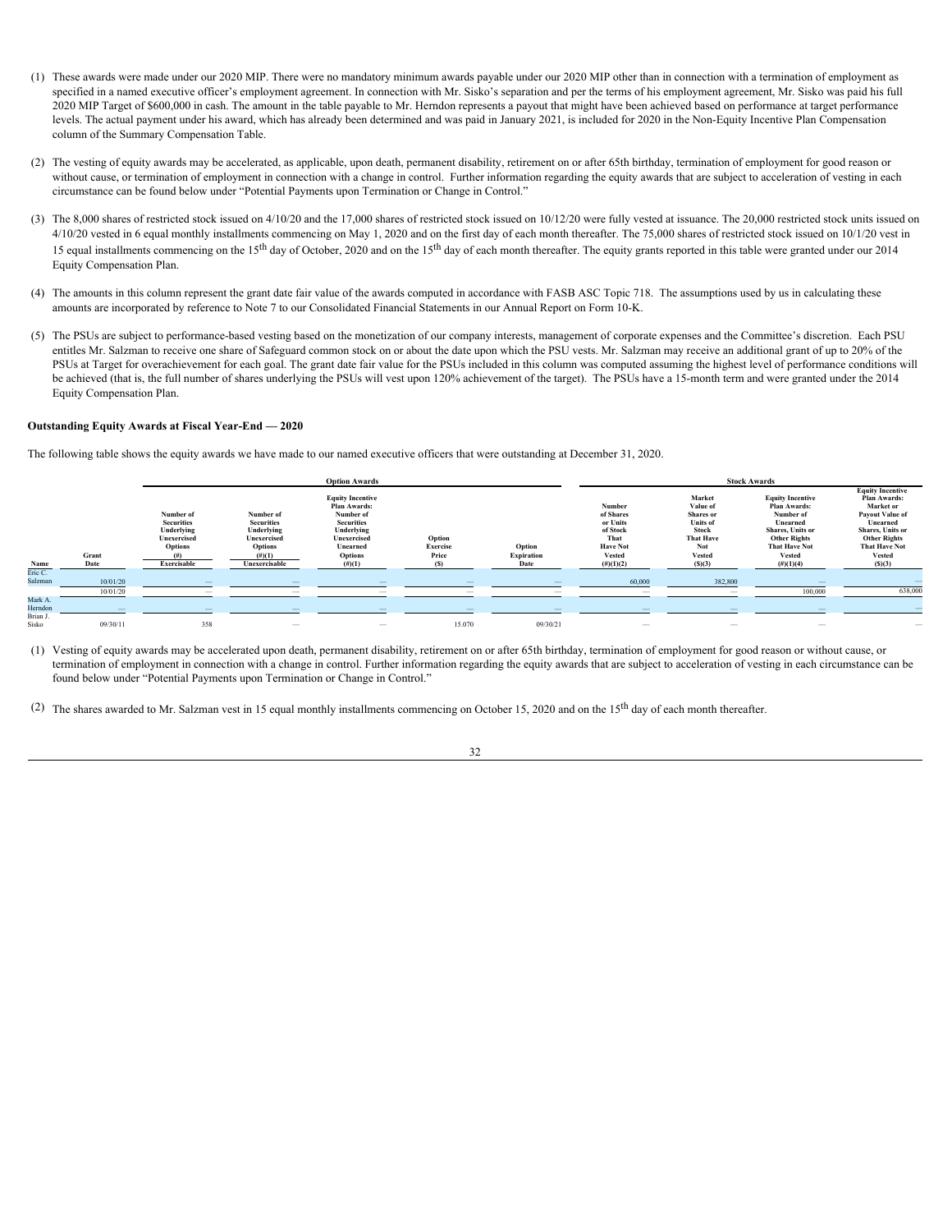(1) These awards were made under our 2020 MIP. There were no mandatory minimum awards payable under our 2020 MIP other than in connection with a termination of employment as specified in a named executive officer's employment agreement. In connection with Mr. Sisko's separation and per the terms of his employment agreement, Mr. Sisko was paid his full 2020 MIP Target of $600,000 in cash. The amount in the table payable to Mr. Herndon represents a payout that might have been achieved based on performance at target performance levels. The actual payment under his award, which has already been determined and was paid in January 2021, is included for 2020 in the Non-Equity Incentive Plan Compensation column of the Summary Compensation Table.

(2) The vesting of equity awards may be accelerated, as applicable, upon death, permanent disability, retirement on or after 65th birthday, termination of employment for good reason or without cause, or termination of employment in connection with a change in control. Further information regarding the equity awards that are subject to acceleration of vesting in each circumstance can be found below under "Potential Payments upon Termination or Change in Control."

(3) The 8,000 shares of restricted stock issued on 4/10/20 and the 17,000 shares of restricted stock issued on 10/12/20 were fully vested at issuance. The 20,000 restricted stock units issued on 4/10/20 vested in 6 equal monthly installments commencing on May 1, 2020 and on the first day of each month thereafter. The 75,000 shares of restricted stock issued on 10/1/20 vest in 15 equal installments commencing on the 15th day of October, 2020 and on the 15th day of each month thereafter. The equity grants reported in this table were granted under our 2014 Equity Compensation Plan.

(4) The amounts in this column represent the grant date fair value of the awards computed in accordance with FASB ASC Topic 718. The assumptions used by us in calculating these amounts are incorporated by reference to Note 7 to our Consolidated Financial Statements in our Annual Report on Form 10-K.

(5) The PSUs are subject to performance-based vesting based on the monetization of our company interests, management of corporate expenses and the Committee's discretion. Each PSU entitles Mr. Salzman to receive one share of Safeguard common stock on or about the date upon which the PSU vests. Mr. Salzman may receive an additional grant of up to 20% of the PSUs at Target for overachievement for each goal. The grant date fair value for the PSUs included in this column was computed assuming the highest level of performance conditions will be achieved (that is, the full number of shares underlying the PSUs will vest upon 120% achievement of the target). The PSUs have a 15-month term and were granted under the 2014 Equity Compensation Plan.

### Outstanding Equity Awards at Fiscal Year-End — 2020

The following table shows the equity awards we have made to our named executive officers that were outstanding at December 31, 2020.

| | | Option Awards | | | | | Stock Awards | | | |
|---|---|---|---|---|---|---|---|---|---|---|
| Name | Grant Date | Number of Securities Underlying Unexercised Options (#) Exercisable | Number of Securities Underlying Unexercised Options (#)(1) Unexercisable | Equity Incentive Plan Awards: Number of Securities Underlying Unexercised Unearned Options (#)(1) | Option Exercise Price ($) | Option Expiration Date | Number of Shares or Units of Stock That Have Not Vested (#)(1)(2) | Market Value of Shares or Units of Stock That Have Not Vested ($)(3) | Equity Incentive Plan Awards: Number of Unearned Shares, Units or Other Rights That Have Not Vested (#)(1)(4) | Equity Incentive Plan Awards: Market or Payout Value of Unearned Shares, Units or Other Rights That Have Not Vested ($)(3) |
| Eric C. Salzman | 10/01/20 | — | — | — | — | — | 60,000 | 382,800 | — | — |
| | 10/01/20 | — | — | — | — | — | — | — | 100,000 | 638,000 |
| Mark A. Herndon | — | — | — | — | — | — | — | — | — | — |
| Brian J. Sisko | 09/30/11 | 358 | — | — | 15.070 | 09/30/21 | — | — | — | — |

(1) Vesting of equity awards may be accelerated upon death, permanent disability, retirement on or after 65th birthday, termination of employment for good reason or without cause, or termination of employment in connection with a change in control. Further information regarding the equity awards that are subject to acceleration of vesting in each circumstance can be found below under "Potential Payments upon Termination or Change in Control."

(2) The shares awarded to Mr. Salzman vest in 15 equal monthly installments commencing on October 15, 2020 and on the 15th day of each month thereafter.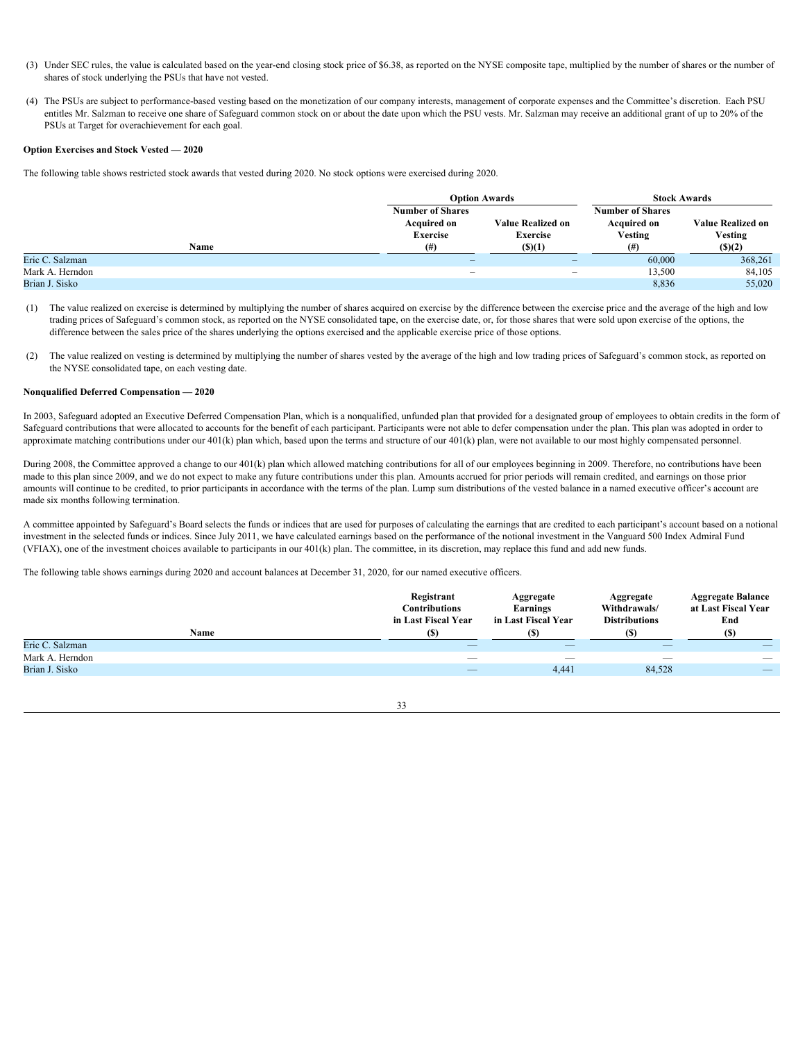(3) Under SEC rules, the value is calculated based on the year-end closing stock price of $6.38, as reported on the NYSE composite tape, multiplied by the number of shares or the number of shares of stock underlying the PSUs that have not vested.

(4) The PSUs are subject to performance-based vesting based on the monetization of our company interests, management of corporate expenses and the Committee's discretion. Each PSU entitles Mr. Salzman to receive one share of Safeguard common stock on or about the date upon which the PSU vests. Mr. Salzman may receive an additional grant of up to 20% of the PSUs at Target for overachievement for each goal.

**Option Exercises and Stock Vested — 2020**

The following table shows restricted stock awards that vested during 2020. No stock options were exercised during 2020.

| | Option Awards | | Stock Awards | |
|---|---|---|---|---|
| Name | Number of Shares Acquired on Exercise (#) | Value Realized on Exercise ($)(1) | Number of Shares Acquired on Vesting (#) | Value Realized on Vesting ($)(2) |
| Eric C. Salzman | – | – | 60,000 | 368,261 |
| Mark A. Herndon | – | – | 13,500 | 84,105 |
| Brian J. Sisko | | | 8,836 | 55,020 |

(1) The value realized on exercise is determined by multiplying the number of shares acquired on exercise by the difference between the exercise price and the average of the high and low trading prices of Safeguard's common stock, as reported on the NYSE consolidated tape, on the exercise date, or, for those shares that were sold upon exercise of the options, the difference between the sales price of the shares underlying the options exercised and the applicable exercise price of those options.

(2) The value realized on vesting is determined by multiplying the number of shares vested by the average of the high and low trading prices of Safeguard's common stock, as reported on the NYSE consolidated tape, on each vesting date.

**Nonqualified Deferred Compensation — 2020**

In 2003, Safeguard adopted an Executive Deferred Compensation Plan, which is a nonqualified, unfunded plan that provided for a designated group of employees to obtain credits in the form of Safeguard contributions that were allocated to accounts for the benefit of each participant. Participants were not able to defer compensation under the plan. This plan was adopted in order to approximate matching contributions under our 401(k) plan which, based upon the terms and structure of our 401(k) plan, were not available to our most highly compensated personnel.

During 2008, the Committee approved a change to our 401(k) plan which allowed matching contributions for all of our employees beginning in 2009. Therefore, no contributions have been made to this plan since 2009, and we do not expect to make any future contributions under this plan. Amounts accrued for prior periods will remain credited, and earnings on those prior amounts will continue to be credited, to prior participants in accordance with the terms of the plan. Lump sum distributions of the vested balance in a named executive officer's account are made six months following termination.

A committee appointed by Safeguard's Board selects the funds or indices that are used for purposes of calculating the earnings that are credited to each participant's account based on a notional investment in the selected funds or indices. Since July 2011, we have calculated earnings based on the performance of the notional investment in the Vanguard 500 Index Admiral Fund (VFIAX), one of the investment choices available to participants in our 401(k) plan. The committee, in its discretion, may replace this fund and add new funds.

The following table shows earnings during 2020 and account balances at December 31, 2020, for our named executive officers.

| Name | Registrant Contributions in Last Fiscal Year ($) | Aggregate Earnings in Last Fiscal Year ($) | Aggregate Withdrawals/ Distributions ($) | Aggregate Balance at Last Fiscal Year End ($) |
|---|---|---|---|---|
| Eric C. Salzman | — | — | — | — |
| Mark A. Herndon | — | — | — | — |
| Brian J. Sisko | — | 4,441 | 84,528 | — |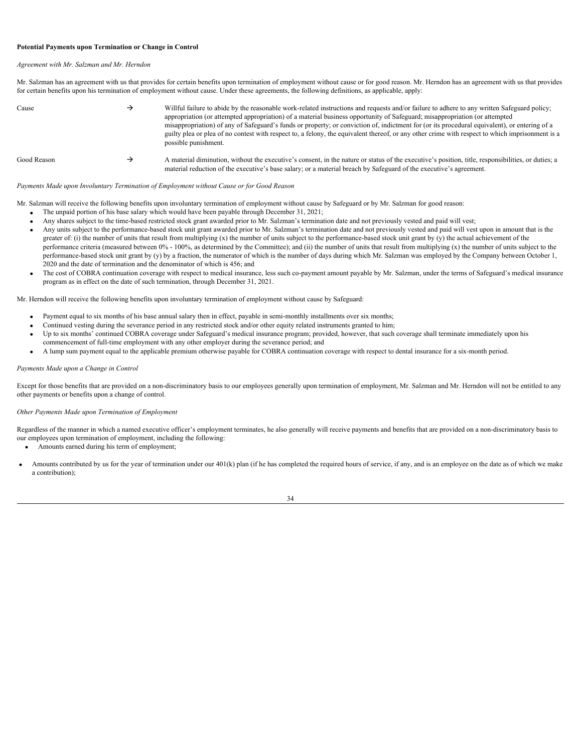**Potential Payments upon Termination or Change in Control**

*Agreement with Mr. Salzman and Mr. Herndon*

Mr. Salzman has an agreement with us that provides for certain benefits upon termination of employment without cause or for good reason. Mr. Herndon has an agreement with us that provides for certain benefits upon his termination of employment without cause. Under these agreements, the following definitions, as applicable, apply:

| | | |
|---|---|---|
| Cause | → | Willful failure to abide by the reasonable work-related instructions and requests and/or failure to adhere to any written Safeguard policy; appropriation (or attempted appropriation) of a material business opportunity of Safeguard; misappropriation (or attempted misappropriation) of any of Safeguard's funds or property; or conviction of, indictment for (or its procedural equivalent), or entering of a guilty plea or plea of no contest with respect to, a felony, the equivalent thereof, or any other crime with respect to which imprisonment is a possible punishment. |
| Good Reason | → | A material diminution, without the executive's consent, in the nature or status of the executive's position, title, responsibilities, or duties; a material reduction of the executive's base salary; or a material breach by Safeguard of the executive's agreement. |

*Payments Made upon Involuntary Termination of Employment without Cause or for Good Reason*

Mr. Salzman will receive the following benefits upon involuntary termination of employment without cause by Safeguard or by Mr. Salzman for good reason:

- The unpaid portion of his base salary which would have been payable through December 31, 2021;
- Any shares subject to the time-based restricted stock grant awarded prior to Mr. Salzman's termination date and not previously vested and paid will vest;
- Any units subject to the performance-based stock unit grant awarded prior to Mr. Salzman's termination date and not previously vested and paid will vest upon in amount that is the greater of: (i) the number of units that result from multiplying (x) the number of units subject to the performance-based stock unit grant by (y) the actual achievement of the performance criteria (measured between 0% - 100%, as determined by the Committee); and (ii) the number of units that result from multiplying (x) the number of units subject to the performance-based stock unit grant by (y) by a fraction, the numerator of which is the number of days during which Mr. Salzman was employed by the Company between October 1, 2020 and the date of termination and the denominator of which is 456; and
- The cost of COBRA continuation coverage with respect to medical insurance, less such co-payment amount payable by Mr. Salzman, under the terms of Safeguard's medical insurance program as in effect on the date of such termination, through December 31, 2021.

Mr. Herndon will receive the following benefits upon involuntary termination of employment without cause by Safeguard:

- Payment equal to six months of his base annual salary then in effect, payable in semi-monthly installments over six months;
- Continued vesting during the severance period in any restricted stock and/or other equity related instruments granted to him;
- Up to six months' continued COBRA coverage under Safeguard's medical insurance program; provided, however, that such coverage shall terminate immediately upon his commencement of full-time employment with any other employer during the severance period; and
- A lump sum payment equal to the applicable premium otherwise payable for COBRA continuation coverage with respect to dental insurance for a six-month period.

*Payments Made upon a Change in Control*

Except for those benefits that are provided on a non-discriminatory basis to our employees generally upon termination of employment, Mr. Salzman and Mr. Herndon will not be entitled to any other payments or benefits upon a change of control.

*Other Payments Made upon Termination of Employment*

Regardless of the manner in which a named executive officer's employment terminates, he also generally will receive payments and benefits that are provided on a non-discriminatory basis to our employees upon termination of employment, including the following:

- Amounts earned during his term of employment;
- Amounts contributed by us for the year of termination under our 401(k) plan (if he has completed the required hours of service, if any, and is an employee on the date as of which we make a contribution);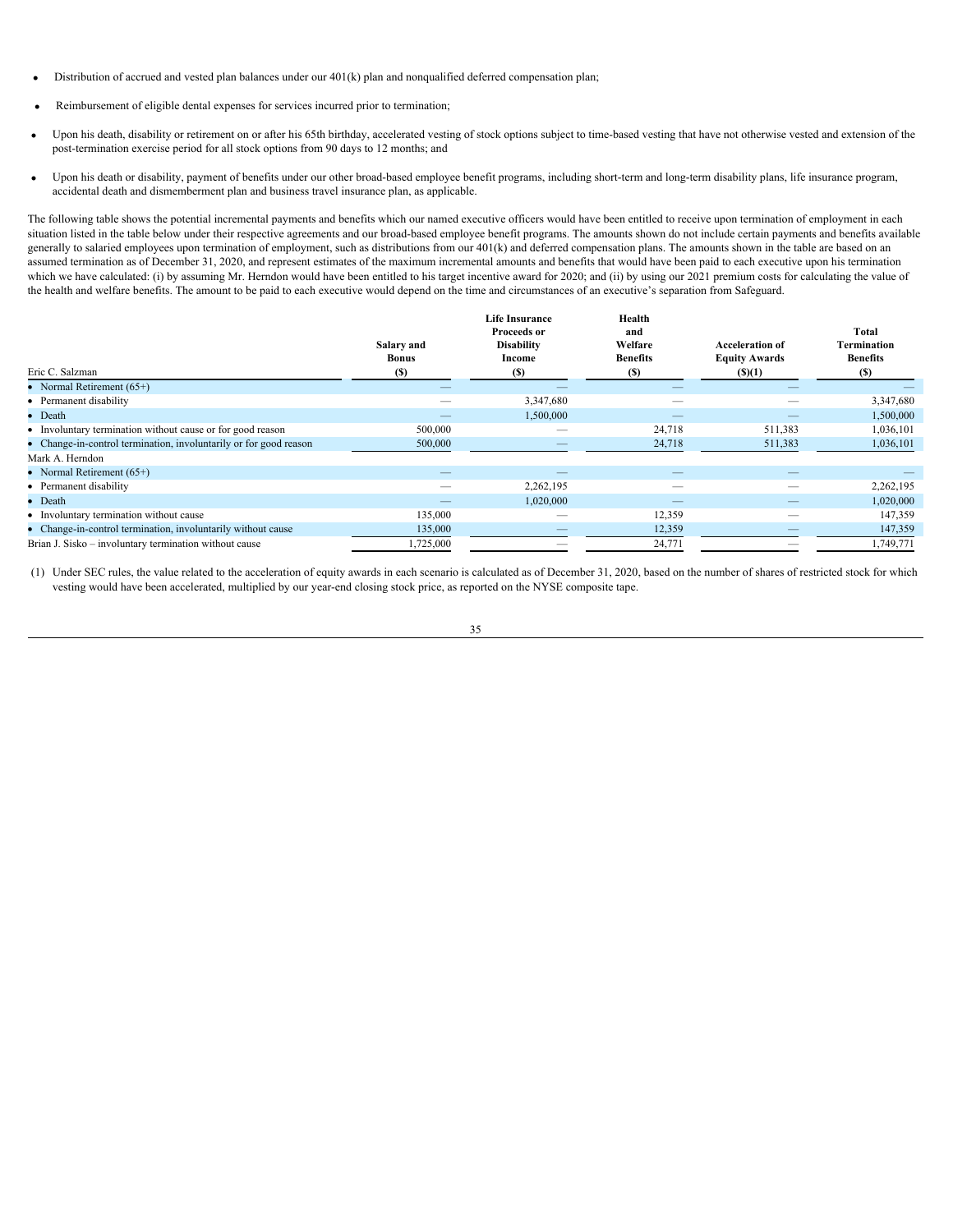- Distribution of accrued and vested plan balances under our 401(k) plan and nonqualified deferred compensation plan;
- Reimbursement of eligible dental expenses for services incurred prior to termination;
- Upon his death, disability or retirement on or after his 65th birthday, accelerated vesting of stock options subject to time-based vesting that have not otherwise vested and extension of the post-termination exercise period for all stock options from 90 days to 12 months; and
- Upon his death or disability, payment of benefits under our other broad-based employee benefit programs, including short-term and long-term disability plans, life insurance program, accidental death and dismemberment plan and business travel insurance plan, as applicable.

The following table shows the potential incremental payments and benefits which our named executive officers would have been entitled to receive upon termination of employment in each situation listed in the table below under their respective agreements and our broad-based employee benefit programs. The amounts shown do not include certain payments and benefits available generally to salaried employees upon termination of employment, such as distributions from our 401(k) and deferred compensation plans. The amounts shown in the table are based on an assumed termination as of December 31, 2020, and represent estimates of the maximum incremental amounts and benefits that would have been paid to each executive upon his termination which we have calculated: (i) by assuming Mr. Herndon would have been entitled to his target incentive award for 2020; and (ii) by using our 2021 premium costs for calculating the value of the health and welfare benefits. The amount to be paid to each executive would depend on the time and circumstances of an executive's separation from Safeguard.

| Eric C. Salzman | Salary and Bonus ($) | Life Insurance Proceeds or Disability Income ($) | Health and Welfare Benefits ($) | Acceleration of Equity Awards ($)(1) | Total Termination Benefits ($) |
|---|---|---|---|---|---|
| • Normal Retirement (65+) | — | — | — | — | — |
| • Permanent disability | — | 3,347,680 | — | — | 3,347,680 |
| • Death | — | 1,500,000 | — | — | 1,500,000 |
| • Involuntary termination without cause or for good reason | 500,000 | — | 24,718 | 511,383 | 1,036,101 |
| • Change-in-control termination, involuntarily or for good reason | 500,000 | — | 24,718 | 511,383 | 1,036,101 |
| Mark A. Herndon | | | | | |
| • Normal Retirement (65+) | — | — | — | — | — |
| • Permanent disability | — | 2,262,195 | — | — | 2,262,195 |
| • Death | — | 1,020,000 | — | — | 1,020,000 |
| • Involuntary termination without cause | 135,000 | — | 12,359 | — | 147,359 |
| • Change-in-control termination, involuntarily without cause | 135,000 | — | 12,359 | — | 147,359 |
| Brian J. Sisko – involuntary termination without cause | 1,725,000 | — | 24,771 | — | 1,749,771 |

(1) Under SEC rules, the value related to the acceleration of equity awards in each scenario is calculated as of December 31, 2020, based on the number of shares of restricted stock for which vesting would have been accelerated, multiplied by our year-end closing stock price, as reported on the NYSE composite tape.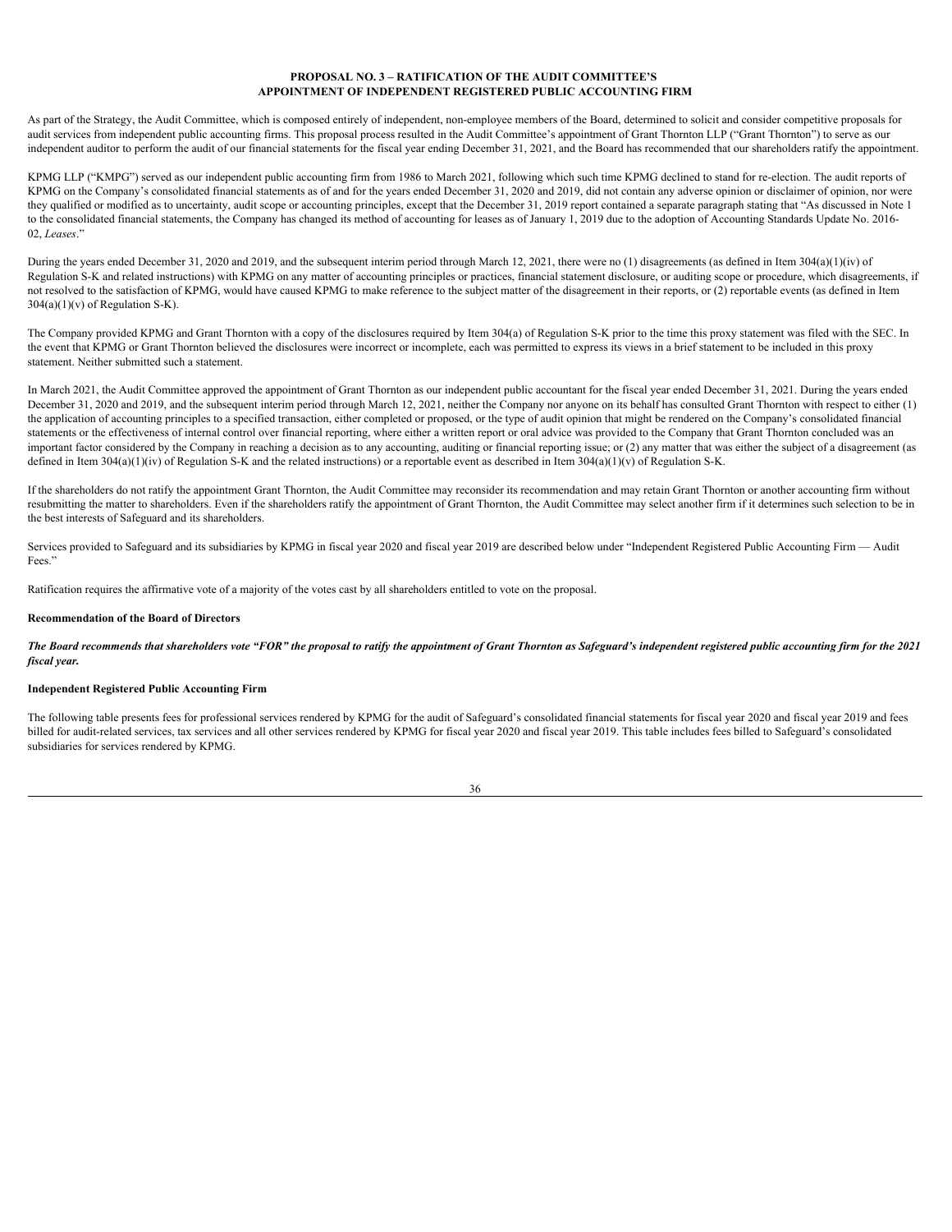## PROPOSAL NO. 3 – RATIFICATION OF THE AUDIT COMMITTEE'S APPOINTMENT OF INDEPENDENT REGISTERED PUBLIC ACCOUNTING FIRM

As part of the Strategy, the Audit Committee, which is composed entirely of independent, non-employee members of the Board, determined to solicit and consider competitive proposals for audit services from independent public accounting firms. This proposal process resulted in the Audit Committee's appointment of Grant Thornton LLP ("Grant Thornton") to serve as our independent auditor to perform the audit of our financial statements for the fiscal year ending December 31, 2021, and the Board has recommended that our shareholders ratify the appointment.

KPMG LLP ("KMPG") served as our independent public accounting firm from 1986 to March 2021, following which such time KPMG declined to stand for re-election. The audit reports of KPMG on the Company's consolidated financial statements as of and for the years ended December 31, 2020 and 2019, did not contain any adverse opinion or disclaimer of opinion, nor were they qualified or modified as to uncertainty, audit scope or accounting principles, except that the December 31, 2019 report contained a separate paragraph stating that "As discussed in Note 1 to the consolidated financial statements, the Company has changed its method of accounting for leases as of January 1, 2019 due to the adoption of Accounting Standards Update No. 2016-02, *Leases*."

During the years ended December 31, 2020 and 2019, and the subsequent interim period through March 12, 2021, there were no (1) disagreements (as defined in Item 304(a)(1)(iv) of Regulation S-K and related instructions) with KPMG on any matter of accounting principles or practices, financial statement disclosure, or auditing scope or procedure, which disagreements, if not resolved to the satisfaction of KPMG, would have caused KPMG to make reference to the subject matter of the disagreement in their reports, or (2) reportable events (as defined in Item 304(a)(1)(v) of Regulation S-K).

The Company provided KPMG and Grant Thornton with a copy of the disclosures required by Item 304(a) of Regulation S-K prior to the time this proxy statement was filed with the SEC. In the event that KPMG or Grant Thornton believed the disclosures were incorrect or incomplete, each was permitted to express its views in a brief statement to be included in this proxy statement. Neither submitted such a statement.

In March 2021, the Audit Committee approved the appointment of Grant Thornton as our independent public accountant for the fiscal year ended December 31, 2021. During the years ended December 31, 2020 and 2019, and the subsequent interim period through March 12, 2021, neither the Company nor anyone on its behalf has consulted Grant Thornton with respect to either (1) the application of accounting principles to a specified transaction, either completed or proposed, or the type of audit opinion that might be rendered on the Company's consolidated financial statements or the effectiveness of internal control over financial reporting, where either a written report or oral advice was provided to the Company that Grant Thornton concluded was an important factor considered by the Company in reaching a decision as to any accounting, auditing or financial reporting issue; or (2) any matter that was either the subject of a disagreement (as defined in Item 304(a)(1)(iv) of Regulation S-K and the related instructions) or a reportable event as described in Item 304(a)(1)(v) of Regulation S-K.

If the shareholders do not ratify the appointment Grant Thornton, the Audit Committee may reconsider its recommendation and may retain Grant Thornton or another accounting firm without resubmitting the matter to shareholders. Even if the shareholders ratify the appointment of Grant Thornton, the Audit Committee may select another firm if it determines such selection to be in the best interests of Safeguard and its shareholders.

Services provided to Safeguard and its subsidiaries by KPMG in fiscal year 2020 and fiscal year 2019 are described below under "Independent Registered Public Accounting Firm — Audit Fees."

Ratification requires the affirmative vote of a majority of the votes cast by all shareholders entitled to vote on the proposal.

### Recommendation of the Board of Directors

***The Board recommends that shareholders vote "FOR" the proposal to ratify the appointment of Grant Thornton as Safeguard's independent registered public accounting firm for the 2021 fiscal year.***

### Independent Registered Public Accounting Firm

The following table presents fees for professional services rendered by KPMG for the audit of Safeguard's consolidated financial statements for fiscal year 2020 and fiscal year 2019 and fees billed for audit-related services, tax services and all other services rendered by KPMG for fiscal year 2020 and fiscal year 2019. This table includes fees billed to Safeguard's consolidated subsidiaries for services rendered by KPMG.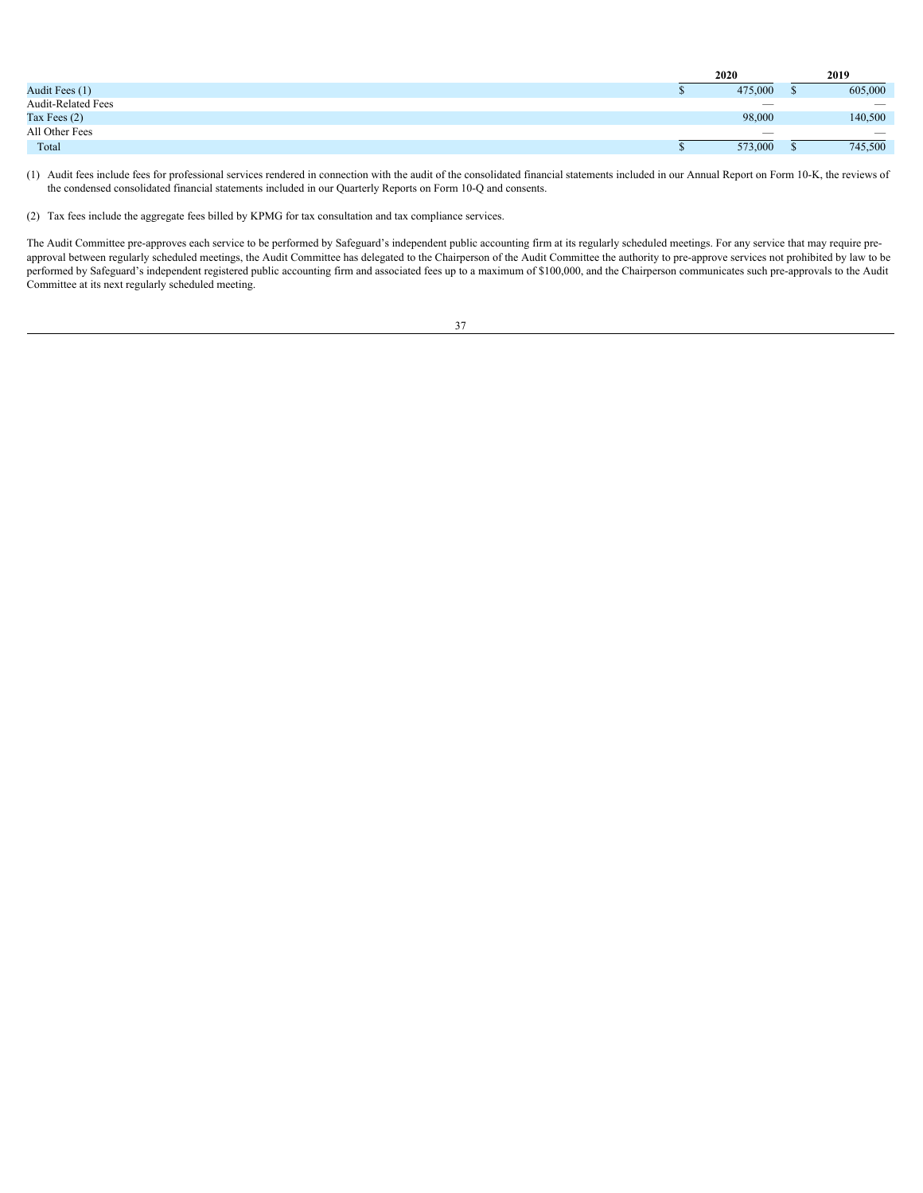| | 2020 | 2019 |
|---|---|---|
| Audit Fees (1) | $ 475,000 | $ 605,000 |
| Audit-Related Fees | — | — |
| Tax Fees (2) | 98,000 | 140,500 |
| All Other Fees | — | — |
| Total | $ 573,000 | $ 745,500 |

(1) Audit fees include fees for professional services rendered in connection with the audit of the consolidated financial statements included in our Annual Report on Form 10-K, the reviews of the condensed consolidated financial statements included in our Quarterly Reports on Form 10-Q and consents.

(2) Tax fees include the aggregate fees billed by KPMG for tax consultation and tax compliance services.

The Audit Committee pre-approves each service to be performed by Safeguard's independent public accounting firm at its regularly scheduled meetings. For any service that may require pre-approval between regularly scheduled meetings, the Audit Committee has delegated to the Chairperson of the Audit Committee the authority to pre-approve services not prohibited by law to be performed by Safeguard's independent registered public accounting firm and associated fees up to a maximum of $100,000, and the Chairperson communicates such pre-approvals to the Audit Committee at its next regularly scheduled meeting.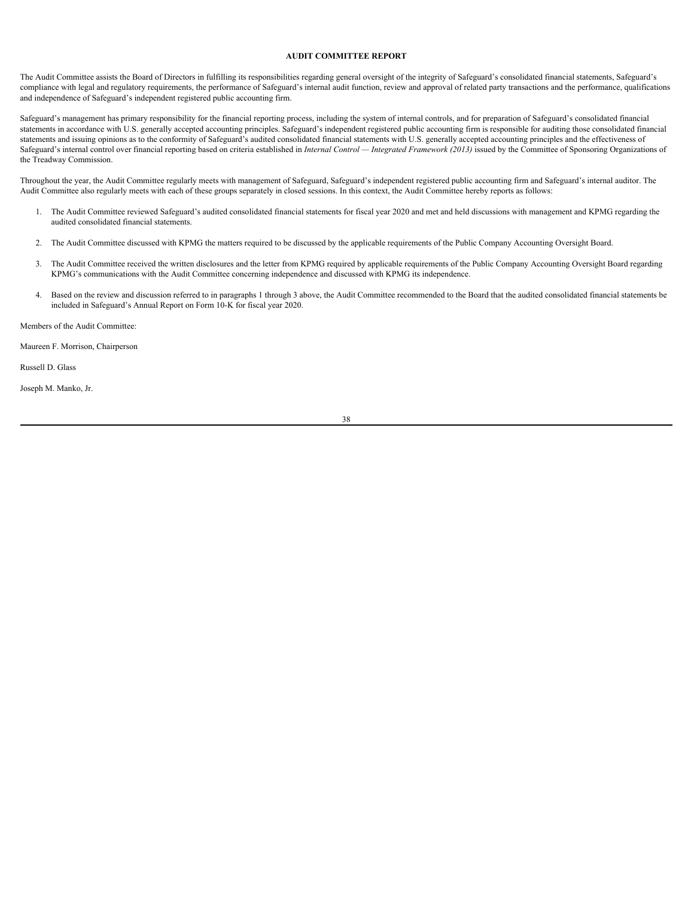# AUDIT COMMITTEE REPORT

The Audit Committee assists the Board of Directors in fulfilling its responsibilities regarding general oversight of the integrity of Safeguard's consolidated financial statements, Safeguard's compliance with legal and regulatory requirements, the performance of Safeguard's internal audit function, review and approval of related party transactions and the performance, qualifications and independence of Safeguard's independent registered public accounting firm.

Safeguard's management has primary responsibility for the financial reporting process, including the system of internal controls, and for preparation of Safeguard's consolidated financial statements in accordance with U.S. generally accepted accounting principles. Safeguard's independent registered public accounting firm is responsible for auditing those consolidated financial statements and issuing opinions as to the conformity of Safeguard's audited consolidated financial statements with U.S. generally accepted accounting principles and the effectiveness of Safeguard's internal control over financial reporting based on criteria established in *Internal Control — Integrated Framework (2013)* issued by the Committee of Sponsoring Organizations of the Treadway Commission.

Throughout the year, the Audit Committee regularly meets with management of Safeguard, Safeguard's independent registered public accounting firm and Safeguard's internal auditor. The Audit Committee also regularly meets with each of these groups separately in closed sessions. In this context, the Audit Committee hereby reports as follows:

1. The Audit Committee reviewed Safeguard's audited consolidated financial statements for fiscal year 2020 and met and held discussions with management and KPMG regarding the audited consolidated financial statements.

2. The Audit Committee discussed with KPMG the matters required to be discussed by the applicable requirements of the Public Company Accounting Oversight Board.

3. The Audit Committee received the written disclosures and the letter from KPMG required by applicable requirements of the Public Company Accounting Oversight Board regarding KPMG's communications with the Audit Committee concerning independence and discussed with KPMG its independence.

4. Based on the review and discussion referred to in paragraphs 1 through 3 above, the Audit Committee recommended to the Board that the audited consolidated financial statements be included in Safeguard's Annual Report on Form 10-K for fiscal year 2020.

Members of the Audit Committee:

Maureen F. Morrison, Chairperson

Russell D. Glass

Joseph M. Manko, Jr.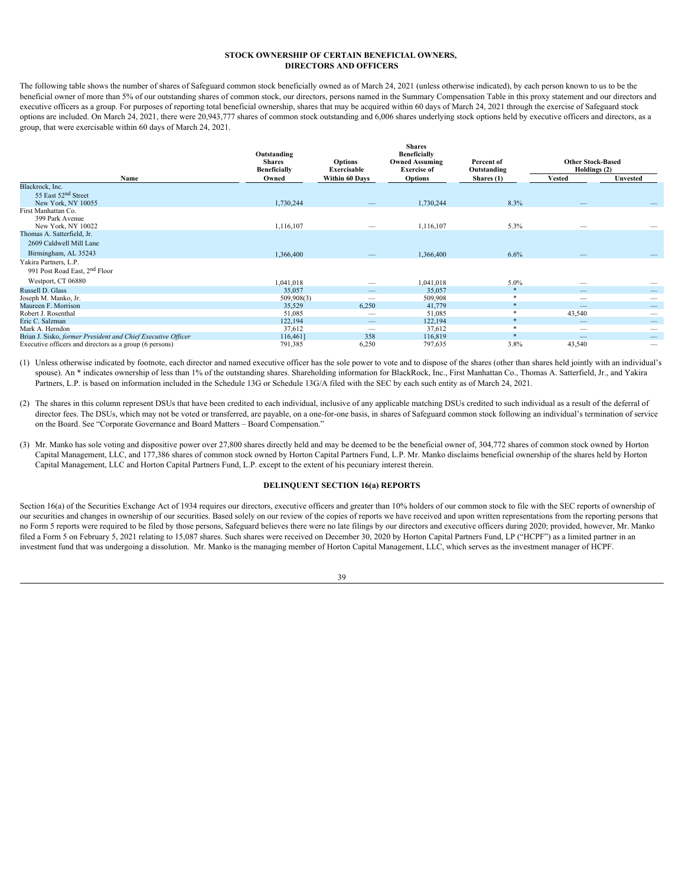## STOCK OWNERSHIP OF CERTAIN BENEFICIAL OWNERS, DIRECTORS AND OFFICERS

The following table shows the number of shares of Safeguard common stock beneficially owned as of March 24, 2021 (unless otherwise indicated), by each person known to us to be the beneficial owner of more than 5% of our outstanding shares of common stock, our directors, persons named in the Summary Compensation Table in this proxy statement and our directors and executive officers as a group. For purposes of reporting total beneficial ownership, shares that may be acquired within 60 days of March 24, 2021 through the exercise of Safeguard stock options are included. On March 24, 2021, there were 20,943,777 shares of common stock outstanding and 6,006 shares underlying stock options held by executive officers and directors, as a group, that were exercisable within 60 days of March 24, 2021.

| Name | Outstanding Shares Beneficially Owned | Options Exercisable Within 60 Days | Shares Beneficially Owned Assuming Exercise of Options | Percent of Outstanding Shares (1) | Other Stock-Based Holdings (2) | |
|---|---|---|---|---|---|---|
| | | | | | Vested | Unvested |
| Blackrock, Inc.<br>55 East 52nd Street<br>New York, NY 10055 | 1,730,244 | — | 1,730,244 | 8.3% | — | — |
| First Manhattan Co.<br>399 Park Avenue<br>New York, NY 10022 | 1,116,107 | — | 1,116,107 | 5.3% | — | — |
| Thomas A. Satterfield, Jr.<br>2609 Caldwell Mill Lane<br>Birmingham, AL 35243 | 1,366,400 | — | 1,366,400 | 6.6% | — | — |
| Yakira Partners, L.P.<br>991 Post Road East, 2nd Floor<br>Westport, CT 06880 | 1,041,018 | — | 1,041,018 | 5.0% | — | — |
| Russell D. Glass | 35,057 | — | 35,057 | * | — | — |
| Joseph M. Manko, Jr. | 509,908(3) | — | 509,908 | * | — | — |
| Maureen F. Morrison | 35,529 | 6,250 | 41,779 | * | — | — |
| Robert J. Rosenthal | 51,085 | — | 51,085 | * | 43,540 | — |
| Eric C. Salzman | 122,194 | — | 122,194 | * | — | — |
| Mark A. Herndon | 37,612 | — | 37,612 | * | — | — |
| Brian J. Sisko, *former President and Chief Executive Officer* | 116,461] | 358 | 116,819 | * | — | — |
| Executive officers and directors as a group (6 persons) | 791,385 | 6,250 | 797,635 | 3.8% | 43,540 | — |

(1) Unless otherwise indicated by footnote, each director and named executive officer has the sole power to vote and to dispose of the shares (other than shares held jointly with an individual's spouse). An * indicates ownership of less than 1% of the outstanding shares. Shareholding information for BlackRock, Inc., First Manhattan Co., Thomas A. Satterfield, Jr., and Yakira Partners, L.P. is based on information included in the Schedule 13G or Schedule 13G/A filed with the SEC by each such entity as of March 24, 2021.

(2) The shares in this column represent DSUs that have been credited to each individual, inclusive of any applicable matching DSUs credited to such individual as a result of the deferral of director fees. The DSUs, which may not be voted or transferred, are payable, on a one-for-one basis, in shares of Safeguard common stock following an individual's termination of service on the Board. See "Corporate Governance and Board Matters – Board Compensation."

(3) Mr. Manko has sole voting and dispositive power over 27,800 shares directly held and may be deemed to be the beneficial owner of, 304,772 shares of common stock owned by Horton Capital Management, LLC, and 177,386 shares of common stock owned by Horton Capital Partners Fund, L.P. Mr. Manko disclaims beneficial ownership of the shares held by Horton Capital Management, LLC and Horton Capital Partners Fund, L.P. except to the extent of his pecuniary interest therein.

## DELINQUENT SECTION 16(a) REPORTS

Section 16(a) of the Securities Exchange Act of 1934 requires our directors, executive officers and greater than 10% holders of our common stock to file with the SEC reports of ownership of our securities and changes in ownership of our securities. Based solely on our review of the copies of reports we have received and upon written representations from the reporting persons that no Form 5 reports were required to be filed by those persons, Safeguard believes there were no late filings by our directors and executive officers during 2020; provided, however, Mr. Manko filed a Form 5 on February 5, 2021 relating to 15,087 shares. Such shares were received on December 30, 2020 by Horton Capital Partners Fund, LP ("HCPF") as a limited partner in an investment fund that was undergoing a dissolution. Mr. Manko is the managing member of Horton Capital Management, LLC, which serves as the investment manager of HCPF.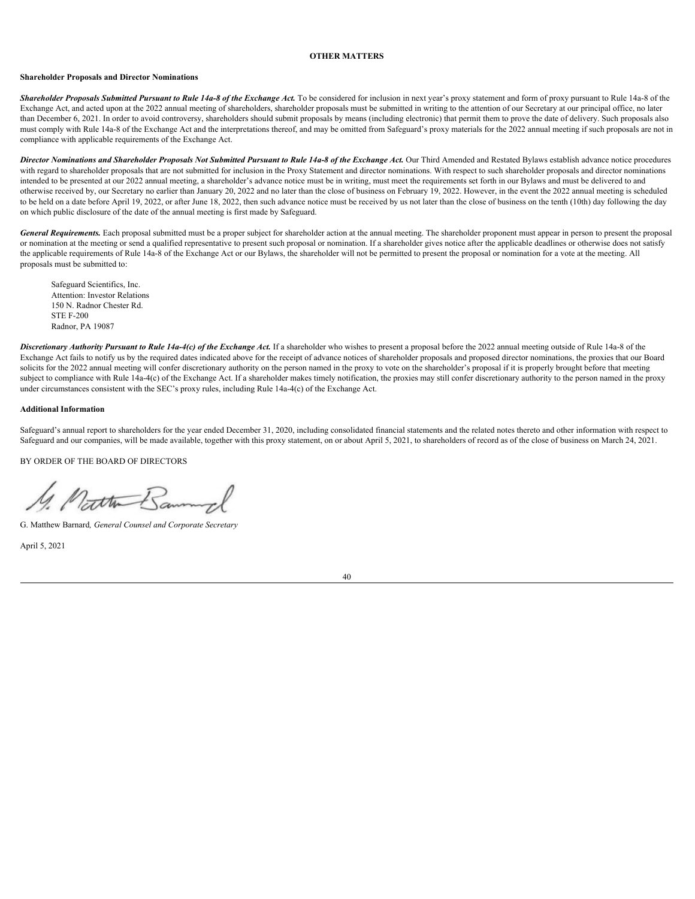## OTHER MATTERS

### Shareholder Proposals and Director Nominations

***Shareholder Proposals Submitted Pursuant to Rule 14a-8 of the Exchange Act.*** To be considered for inclusion in next year's proxy statement and form of proxy pursuant to Rule 14a-8 of the Exchange Act, and acted upon at the 2022 annual meeting of shareholders, shareholder proposals must be submitted in writing to the attention of our Secretary at our principal office, no later than December 6, 2021. In order to avoid controversy, shareholders should submit proposals by means (including electronic) that permit them to prove the date of delivery. Such proposals also must comply with Rule 14a-8 of the Exchange Act and the interpretations thereof, and may be omitted from Safeguard's proxy materials for the 2022 annual meeting if such proposals are not in compliance with applicable requirements of the Exchange Act.

***Director Nominations and Shareholder Proposals Not Submitted Pursuant to Rule 14a-8 of the Exchange Act.*** Our Third Amended and Restated Bylaws establish advance notice procedures with regard to shareholder proposals that are not submitted for inclusion in the Proxy Statement and director nominations. With respect to such shareholder proposals and director nominations intended to be presented at our 2022 annual meeting, a shareholder's advance notice must be in writing, must meet the requirements set forth in our Bylaws and must be delivered to and otherwise received by, our Secretary no earlier than January 20, 2022 and no later than the close of business on February 19, 2022. However, in the event the 2022 annual meeting is scheduled to be held on a date before April 19, 2022, or after June 18, 2022, then such advance notice must be received by us not later than the close of business on the tenth (10th) day following the day on which public disclosure of the date of the annual meeting is first made by Safeguard.

***General Requirements.*** Each proposal submitted must be a proper subject for shareholder action at the annual meeting. The shareholder proponent must appear in person to present the proposal or nomination at the meeting or send a qualified representative to present such proposal or nomination. If a shareholder gives notice after the applicable deadlines or otherwise does not satisfy the applicable requirements of Rule 14a-8 of the Exchange Act or our Bylaws, the shareholder will not be permitted to present the proposal or nomination for a vote at the meeting. All proposals must be submitted to:

Safeguard Scientifics, Inc.
Attention: Investor Relations
150 N. Radnor Chester Rd.
STE F-200
Radnor, PA 19087

***Discretionary Authority Pursuant to Rule 14a-4(c) of the Exchange Act.*** If a shareholder who wishes to present a proposal before the 2022 annual meeting outside of Rule 14a-8 of the Exchange Act fails to notify us by the required dates indicated above for the receipt of advance notices of shareholder proposals and proposed director nominations, the proxies that our Board solicits for the 2022 annual meeting will confer discretionary authority on the person named in the proxy to vote on the shareholder's proposal if it is properly brought before that meeting subject to compliance with Rule 14a-4(c) of the Exchange Act. If a shareholder makes timely notification, the proxies may still confer discretionary authority to the person named in the proxy under circumstances consistent with the SEC's proxy rules, including Rule 14a-4(c) of the Exchange Act.

### Additional Information

Safeguard's annual report to shareholders for the year ended December 31, 2020, including consolidated financial statements and the related notes thereto and other information with respect to Safeguard and our companies, will be made available, together with this proxy statement, on or about April 5, 2021, to shareholders of record as of the close of business on March 24, 2021.

BY ORDER OF THE BOARD OF DIRECTORS

G. Matthew Barnard, *General Counsel and Corporate Secretary*

April 5, 2021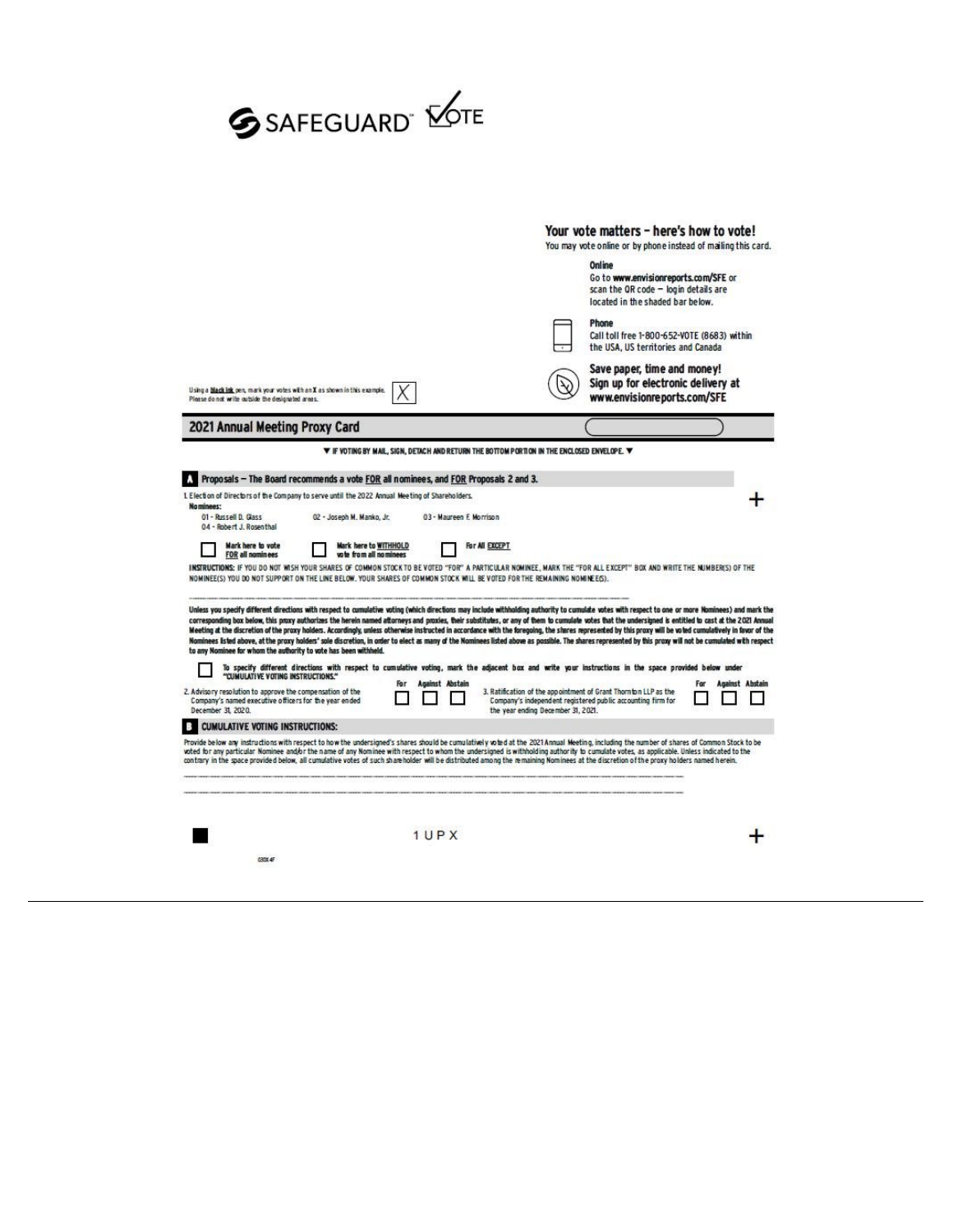SAFEGUARD™ VOTE

## Your vote matters – here's how to vote!

You may vote online or by phone instead of mailing this card.

**Online**
Go to **www.envisionreports.com/SFE** or scan the QR code — login details are located in the shaded bar below.

**Phone**
Call toll free 1-800-652-VOTE (8683) within the USA, US territories and Canada

**Save paper, time and money!**
**Sign up for electronic delivery at www.envisionreports.com/SFE**

Using a **black ink** pen, mark your votes with an **X** as shown in this example. Please do not write outside the designated areas. ☒

## 2021 Annual Meeting Proxy Card

▼ IF VOTING BY MAIL, SIGN, DETACH AND RETURN THE BOTTOM PORTION IN THE ENCLOSED ENVELOPE. ▼

### A Proposals – The Board recommends a vote FOR all nominees, and FOR Proposals 2 and 3.

1. Election of Directors of the Company to serve until the 2022 Annual Meeting of Shareholders.

**Nominees:**

01 - Russell D. Glass    02 - Joseph M. Manko, Jr.    03 - Maureen F. Morrison
04 - Robert J. Rosenthal

☐ Mark here to vote FOR all nominees    ☐ Mark here to WITHHOLD vote from all nominees    ☐ For All EXCEPT

**INSTRUCTIONS:** IF YOU DO NOT WISH YOUR SHARES OF COMMON STOCK TO BE VOTED "FOR" A PARTICULAR NOMINEE, MARK THE "FOR ALL EXCEPT" BOX AND WRITE THE NUMBER(S) OF THE NOMINEE(S) YOU DO NOT SUPPORT ON THE LINE BELOW. YOUR SHARES OF COMMON STOCK WILL BE VOTED FOR THE REMAINING NOMINEE(S).

______________________________________________

**Unless you specify different directions with respect to cumulative voting (which directions may include withholding authority to cumulate votes with respect to one or more Nominees) and mark the corresponding box below, this proxy authorizes the herein named attorneys and proxies, their substitutes, or any of them to cumulate votes that the undersigned is entitled to cast at the 2021 Annual Meeting at the discretion of the proxy holders. Accordingly, unless otherwise instructed in accordance with the foregoing, the shares represented by this proxy will be voted cumulatively in favor of the Nominees listed above, at the proxy holders' sole discretion, in order to elect as many of the Nominees listed above as possible. The shares represented by this proxy will not be cumulated with respect to any Nominee for whom the authority to vote has been withheld.**

☐ **To specify different directions with respect to cumulative voting, mark the adjacent box and write your instructions in the space provided below under "CUMULATIVE VOTING INSTRUCTIONS."**

| | For | Against | Abstain |
|---|---|---|---|
| 2. Advisory resolution to approve the compensation of the Company's named executive officers for the year ended December 31, 2020. | ☐ | ☐ | ☐ |
| 3. Ratification of the appointment of Grant Thornton LLP as the Company's independent registered public accounting firm for the year ending December 31, 2021. | ☐ | ☐ | ☐ |

### B CUMULATIVE VOTING INSTRUCTIONS:

Provide below any instructions with respect to how the undersigned's shares should be cumulatively voted at the 2021 Annual Meeting, including the number of shares of Common Stock to be voted for any particular Nominee and/or the name of any Nominee with respect to whom the undersigned is withholding authority to cumulate votes, as applicable. Unless indicated to the contrary in the space provided below, all cumulative votes of such shareholder will be distributed among the remaining Nominees at the discretion of the proxy holders named herein.

______________________________________________

______________________________________________

1 U P X

03DX4F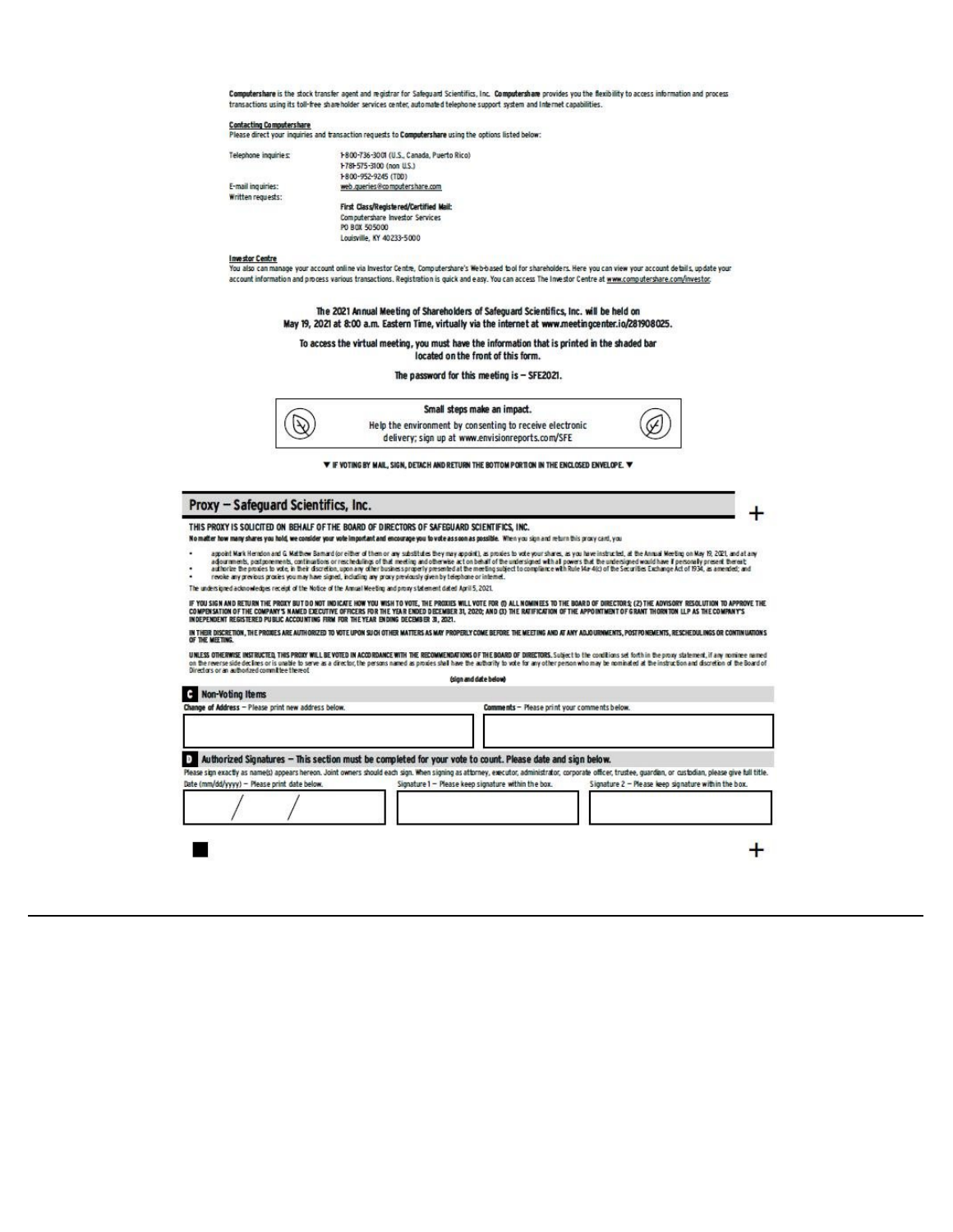**Computershare** is the stock transfer agent and registrar for Safeguard Scientifics, Inc. **Computershare** provides you the flexibility to access information and process transactions using its toll-free shareholder services center, automated telephone support system and Internet capabilities.

**Contacting Computershare**

Please direct your inquiries and transaction requests to **Computershare** using the options listed below:

| | |
|---|---|
| Telephone inquiries: | 1-800-736-3001 (U.S., Canada, Puerto Rico)<br>1-781-575-3100 (non U.S.)<br>1-800-952-9245 (TDD) |
| E-mail inquiries: | web.queries@computershare.com |
| Written requests: | **First Class/Registered/Certified Mail:**<br>Computershare Investor Services<br>PO BOX 505000<br>Louisville, KY 40233-5000 |

**Investor Centre**

You also can manage your account online via Investor Centre, Computershare's Web-based tool for shareholders. Here you can view your account details, update your account information and process various transactions. Registration is quick and easy. You can access The Investor Centre at www.computershare.com/investor.

**The 2021 Annual Meeting of Shareholders of Safeguard Scientifics, Inc. will be held on May 19, 2021 at 8:00 a.m. Eastern Time, virtually via the internet at www.meetingcenter.io/281908025.**

**To access the virtual meeting, you must have the information that is printed in the shaded bar located on the front of this form.**

**The password for this meeting is — SFE2021.**

**Small steps make an impact.**

Help the environment by consenting to receive electronic delivery; sign up at www.envisionreports.com/SFE

**▼ IF VOTING BY MAIL, SIGN, DETACH AND RETURN THE BOTTOM PORTION IN THE ENCLOSED ENVELOPE. ▼**

## Proxy — Safeguard Scientifics, Inc.

**THIS PROXY IS SOLICITED ON BEHALF OF THE BOARD OF DIRECTORS OF SAFEGUARD SCIENTIFICS, INC.**

**No matter how many shares you hold, we consider your vote important and encourage you to vote as soon as possible.** When you sign and return this proxy card, you

- appoint Mark Herndon and G. Matthew Barnard (or either of them or any substitutes they may appoint), as proxies to vote your shares, as you have instructed, at the Annual Meeting on May 19, 2021, and at any adjournments, postponements, continuations or reschedulings of that meeting and otherwise act on behalf of the undersigned with all powers that the undersigned would have if personally present thereat;
- authorize the proxies to vote, in their discretion, upon any other business properly presented at the meeting subject to compliance with Rule 14a-4(c) of the Securities Exchange Act of 1934, as amended; and
- revoke any previous proxies you may have signed, including any proxy previously given by telephone or internet.

The undersigned acknowledges receipt of the Notice of the Annual Meeting and proxy statement dated April 5, 2021.

IF YOU SIGN AND RETURN THE PROXY BUT DO NOT INDICATE HOW YOU WISH TO VOTE, THE PROXIES WILL VOTE FOR (1) ALL NOMINEES TO THE BOARD OF DIRECTORS; (2) THE ADVISORY RESOLUTION TO APPROVE THE COMPENSATION OF THE COMPANY'S NAMED EXECUTIVE OFFICERS FOR THE YEAR ENDED DECEMBER 31, 2020; AND (3) THE RATIFICATION OF THE APPOINTMENT OF GRANT THORNTON LLP AS THE COMPANY'S INDEPENDENT REGISTERED PUBLIC ACCOUNTING FIRM FOR THE YEAR ENDING DECEMBER 31, 2021.

IN THEIR DISCRETION, THE PROXIES ARE AUTHORIZED TO VOTE UPON SUCH OTHER MATTERS AS MAY PROPERLY COME BEFORE THE MEETING AND AT ANY ADJOURNMENTS, POSTPONEMENTS, RESCHEDULINGS OR CONTINUATIONS OF THE MEETING.

**UNLESS OTHERWISE INSTRUCTED, THIS PROXY WILL BE VOTED IN ACCORDANCE WITH THE RECOMMENDATIONS OF THE BOARD OF DIRECTORS.** Subject to the conditions set forth in the proxy statement, if any nominee named on the reverse side declines or is unable to serve as a director, the persons named as proxies shall have the authority to vote for any other person who may be nominated at the instruction and discretion of the Board of Directors or an authorized committee thereof.

**(sign and date below)**

### C Non-Voting Items

**Change of Address** — Please print new address below.

**Comments** — Please print your comments below.

### D Authorized Signatures — This section must be completed for your vote to count. Please date and sign below.

Please sign exactly as name(s) appears hereon. Joint owners should each sign. When signing as attorney, executor, administrator, corporate officer, trustee, guardian, or custodian, please give full title.

| Date (mm/dd/yyyy) — Please print date below. | Signature 1 — Please keep signature within the box. | Signature 2 — Please keep signature within the box. |
|---|---|---|
| / / | | |